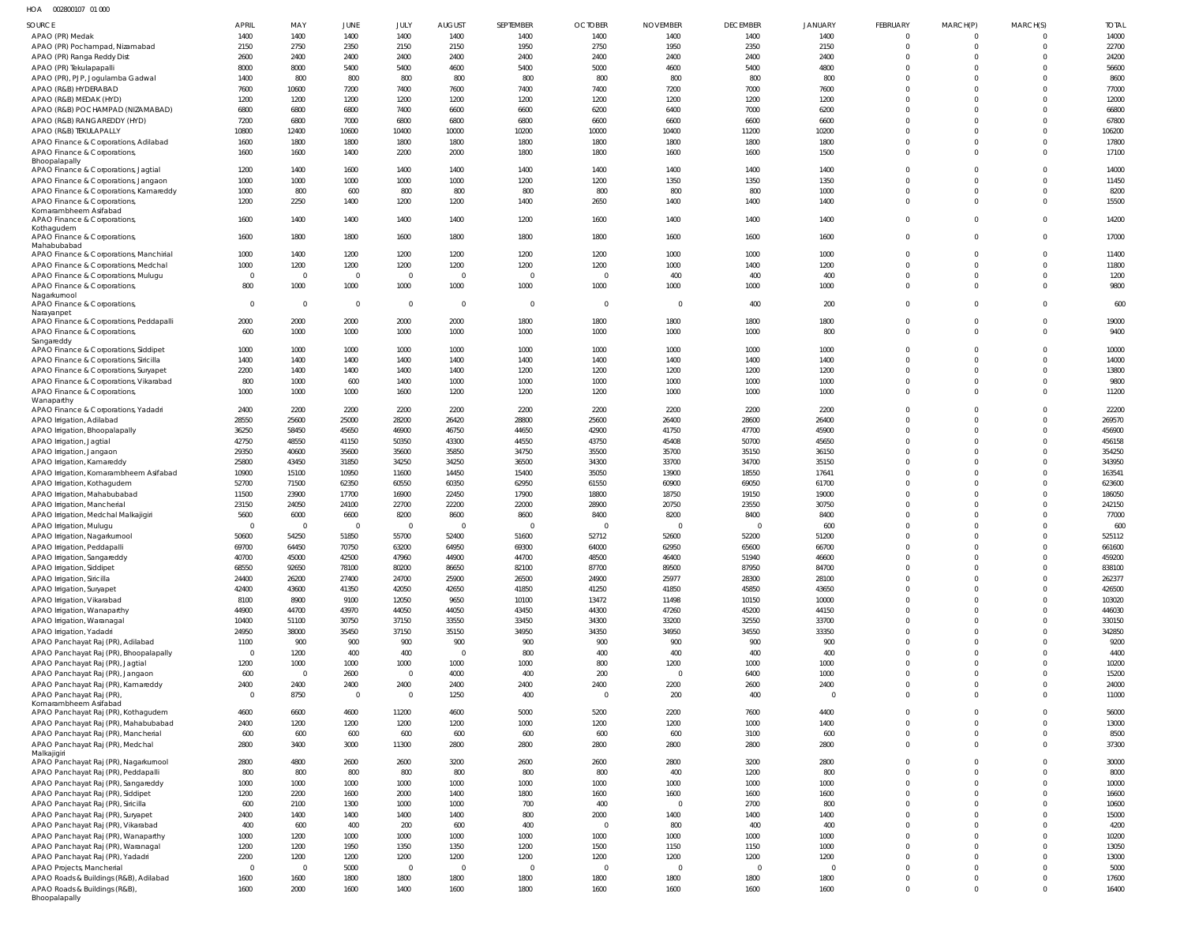HOA 002800107 01 000

| SOURCE | APRIL | MAY | JUNE | JULY | AUGUST | SEPTEMBER | OCTOBER | NOVEMBER | DECEMBER | JANUARY | FEBRUARY | MARCH(P) | MARCH(S) | TOTAL |
|---|---|---|---|---|---|---|---|---|---|---|---|---|---|---|
| APAO (PR) Medak | 1400 | 1400 | 1400 | 1400 | 1400 | 1400 | 1400 | 1400 | 1400 | 1400 | 0 | 0 | 0 | 14000 |
| APAO (PR) Pochampad, Nizamabad | 2150 | 2750 | 2350 | 2150 | 2150 | 1950 | 2750 | 1950 | 2350 | 2150 | 0 | 0 | 0 | 22700 |
| APAO (PR) Ranga Reddy Dist | 2600 | 2400 | 2400 | 2400 | 2400 | 2400 | 2400 | 2400 | 2400 | 2400 | 0 | 0 | 0 | 24200 |
| APAO (PR) Tekulapapalli | 8000 | 8000 | 5400 | 5400 | 4600 | 5400 | 5000 | 4600 | 5400 | 4800 | 0 | 0 | 0 | 56600 |
| APAO (PR), PJP, Jogulamba Gadwal | 1400 | 800 | 800 | 800 | 800 | 800 | 800 | 800 | 800 | 800 | 0 | 0 | 0 | 8600 |
| APAO (R&B) HYDERABAD | 7600 | 10600 | 7200 | 7400 | 7600 | 7400 | 7400 | 7200 | 7000 | 7600 | 0 | 0 | 0 | 77000 |
| APAO (R&B) MEDAK (HYD) | 1200 | 1200 | 1200 | 1200 | 1200 | 1200 | 1200 | 1200 | 1200 | 1200 | 0 | 0 | 0 | 12000 |
| APAO (R&B) POCHAMPAD (NIZAMABAD) | 6800 | 6800 | 6800 | 7400 | 6600 | 6600 | 6200 | 6400 | 7000 | 6200 | 0 | 0 | 0 | 66800 |
| APAO (R&B) RANGAREDDY (HYD) | 7200 | 6800 | 7000 | 6800 | 6800 | 6800 | 6600 | 6600 | 6600 | 6600 | 0 | 0 | 0 | 67800 |
| APAO (R&B) TEKULAPALLY | 10800 | 12400 | 10600 | 10400 | 10000 | 10200 | 10000 | 10400 | 11200 | 10200 | 0 | 0 | 0 | 106200 |
| APAO Finance & Corporations, Adilabad | 1600 | 1800 | 1800 | 1800 | 1800 | 1800 | 1800 | 1800 | 1800 | 1800 | 0 | 0 | 0 | 17800 |
| APAO Finance & Corporations, Bhoopalapally | 1600 | 1600 | 1400 | 2200 | 2000 | 1800 | 1800 | 1600 | 1600 | 1500 | 0 | 0 | 0 | 17100 |
| APAO Finance & Corporations, Jagtial | 1200 | 1400 | 1600 | 1400 | 1400 | 1400 | 1400 | 1400 | 1400 | 1400 | 0 | 0 | 0 | 14000 |
| APAO Finance & Corporations, Jangaon | 1000 | 1000 | 1000 | 1000 | 1000 | 1200 | 1200 | 1350 | 1350 | 1350 | 0 | 0 | 0 | 11450 |
| APAO Finance & Corporations, Kamareddy | 1000 | 800 | 600 | 800 | 800 | 800 | 800 | 800 | 800 | 1000 | 0 | 0 | 0 | 8200 |
| APAO Finance & Corporations, Komarambheem Asifabad | 1200 | 2250 | 1400 | 1200 | 1200 | 1400 | 2650 | 1400 | 1400 | 1400 | 0 | 0 | 0 | 15500 |
| APAO Finance & Corporations, Kothagudem | 1600 | 1400 | 1400 | 1400 | 1400 | 1200 | 1600 | 1400 | 1400 | 1400 | 0 | 0 | 0 | 14200 |
| APAO Finance & Corporations, Mahabubabad | 1600 | 1800 | 1800 | 1600 | 1800 | 1800 | 1800 | 1600 | 1600 | 1600 | 0 | 0 | 0 | 17000 |
| APAO Finance & Corporations, Manchirial | 1000 | 1400 | 1200 | 1200 | 1200 | 1200 | 1200 | 1000 | 1000 | 1000 | 0 | 0 | 0 | 11400 |
| APAO Finance & Corporations, Medchal | 1000 | 1200 | 1200 | 1200 | 1200 | 1200 | 1200 | 1000 | 1400 | 1200 | 0 | 0 | 0 | 11800 |
| APAO Finance & Corporations, Mulugu | 0 | 0 | 0 | 0 | 0 | 0 | 0 | 400 | 400 | 400 | 0 | 0 | 0 | 1200 |
| APAO Finance & Corporations, Nagarkurnool | 800 | 1000 | 1000 | 1000 | 1000 | 1000 | 1000 | 1000 | 1000 | 1000 | 0 | 0 | 0 | 9800 |
| APAO Finance & Corporations, Narayanpet | 0 | 0 | 0 | 0 | 0 | 0 | 0 | 0 | 400 | 200 | 0 | 0 | 0 | 600 |
| APAO Finance & Corporations, Peddapalli | 2000 | 2000 | 2000 | 2000 | 2000 | 1800 | 1800 | 1800 | 1800 | 1800 | 0 | 0 | 0 | 19000 |
| APAO Finance & Corporations, Sangareddy | 600 | 1000 | 1000 | 1000 | 1000 | 1000 | 1000 | 1000 | 1000 | 800 | 0 | 0 | 0 | 9400 |
| APAO Finance & Corporations, Siddipet | 1000 | 1000 | 1000 | 1000 | 1000 | 1000 | 1000 | 1000 | 1000 | 1000 | 0 | 0 | 0 | 10000 |
| APAO Finance & Corporations, Siricilla | 1400 | 1400 | 1400 | 1400 | 1400 | 1400 | 1400 | 1400 | 1400 | 1400 | 0 | 0 | 0 | 14000 |
| APAO Finance & Corporations, Suryapet | 2200 | 1400 | 1400 | 1400 | 1400 | 1200 | 1200 | 1200 | 1200 | 1200 | 0 | 0 | 0 | 13800 |
| APAO Finance & Corporations, Vikarabad | 800 | 1000 | 600 | 1400 | 1000 | 1000 | 1000 | 1000 | 1000 | 1000 | 0 | 0 | 0 | 9800 |
| APAO Finance & Corporations, Wanaparthy | 1000 | 1000 | 1000 | 1600 | 1200 | 1200 | 1200 | 1000 | 1000 | 1000 | 0 | 0 | 0 | 11200 |
| APAO Finance & Corporations, Yadadri | 2400 | 2200 | 2200 | 2200 | 2200 | 2200 | 2200 | 2200 | 2200 | 2200 | 0 | 0 | 0 | 22200 |
| APAO Irrigation, Adilabad | 28550 | 25600 | 25000 | 28200 | 26420 | 28800 | 25600 | 26400 | 28600 | 26400 | 0 | 0 | 0 | 269570 |
| APAO Irrigation, Bhoopalapally | 36250 | 58450 | 45650 | 46900 | 46750 | 44650 | 42900 | 41750 | 47700 | 45900 | 0 | 0 | 0 | 456900 |
| APAO Irrigation, Jagtial | 42750 | 48550 | 41150 | 50350 | 43300 | 44550 | 43750 | 45408 | 50700 | 45650 | 0 | 0 | 0 | 456158 |
| APAO Irrigation, Jangaon | 29350 | 40600 | 35600 | 35600 | 35850 | 34750 | 35500 | 35700 | 35150 | 36150 | 0 | 0 | 0 | 354250 |
| APAO Irrigation, Kamareddy | 25800 | 43450 | 31850 | 34250 | 34250 | 36500 | 34300 | 33700 | 34700 | 35150 | 0 | 0 | 0 | 343950 |
| APAO Irrigation, Komarambheem Asifabad | 10900 | 15100 | 10950 | 11600 | 14450 | 15400 | 35050 | 13900 | 18550 | 17641 | 0 | 0 | 0 | 163541 |
| APAO Irrigation, Kothagudem | 52700 | 71500 | 62350 | 60550 | 60350 | 62950 | 61550 | 60900 | 69050 | 61700 | 0 | 0 | 0 | 623600 |
| APAO Irrigation, Mahabubabad | 11500 | 23900 | 17700 | 16900 | 22450 | 17900 | 18800 | 18750 | 19150 | 19000 | 0 | 0 | 0 | 186050 |
| APAO Irrigation, Mancherial | 23150 | 24050 | 24100 | 22700 | 22200 | 22000 | 28900 | 20750 | 23550 | 30750 | 0 | 0 | 0 | 242150 |
| APAO Irrigation, Medchal Malkajigiri | 5600 | 6000 | 6600 | 8200 | 8600 | 8600 | 8400 | 8200 | 8400 | 8400 | 0 | 0 | 0 | 77000 |
| APAO Irrigation, Mulugu | 0 | 0 | 0 | 0 | 0 | 0 | 0 | 0 | 0 | 600 | 0 | 0 | 0 | 600 |
| APAO Irrigation, Nagarkurnool | 50600 | 54250 | 51850 | 55700 | 52400 | 51600 | 52712 | 52600 | 52200 | 51200 | 0 | 0 | 0 | 525112 |
| APAO Irrigation, Peddapalli | 69700 | 64450 | 70750 | 63200 | 64950 | 69300 | 64000 | 62950 | 65600 | 66700 | 0 | 0 | 0 | 661600 |
| APAO Irrigation, Sangareddy | 40700 | 45000 | 42500 | 47960 | 44900 | 44700 | 48500 | 46400 | 51940 | 46600 | 0 | 0 | 0 | 459200 |
| APAO Irrigation, Siddipet | 68550 | 92650 | 78100 | 80200 | 86650 | 82100 | 87700 | 89500 | 87950 | 84700 | 0 | 0 | 0 | 838100 |
| APAO Irrigation, Siricilla | 24400 | 26200 | 27400 | 24700 | 25900 | 26500 | 24900 | 25977 | 28300 | 28100 | 0 | 0 | 0 | 262377 |
| APAO Irrigation, Suryapet | 42400 | 43600 | 41350 | 42050 | 42650 | 41850 | 41250 | 41850 | 45850 | 43650 | 0 | 0 | 0 | 426500 |
| APAO Irrigation, Vikarabad | 8100 | 8900 | 9100 | 12050 | 9650 | 10100 | 13472 | 11498 | 10150 | 10000 | 0 | 0 | 0 | 103020 |
| APAO Irrigation, Wanaparthy | 44900 | 44700 | 43970 | 44050 | 44050 | 43450 | 44300 | 47260 | 45200 | 44150 | 0 | 0 | 0 | 446030 |
| APAO Irrigation, Waranagal | 10400 | 51100 | 30750 | 37150 | 33550 | 33450 | 34300 | 33200 | 32550 | 33700 | 0 | 0 | 0 | 330150 |
| APAO Irrigation, Yadadri | 24950 | 38000 | 35450 | 37150 | 35150 | 34950 | 34350 | 34950 | 34550 | 33350 | 0 | 0 | 0 | 342850 |
| APAO Panchayat Raj (PR), Adilabad | 1100 | 900 | 900 | 900 | 900 | 900 | 900 | 900 | 900 | 900 | 0 | 0 | 0 | 9200 |
| APAO Panchayat Raj (PR), Bhoopalapally | 0 | 1200 | 400 | 400 | 0 | 800 | 400 | 400 | 400 | 400 | 0 | 0 | 0 | 4400 |
| APAO Panchayat Raj (PR), Jagtial | 1200 | 1000 | 1000 | 1000 | 1000 | 1000 | 800 | 1200 | 1000 | 1000 | 0 | 0 | 0 | 10200 |
| APAO Panchayat Raj (PR), Jangaon | 600 | 0 | 2600 | 0 | 4000 | 400 | 200 | 0 | 6400 | 1000 | 0 | 0 | 0 | 15200 |
| APAO Panchayat Raj (PR), Kamareddy | 2400 | 2400 | 2400 | 2400 | 2400 | 2400 | 2400 | 2200 | 2600 | 2400 | 0 | 0 | 0 | 24000 |
| APAO Panchayat Raj (PR), Komarambheem Asifabad | 0 | 8750 | 0 | 0 | 1250 | 400 | 0 | 200 | 400 | 0 | 0 | 0 | 0 | 11000 |
| APAO Panchayat Raj (PR), Kothagudem | 4600 | 6600 | 4600 | 11200 | 4600 | 5000 | 5200 | 2200 | 7600 | 4400 | 0 | 0 | 0 | 56000 |
| APAO Panchayat Raj (PR), Mahabubabad | 2400 | 1200 | 1200 | 1200 | 1200 | 1000 | 1200 | 1200 | 1000 | 1400 | 0 | 0 | 0 | 13000 |
| APAO Panchayat Raj (PR), Mancherial | 600 | 600 | 600 | 600 | 600 | 600 | 600 | 600 | 3100 | 600 | 0 | 0 | 0 | 8500 |
| APAO Panchayat Raj (PR), Medchal Malkajigiri | 2800 | 3400 | 3000 | 11300 | 2800 | 2800 | 2800 | 2800 | 2800 | 2800 | 0 | 0 | 0 | 37300 |
| APAO Panchayat Raj (PR), Nagarkurnool | 2800 | 4800 | 2600 | 2600 | 3200 | 2600 | 2600 | 2800 | 3200 | 2800 | 0 | 0 | 0 | 30000 |
| APAO Panchayat Raj (PR), Peddapalli | 800 | 800 | 800 | 800 | 800 | 800 | 800 | 400 | 1200 | 800 | 0 | 0 | 0 | 8000 |
| APAO Panchayat Raj (PR), Sangareddy | 1000 | 1000 | 1000 | 1000 | 1000 | 1000 | 1000 | 1000 | 1000 | 1000 | 0 | 0 | 0 | 10000 |
| APAO Panchayat Raj (PR), Siddipet | 1200 | 2200 | 1600 | 2000 | 1400 | 1800 | 1600 | 1600 | 1600 | 1600 | 0 | 0 | 0 | 16600 |
| APAO Panchayat Raj (PR), Siricilla | 600 | 2100 | 1300 | 1000 | 1000 | 700 | 400 | 0 | 2700 | 800 | 0 | 0 | 0 | 10600 |
| APAO Panchayat Raj (PR), Suryapet | 2400 | 1400 | 1400 | 1400 | 1400 | 800 | 2000 | 1400 | 1400 | 1400 | 0 | 0 | 0 | 15000 |
| APAO Panchayat Raj (PR), Vikarabad | 400 | 600 | 400 | 200 | 600 | 400 | 0 | 800 | 400 | 400 | 0 | 0 | 0 | 4200 |
| APAO Panchayat Raj (PR), Wanaparthy | 1000 | 1200 | 1000 | 1000 | 1000 | 1000 | 1000 | 1000 | 1000 | 1000 | 0 | 0 | 0 | 10200 |
| APAO Panchayat Raj (PR), Waranagal | 1200 | 1200 | 1950 | 1350 | 1350 | 1200 | 1500 | 1150 | 1150 | 1000 | 0 | 0 | 0 | 13050 |
| APAO Panchayat Raj (PR), Yadadri | 2200 | 1200 | 1200 | 1200 | 1200 | 1200 | 1200 | 1200 | 1200 | 1200 | 0 | 0 | 0 | 13000 |
| APAO Projects, Mancherial | 0 | 0 | 5000 | 0 | 0 | 0 | 0 | 0 | 0 | 0 | 0 | 0 | 0 | 5000 |
| APAO Roads & Buildings (R&B), Adilabad | 1600 | 1600 | 1800 | 1800 | 1800 | 1800 | 1800 | 1800 | 1800 | 1800 | 0 | 0 | 0 | 17600 |
| APAO Roads & Buildings (R&B), Bhoopalapally | 1600 | 2000 | 1600 | 1400 | 1600 | 1800 | 1600 | 1600 | 1600 | 1600 | 0 | 0 | 0 | 16400 |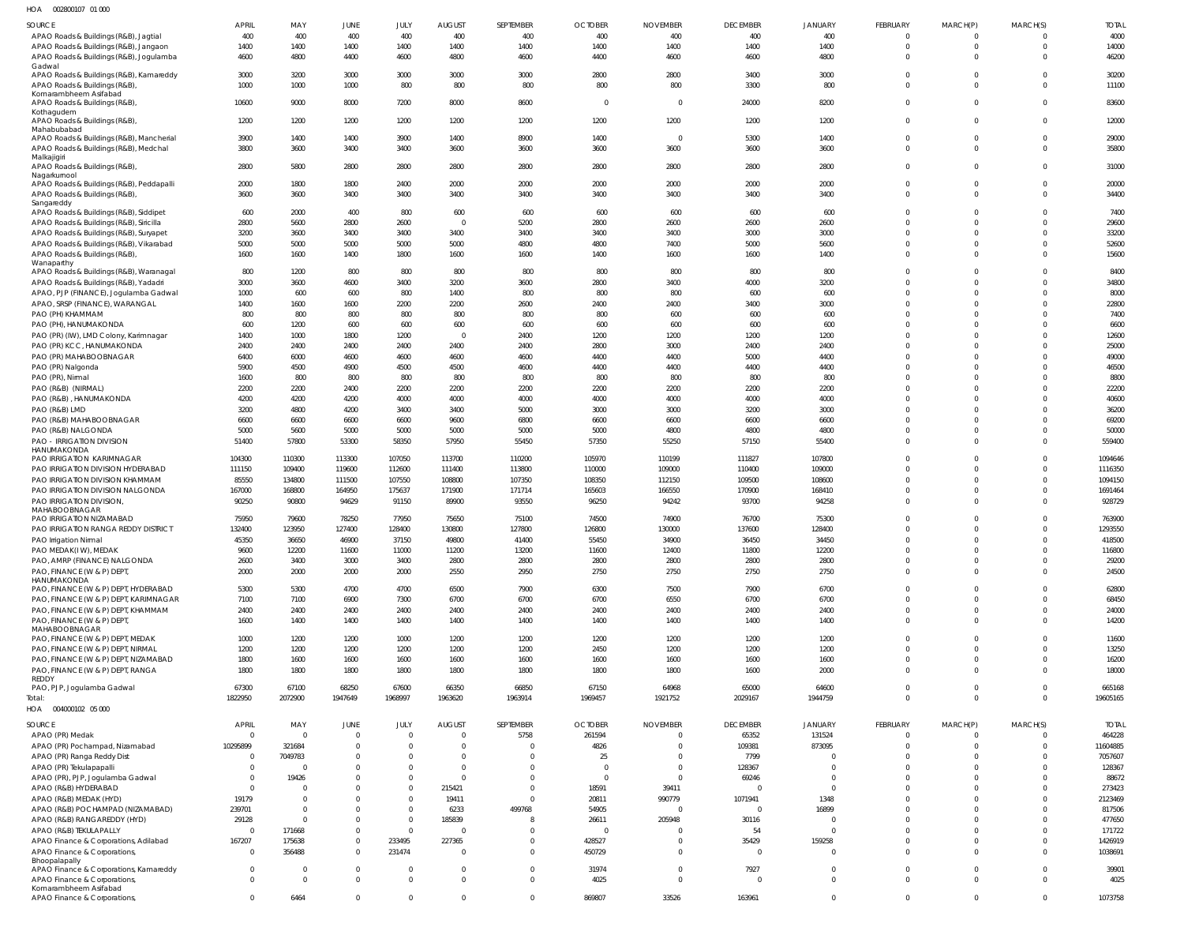HOA 002800107 01 000

| SOURCE | APRIL | MAY | JUNE | JULY | AUGUST | SEPTEMBER | OCTOBER | NOVEMBER | DECEMBER | JANUARY | FEBRUARY | MARCH(P) | MARCH(S) | TOTAL |
|---|---|---|---|---|---|---|---|---|---|---|---|---|---|---|
| APAO Roads & Buildings (R&B), Jagtial | 400 | 400 | 400 | 400 | 400 | 400 | 400 | 400 | 400 | 400 | 0 | 0 | 0 | 4000 |
| APAO Roads & Buildings (R&B), Jangaon | 1400 | 1400 | 1400 | 1400 | 1400 | 1400 | 1400 | 1400 | 1400 | 1400 | 0 | 0 | 0 | 14000 |
| APAO Roads & Buildings (R&B), Jogulamba Gadwal | 4600 | 4800 | 4400 | 4600 | 4800 | 4600 | 4400 | 4600 | 4600 | 4800 | 0 | 0 | 0 | 46200 |
| APAO Roads & Buildings (R&B), Kamareddy | 3000 | 3200 | 3000 | 3000 | 3000 | 3000 | 2800 | 2800 | 3400 | 3000 | 0 | 0 | 0 | 30200 |
| APAO Roads & Buildings (R&B), Komarambheem Asifabad | 1000 | 1000 | 1000 | 800 | 800 | 800 | 800 | 800 | 3300 | 800 | 0 | 0 | 0 | 11100 |
| APAO Roads & Buildings (R&B), Kothagudem | 10600 | 9000 | 8000 | 7200 | 8000 | 8600 | 0 | 0 | 24000 | 8200 | 0 | 0 | 0 | 83600 |
| APAO Roads & Buildings (R&B), Mahabubabad | 1200 | 1200 | 1200 | 1200 | 1200 | 1200 | 1200 | 1200 | 1200 | 1200 | 0 | 0 | 0 | 12000 |
| APAO Roads & Buildings (R&B), Mancherial | 3900 | 1400 | 1400 | 3900 | 1400 | 8900 | 1400 | 0 | 5300 | 1400 | 0 | 0 | 0 | 29000 |
| APAO Roads & Buildings (R&B), Medchal Malkajigiri | 3800 | 3600 | 3400 | 3400 | 3600 | 3600 | 3600 | 3600 | 3600 | 3600 | 0 | 0 | 0 | 35800 |
| APAO Roads & Buildings (R&B), Nagarkurnool | 2800 | 5800 | 2800 | 2800 | 2800 | 2800 | 2800 | 2800 | 2800 | 2800 | 0 | 0 | 0 | 31000 |
| APAO Roads & Buildings (R&B), Peddapalli | 2000 | 1800 | 1800 | 2400 | 2000 | 2000 | 2000 | 2000 | 2000 | 2000 | 0 | 0 | 0 | 20000 |
| APAO Roads & Buildings (R&B), Sangareddy | 3600 | 3600 | 3400 | 3400 | 3400 | 3400 | 3400 | 3400 | 3400 | 3400 | 0 | 0 | 0 | 34400 |
| APAO Roads & Buildings (R&B), Siddipet | 600 | 2000 | 400 | 800 | 600 | 600 | 600 | 600 | 600 | 600 | 0 | 0 | 0 | 7400 |
| APAO Roads & Buildings (R&B), Siricilla | 2800 | 5600 | 2800 | 2600 | 0 | 5200 | 2800 | 2600 | 2600 | 2600 | 0 | 0 | 0 | 29600 |
| APAO Roads & Buildings (R&B), Suryapet | 3200 | 3600 | 3400 | 3400 | 3400 | 3400 | 3400 | 3400 | 3000 | 3000 | 0 | 0 | 0 | 33200 |
| APAO Roads & Buildings (R&B), Vikarabad | 5000 | 5000 | 5000 | 5000 | 5000 | 4800 | 4800 | 7400 | 5000 | 5600 | 0 | 0 | 0 | 52600 |
| APAO Roads & Buildings (R&B), Wanaparthy | 1600 | 1600 | 1400 | 1800 | 1600 | 1600 | 1400 | 1600 | 1600 | 1400 | 0 | 0 | 0 | 15600 |
| APAO Roads & Buildings (R&B), Waranagal | 800 | 1200 | 800 | 800 | 800 | 800 | 800 | 800 | 800 | 800 | 0 | 0 | 0 | 8400 |
| APAO Roads & Buildings (R&B), Yadadri | 3000 | 3600 | 4600 | 3400 | 3200 | 3600 | 2800 | 3400 | 4000 | 3200 | 0 | 0 | 0 | 34800 |
| APAO, PJP (FINANCE), Jogulamba Gadwal | 1000 | 600 | 600 | 800 | 1400 | 800 | 800 | 800 | 600 | 600 | 0 | 0 | 0 | 8000 |
| APAO, SRSP (FINANCE), WARANGAL | 1400 | 1600 | 1600 | 2200 | 2200 | 2600 | 2400 | 2400 | 3400 | 3000 | 0 | 0 | 0 | 22800 |
| PAO (PH) KHAMMAM | 800 | 800 | 800 | 800 | 800 | 800 | 800 | 600 | 600 | 600 | 0 | 0 | 0 | 7400 |
| PAO (PH), HANUMAKONDA | 600 | 1200 | 600 | 600 | 600 | 600 | 600 | 600 | 600 | 600 | 0 | 0 | 0 | 6600 |
| PAO (PR) (IW), LMD Colony, Karimnagar | 1400 | 1000 | 1800 | 1200 | 0 | 2400 | 1200 | 1200 | 1200 | 1200 | 0 | 0 | 0 | 12600 |
| PAO (PR) KCC, HANUMAKONDA | 2400 | 2400 | 2400 | 2400 | 2400 | 2400 | 2800 | 3000 | 2400 | 2400 | 0 | 0 | 0 | 25000 |
| PAO (PR) MAHABOOBNAGAR | 6400 | 6000 | 4600 | 4600 | 4600 | 4600 | 4400 | 4400 | 5000 | 4400 | 0 | 0 | 0 | 49000 |
| PAO (PR) Nalgonda | 5900 | 4500 | 4900 | 4500 | 4500 | 4600 | 4400 | 4400 | 4400 | 4400 | 0 | 0 | 0 | 46500 |
| PAO (PR), Nirmal | 1600 | 800 | 800 | 800 | 800 | 800 | 800 | 800 | 800 | 800 | 0 | 0 | 0 | 8800 |
| PAO (R&B) (NIRMAL) | 2200 | 2200 | 2400 | 2200 | 2200 | 2200 | 2200 | 2200 | 2200 | 2200 | 0 | 0 | 0 | 22200 |
| PAO (R&B), HANUMAKONDA | 4200 | 4200 | 4200 | 4000 | 4000 | 4000 | 4000 | 4000 | 4000 | 4000 | 0 | 0 | 0 | 40600 |
| PAO (R&B) LMD | 3200 | 4800 | 4200 | 3400 | 3400 | 5000 | 3000 | 3000 | 3200 | 3000 | 0 | 0 | 0 | 36200 |
| PAO (R&B) MAHABOOBNAGAR | 6600 | 6600 | 6600 | 6600 | 9600 | 6800 | 6600 | 6600 | 6600 | 6600 | 0 | 0 | 0 | 69200 |
| PAO (R&B) NALGONDA | 5000 | 5600 | 5000 | 5000 | 5000 | 5000 | 5000 | 4800 | 4800 | 4800 | 0 | 0 | 0 | 50000 |
| PAO - IRRIGATION DIVISION HANUMAKONDA | 51400 | 57800 | 53300 | 58350 | 57950 | 55450 | 57350 | 55250 | 57150 | 55400 | 0 | 0 | 0 | 559400 |
| PAO IRRIGATION KARIMNAGAR | 104300 | 110300 | 113300 | 107050 | 113700 | 110200 | 105970 | 110199 | 111827 | 107800 | 0 | 0 | 0 | 1094646 |
| PAO IRRIGATION DIVISION HYDERABAD | 111150 | 109400 | 119600 | 112600 | 111400 | 113800 | 110000 | 109000 | 110400 | 109000 | 0 | 0 | 0 | 1116350 |
| PAO IRRIGATION DIVISION KHAMMAM | 85550 | 134800 | 111500 | 107550 | 108800 | 107350 | 108350 | 112150 | 109500 | 108600 | 0 | 0 | 0 | 1094150 |
| PAO IRRIGATION DIVISION NALGONDA | 167000 | 168800 | 164950 | 175637 | 171900 | 171714 | 165603 | 166550 | 170900 | 168410 | 0 | 0 | 0 | 1691464 |
| PAO IRRIGATION DIVISION, MAHABOOBNAGAR | 90250 | 90800 | 94629 | 91150 | 89900 | 93550 | 96250 | 94242 | 93700 | 94258 | 0 | 0 | 0 | 928729 |
| PAO IRRIGATION NIZAMABAD | 75950 | 79600 | 78250 | 77950 | 75650 | 75100 | 74500 | 74900 | 76700 | 75300 | 0 | 0 | 0 | 763900 |
| PAO IRRIGATION RANGA REDDY DISTRICT | 132400 | 123950 | 127400 | 128400 | 130800 | 127800 | 126800 | 130000 | 137600 | 128400 | 0 | 0 | 0 | 1293550 |
| PAO Irrigation Nirmal | 45350 | 36650 | 46900 | 37150 | 49800 | 41400 | 55450 | 34900 | 36450 | 34450 | 0 | 0 | 0 | 418500 |
| PAO MEDAK(IW), MEDAK | 9600 | 12200 | 11600 | 11000 | 11200 | 13200 | 11600 | 12400 | 11800 | 12200 | 0 | 0 | 0 | 116800 |
| PAO, AMRP (FINANCE) NALGONDA | 2600 | 3400 | 3000 | 3400 | 2800 | 2800 | 2800 | 2800 | 2800 | 2800 | 0 | 0 | 0 | 29200 |
| PAO, FINANCE (W & P) DEPT, HANUMAKONDA | 2000 | 2000 | 2000 | 2000 | 2550 | 2950 | 2750 | 2750 | 2750 | 2750 | 0 | 0 | 0 | 24500 |
| PAO, FINANCE (W & P) DEPT, HYDERABAD | 5300 | 5300 | 4700 | 4700 | 6500 | 7900 | 6300 | 7500 | 7900 | 6700 | 0 | 0 | 0 | 62800 |
| PAO, FINANCE (W & P) DEPT, KARIMNAGAR | 7100 | 7100 | 6900 | 7300 | 6700 | 6700 | 6700 | 6550 | 6700 | 6700 | 0 | 0 | 0 | 68450 |
| PAO, FINANCE (W & P) DEPT, KHAMMAM | 2400 | 2400 | 2400 | 2400 | 2400 | 2400 | 2400 | 2400 | 2400 | 2400 | 0 | 0 | 0 | 24000 |
| PAO, FINANCE (W & P) DEPT, MAHABOOBNAGAR | 1600 | 1400 | 1400 | 1400 | 1400 | 1400 | 1400 | 1400 | 1400 | 1400 | 0 | 0 | 0 | 14200 |
| PAO, FINANCE (W & P) DEPT, MEDAK | 1000 | 1200 | 1200 | 1000 | 1200 | 1200 | 1200 | 1200 | 1200 | 1200 | 0 | 0 | 0 | 11600 |
| PAO, FINANCE (W & P) DEPT, NIRMAL | 1200 | 1200 | 1200 | 1200 | 1200 | 1200 | 2450 | 1200 | 1200 | 1200 | 0 | 0 | 0 | 13250 |
| PAO, FINANCE (W & P) DEPT, NIZAMABAD | 1800 | 1600 | 1600 | 1600 | 1600 | 1600 | 1600 | 1600 | 1600 | 1600 | 0 | 0 | 0 | 16200 |
| PAO, FINANCE (W & P) DEPT, RANGA REDDY | 1800 | 1800 | 1800 | 1800 | 1800 | 1800 | 1800 | 1800 | 1600 | 2000 | 0 | 0 | 0 | 18000 |
| PAO, PJP, Jogulamba Gadwal | 67300 | 67100 | 68250 | 67600 | 66350 | 66850 | 67150 | 64968 | 65000 | 64600 | 0 | 0 | 0 | 665168 |
| Total: | 1822950 | 2072900 | 1947649 | 1968997 | 1963620 | 1963914 | 1969457 | 1921752 | 2029167 | 1944759 | 0 | 0 | 0 | 19605165 |

HOA 004000102 05 000

| SOURCE | APRIL | MAY | JUNE | JULY | AUGUST | SEPTEMBER | OCTOBER | NOVEMBER | DECEMBER | JANUARY | FEBRUARY | MARCH(P) | MARCH(S) | TOTAL |
|---|---|---|---|---|---|---|---|---|---|---|---|---|---|---|
| APAO (PR) Medak | 0 | 0 | 0 | 0 | 0 | 5758 | 261594 | 0 | 65352 | 131524 | 0 | 0 | 0 | 464228 |
| APAO (PR) Pochampad, Nizamabad | 10295899 | 321684 | 0 | 0 | 0 | 0 | 4826 | 0 | 109381 | 873095 | 0 | 0 | 0 | 11604885 |
| APAO (PR) Ranga Reddy Dist | 0 | 7049783 | 0 | 0 | 0 | 0 | 25 | 0 | 7799 | 0 | 0 | 0 | 0 | 7057607 |
| APAO (PR) Tekulapalli | 0 | 0 | 0 | 0 | 0 | 0 | 0 | 0 | 128367 | 0 | 0 | 0 | 0 | 128367 |
| APAO (PR), PJP, Jogulamba Gadwal | 0 | 19426 | 0 | 0 | 0 | 0 | 0 | 0 | 69246 | 0 | 0 | 0 | 0 | 88672 |
| APAO (R&B) HYDERABAD | 0 | 0 | 0 | 0 | 215421 | 0 | 18591 | 39411 | 0 | 0 | 0 | 0 | 0 | 273423 |
| APAO (R&B) MEDAK (HYD) | 19179 | 0 | 0 | 0 | 19411 | 0 | 20811 | 990779 | 1071941 | 1348 | 0 | 0 | 0 | 2123469 |
| APAO (R&B) POCHAMPAD (NIZAMABAD) | 239701 | 0 | 0 | 0 | 6233 | 499768 | 54905 | 0 | 0 | 16899 | 0 | 0 | 0 | 817506 |
| APAO (R&B) RANGAREDDY (HYD) | 29128 | 0 | 0 | 0 | 185839 | 8 | 26611 | 205948 | 30116 | 0 | 0 | 0 | 0 | 477650 |
| APAO (R&B) TEKULAPALLY | 0 | 171668 | 0 | 0 | 0 | 0 | 0 | 0 | 54 | 0 | 0 | 0 | 0 | 171722 |
| APAO Finance & Corporations, Adilabad | 167207 | 175638 | 0 | 233495 | 227365 | 0 | 428527 | 0 | 35429 | 159258 | 0 | 0 | 0 | 1426919 |
| APAO Finance & Corporations, Bhoopalapally | 0 | 356488 | 0 | 231474 | 0 | 0 | 450729 | 0 | 0 | 0 | 0 | 0 | 0 | 1038691 |
| APAO Finance & Corporations, Kamareddy | 0 | 0 | 0 | 0 | 0 | 0 | 31974 | 0 | 7927 | 0 | 0 | 0 | 0 | 39901 |
| APAO Finance & Corporations, Komarambheem Asifabad | 0 | 0 | 0 | 0 | 0 | 0 | 4025 | 0 | 0 | 0 | 0 | 0 | 0 | 4025 |
| APAO Finance & Corporations, | 0 | 6464 | 0 | 0 | 0 | 0 | 869807 | 33526 | 163961 | 0 | 0 | 0 | 0 | 1073758 |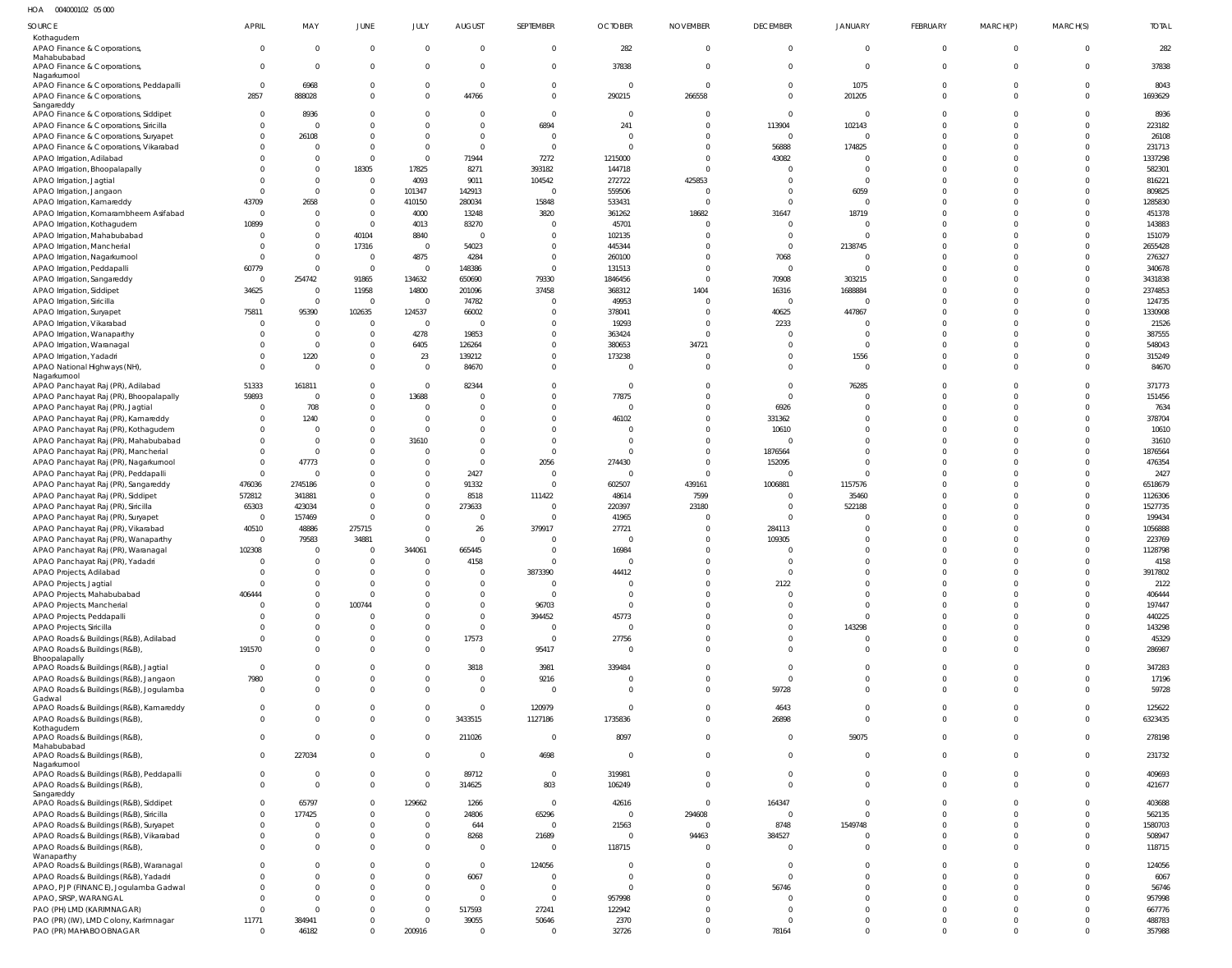HOA 004000102 05 000

| SOURCE | APRIL | MAY | JUNE | JULY | AUGUST | SEPTEMBER | OCTOBER | NOVEMBER | DECEMBER | JANUARY | FEBRUARY | MARCH(P) | MARCH(S) | TOTAL |
|---|---|---|---|---|---|---|---|---|---|---|---|---|---|---|
| Kothagudem | | | | | | | | | | | | | | |
| APAO Finance & Corporations, Mahabubabad | 0 | 0 | 0 | 0 | 0 | 0 | 282 | 0 | 0 | 0 | 0 | 0 | 0 | 282 |
| APAO Finance & Corporations, Nagarkurnool | 0 | 0 | 0 | 0 | 0 | 0 | 37838 | 0 | 0 | 0 | 0 | 0 | 0 | 37838 |
| APAO Finance & Corporations, Peddapalli | 0 | 6968 | 0 | 0 | 0 | 0 | 0 | 0 | 0 | 1075 | 0 | 0 | 0 | 8043 |
| APAO Finance & Corporations, Sangareddy | 2857 | 888028 | 0 | 0 | 44766 | 0 | 290215 | 266558 | 0 | 201205 | 0 | 0 | 0 | 1693629 |
| APAO Finance & Corporations, Siddipet | 0 | 8936 | 0 | 0 | 0 | 0 | 0 | 0 | 0 | 0 | 0 | 0 | 0 | 8936 |
| APAO Finance & Corporations, Siricilla | 0 | 0 | 0 | 0 | 0 | 6894 | 241 | 0 | 113904 | 102143 | 0 | 0 | 0 | 223182 |
| APAO Finance & Corporations, Suryapet | 0 | 26108 | 0 | 0 | 0 | 0 | 0 | 0 | 0 | 0 | 0 | 0 | 0 | 26108 |
| APAO Finance & Corporations, Vikarabad | 0 | 0 | 0 | 0 | 0 | 0 | 0 | 0 | 56888 | 174825 | 0 | 0 | 0 | 231713 |
| APAO Irrigation, Adilabad | 0 | 0 | 0 | 0 | 71944 | 7272 | 1215000 | 0 | 43082 | 0 | 0 | 0 | 0 | 1337298 |
| APAO Irrigation, Bhoopalapally | 0 | 0 | 18305 | 17825 | 8271 | 393182 | 144718 | 0 | 0 | 0 | 0 | 0 | 0 | 582301 |
| APAO Irrigation, Jagtial | 0 | 0 | 0 | 4093 | 9011 | 104542 | 272722 | 425853 | 0 | 0 | 0 | 0 | 0 | 816221 |
| APAO Irrigation, Jangaon | 0 | 0 | 0 | 101347 | 142913 | 0 | 559506 | 0 | 0 | 6059 | 0 | 0 | 0 | 809825 |
| APAO Irrigation, Kamareddy | 43709 | 2658 | 0 | 410150 | 280034 | 15848 | 533431 | 0 | 0 | 0 | 0 | 0 | 0 | 1285830 |
| APAO Irrigation, Komarambheem Asifabad | 0 | 0 | 0 | 4000 | 13248 | 3820 | 361262 | 18682 | 31647 | 18719 | 0 | 0 | 0 | 451378 |
| APAO Irrigation, Kothagudem | 10899 | 0 | 0 | 4013 | 83270 | 0 | 45701 | 0 | 0 | 0 | 0 | 0 | 0 | 143883 |
| APAO Irrigation, Mahabubabad | 0 | 0 | 40104 | 8840 | 0 | 0 | 102135 | 0 | 0 | 0 | 0 | 0 | 0 | 151079 |
| APAO Irrigation, Mancherial | 0 | 0 | 17316 | 0 | 54023 | 0 | 445344 | 0 | 0 | 2138745 | 0 | 0 | 0 | 2655428 |
| APAO Irrigation, Nagarkurnool | 0 | 0 | 0 | 4875 | 4284 | 0 | 260100 | 0 | 7068 | 0 | 0 | 0 | 0 | 276327 |
| APAO Irrigation, Peddapalli | 60779 | 0 | 0 | 0 | 148386 | 0 | 131513 | 0 | 0 | 0 | 0 | 0 | 0 | 340678 |
| APAO Irrigation, Sangareddy | 0 | 254742 | 91865 | 134632 | 650690 | 79330 | 1846456 | 0 | 70908 | 303215 | 0 | 0 | 0 | 3431838 |
| APAO Irrigation, Siddipet | 34625 | 0 | 11958 | 14800 | 201096 | 37458 | 368312 | 1404 | 16316 | 1688884 | 0 | 0 | 0 | 2374853 |
| APAO Irrigation, Siricilla | 0 | 0 | 0 | 0 | 74782 | 0 | 49953 | 0 | 0 | 0 | 0 | 0 | 0 | 124735 |
| APAO Irrigation, Suryapet | 75811 | 95390 | 102635 | 124537 | 66002 | 0 | 378041 | 0 | 40625 | 447867 | 0 | 0 | 0 | 1330908 |
| APAO Irrigation, Vikarabad | 0 | 0 | 0 | 0 | 0 | 0 | 19293 | 0 | 2233 | 0 | 0 | 0 | 0 | 21526 |
| APAO Irrigation, Wanaparthy | 0 | 0 | 0 | 4278 | 19853 | 0 | 363424 | 0 | 0 | 0 | 0 | 0 | 0 | 387555 |
| APAO Irrigation, Waranagal | 0 | 0 | 0 | 6405 | 126264 | 0 | 380653 | 34721 | 0 | 0 | 0 | 0 | 0 | 548043 |
| APAO Irrigation, Yadadri | 0 | 1220 | 0 | 23 | 139212 | 0 | 173238 | 0 | 0 | 1556 | 0 | 0 | 0 | 315249 |
| APAO National Highways (NH), Nagarkurnool | 0 | 0 | 0 | 0 | 84670 | 0 | 0 | 0 | 0 | 0 | 0 | 0 | 0 | 84670 |
| APAO Panchayat Raj (PR), Adilabad | 51333 | 161811 | 0 | 0 | 82344 | 0 | 0 | 0 | 0 | 76285 | 0 | 0 | 0 | 371773 |
| APAO Panchayat Raj (PR), Bhoopalapally | 59893 | 0 | 0 | 13688 | 0 | 0 | 77875 | 0 | 0 | 0 | 0 | 0 | 0 | 151456 |
| APAO Panchayat Raj (PR), Jagtial | 0 | 708 | 0 | 0 | 0 | 0 | 0 | 0 | 6926 | 0 | 0 | 0 | 0 | 7634 |
| APAO Panchayat Raj (PR), Kamareddy | 0 | 1240 | 0 | 0 | 0 | 0 | 46102 | 0 | 331362 | 0 | 0 | 0 | 0 | 378704 |
| APAO Panchayat Raj (PR), Kothagudem | 0 | 0 | 0 | 0 | 0 | 0 | 0 | 0 | 10610 | 0 | 0 | 0 | 0 | 10610 |
| APAO Panchayat Raj (PR), Mahabubabad | 0 | 0 | 0 | 31610 | 0 | 0 | 0 | 0 | 0 | 0 | 0 | 0 | 0 | 31610 |
| APAO Panchayat Raj (PR), Mancherial | 0 | 0 | 0 | 0 | 0 | 0 | 0 | 0 | 1876564 | 0 | 0 | 0 | 0 | 1876564 |
| APAO Panchayat Raj (PR), Nagarkurnool | 0 | 47773 | 0 | 0 | 0 | 2056 | 274430 | 0 | 152095 | 0 | 0 | 0 | 0 | 476354 |
| APAO Panchayat Raj (PR), Peddapalli | 0 | 0 | 0 | 0 | 2427 | 0 | 0 | 0 | 0 | 0 | 0 | 0 | 0 | 2427 |
| APAO Panchayat Raj (PR), Sangareddy | 476036 | 2745186 | 0 | 0 | 91332 | 0 | 602507 | 439161 | 1006881 | 1157576 | 0 | 0 | 0 | 6518679 |
| APAO Panchayat Raj (PR), Siddipet | 572812 | 341881 | 0 | 0 | 8518 | 111422 | 48614 | 7599 | 0 | 35460 | 0 | 0 | 0 | 1126306 |
| APAO Panchayat Raj (PR), Siricilla | 65303 | 423034 | 0 | 0 | 273633 | 0 | 220397 | 23180 | 0 | 522188 | 0 | 0 | 0 | 1527735 |
| APAO Panchayat Raj (PR), Suryapet | 0 | 157469 | 0 | 0 | 0 | 0 | 41965 | 0 | 0 | 0 | 0 | 0 | 0 | 199434 |
| APAO Panchayat Raj (PR), Vikarabad | 40510 | 48886 | 275715 | 0 | 26 | 379917 | 27721 | 0 | 284113 | 0 | 0 | 0 | 0 | 1056888 |
| APAO Panchayat Raj (PR), Wanaparthy | 0 | 79583 | 34881 | 0 | 0 | 0 | 0 | 0 | 109305 | 0 | 0 | 0 | 0 | 223769 |
| APAO Panchayat Raj (PR), Waranagal | 102308 | 0 | 0 | 344061 | 665445 | 0 | 16984 | 0 | 0 | 0 | 0 | 0 | 0 | 1128798 |
| APAO Panchayat Raj (PR), Yadadri | 0 | 0 | 0 | 0 | 4158 | 0 | 0 | 0 | 0 | 0 | 0 | 0 | 0 | 4158 |
| APAO Projects, Adilabad | 0 | 0 | 0 | 0 | 0 | 3873390 | 44412 | 0 | 0 | 0 | 0 | 0 | 0 | 3917802 |
| APAO Projects, Jagtial | 0 | 0 | 0 | 0 | 0 | 0 | 0 | 0 | 2122 | 0 | 0 | 0 | 0 | 2122 |
| APAO Projects, Mahabubabad | 406444 | 0 | 0 | 0 | 0 | 0 | 0 | 0 | 0 | 0 | 0 | 0 | 0 | 406444 |
| APAO Projects, Mancherial | 0 | 0 | 100744 | 0 | 0 | 96703 | 0 | 0 | 0 | 0 | 0 | 0 | 0 | 197447 |
| APAO Projects, Peddapalli | 0 | 0 | 0 | 0 | 0 | 394452 | 45773 | 0 | 0 | 0 | 0 | 0 | 0 | 440225 |
| APAO Projects, Siricilla | 0 | 0 | 0 | 0 | 0 | 0 | 0 | 0 | 0 | 143298 | 0 | 0 | 0 | 143298 |
| APAO Roads & Buildings (R&B), Adilabad | 0 | 0 | 0 | 0 | 17573 | 0 | 27756 | 0 | 0 | 0 | 0 | 0 | 0 | 45329 |
| APAO Roads & Buildings (R&B), Bhoopalapally | 191570 | 0 | 0 | 0 | 0 | 95417 | 0 | 0 | 0 | 0 | 0 | 0 | 0 | 286987 |
| APAO Roads & Buildings (R&B), Jagtial | 0 | 0 | 0 | 0 | 3818 | 3981 | 339484 | 0 | 0 | 0 | 0 | 0 | 0 | 347283 |
| APAO Roads & Buildings (R&B), Jangaon | 7980 | 0 | 0 | 0 | 0 | 9216 | 0 | 0 | 0 | 0 | 0 | 0 | 0 | 17196 |
| APAO Roads & Buildings (R&B), Jogulamba Gadwal | 0 | 0 | 0 | 0 | 0 | 0 | 0 | 0 | 59728 | 0 | 0 | 0 | 0 | 59728 |
| APAO Roads & Buildings (R&B), Kamareddy | 0 | 0 | 0 | 0 | 0 | 120979 | 0 | 0 | 4643 | 0 | 0 | 0 | 0 | 125622 |
| APAO Roads & Buildings (R&B), Kothagudem | 0 | 0 | 0 | 0 | 3433515 | 1127186 | 1735836 | 0 | 26898 | 0 | 0 | 0 | 0 | 6323435 |
| APAO Roads & Buildings (R&B), Mahabubabad | 0 | 0 | 0 | 0 | 211026 | 0 | 8097 | 0 | 0 | 59075 | 0 | 0 | 0 | 278198 |
| APAO Roads & Buildings (R&B), Nagarkurnool | 0 | 227034 | 0 | 0 | 0 | 4698 | 0 | 0 | 0 | 0 | 0 | 0 | 0 | 231732 |
| APAO Roads & Buildings (R&B), Peddapalli | 0 | 0 | 0 | 0 | 89712 | 0 | 319981 | 0 | 0 | 0 | 0 | 0 | 0 | 409693 |
| APAO Roads & Buildings (R&B), Sangareddy | 0 | 0 | 0 | 0 | 314625 | 803 | 106249 | 0 | 0 | 0 | 0 | 0 | 0 | 421677 |
| APAO Roads & Buildings (R&B), Siddipet | 0 | 65797 | 0 | 129662 | 1266 | 0 | 42616 | 0 | 164347 | 0 | 0 | 0 | 0 | 403688 |
| APAO Roads & Buildings (R&B), Siricilla | 0 | 177425 | 0 | 0 | 24806 | 65296 | 0 | 294608 | 0 | 0 | 0 | 0 | 0 | 562135 |
| APAO Roads & Buildings (R&B), Suryapet | 0 | 0 | 0 | 0 | 644 | 0 | 21563 | 0 | 8748 | 1549748 | 0 | 0 | 0 | 1580703 |
| APAO Roads & Buildings (R&B), Vikarabad | 0 | 0 | 0 | 0 | 8268 | 21689 | 0 | 94463 | 384527 | 0 | 0 | 0 | 0 | 508947 |
| APAO Roads & Buildings (R&B), Wanaparthy | 0 | 0 | 0 | 0 | 0 | 0 | 118715 | 0 | 0 | 0 | 0 | 0 | 0 | 118715 |
| APAO Roads & Buildings (R&B), Waranagal | 0 | 0 | 0 | 0 | 0 | 124056 | 0 | 0 | 0 | 0 | 0 | 0 | 0 | 124056 |
| APAO Roads & Buildings (R&B), Yadadri | 0 | 0 | 0 | 0 | 6067 | 0 | 0 | 0 | 0 | 0 | 0 | 0 | 0 | 6067 |
| APAO, PJP (FINANCE), Jogulamba Gadwal | 0 | 0 | 0 | 0 | 0 | 0 | 0 | 0 | 56746 | 0 | 0 | 0 | 0 | 56746 |
| APAO, SRSP, WARANGAL | 0 | 0 | 0 | 0 | 0 | 0 | 957998 | 0 | 0 | 0 | 0 | 0 | 0 | 957998 |
| PAO (PH) LMD (KARIMNAGAR) | 0 | 0 | 0 | 0 | 517593 | 27241 | 122942 | 0 | 0 | 0 | 0 | 0 | 0 | 667776 |
| PAO (PR) (IW), LMD Colony, Karimnagar | 11771 | 384941 | 0 | 0 | 39055 | 50646 | 2370 | 0 | 0 | 0 | 0 | 0 | 0 | 488783 |
| PAO (PR) MAHABOOBNAGAR | 0 | 46182 | 0 | 200916 | 0 | 0 | 32726 | 0 | 78164 | 0 | 0 | 0 | 0 | 357988 |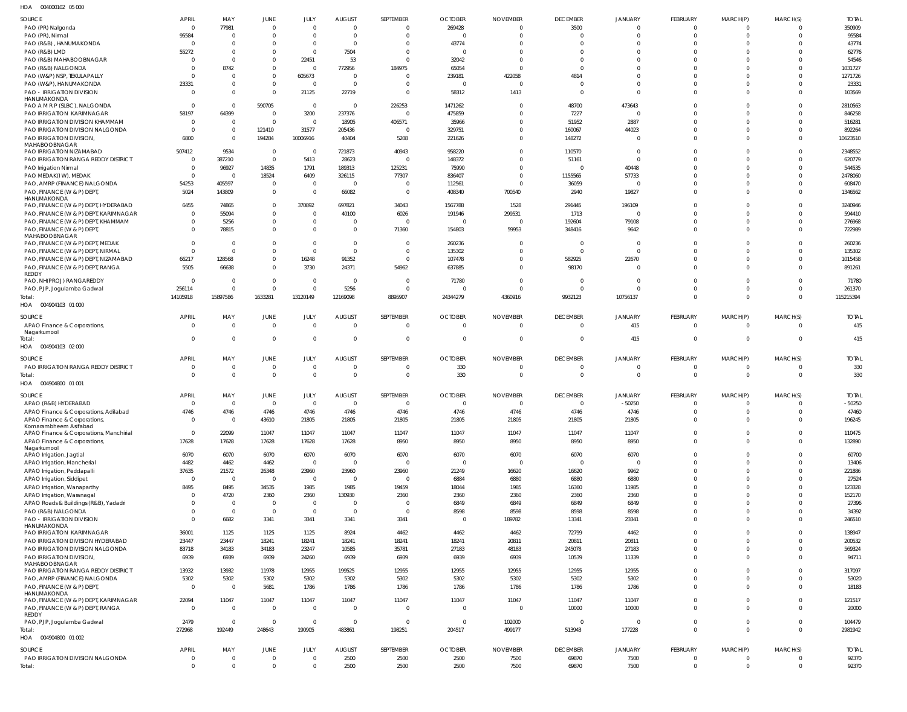HOA 004000102 05 000

| SOURCE | APRIL | MAY | JUNE | JULY | AUGUST | SEPTEMBER | OCTOBER | NOVEMBER | DECEMBER | JANUARY | FEBRUARY | MARCH(P) | MARCH(S) | TOTAL |
|---|---|---|---|---|---|---|---|---|---|---|---|---|---|---|
| PAO (PR) Nalgonda | 0 | 77981 | 0 | 0 | 0 | 0 | 269428 | 0 | 3500 | 0 | 0 | 0 | 0 | 350909 |
| PAO (PR), Nirmal | 95584 | 0 | 0 | 0 | 0 | 0 | 0 | 0 | 0 | 0 | 0 | 0 | 0 | 95584 |
| PAO (R&B) , HANUMAKONDA | 0 | 0 | 0 | 0 | 0 | 0 | 43774 | 0 | 0 | 0 | 0 | 0 | 0 | 43774 |
| PAO (R&B) LMD | 55272 | 0 | 0 | 0 | 7504 | 0 | 0 | 0 | 0 | 0 | 0 | 0 | 0 | 62776 |
| PAO (R&B) MAHABOOBNAGAR | 0 | 0 | 0 | 22451 | 53 | 0 | 32042 | 0 | 0 | 0 | 0 | 0 | 0 | 54546 |
| PAO (R&B) NALGONDA | 0 | 8742 | 0 | 0 | 772956 | 184975 | 65054 | 0 | 0 | 0 | 0 | 0 | 0 | 1031727 |
| PAO (W&P) NSP, TEKULAPALLY | 0 | 0 | 0 | 605673 | 0 | 0 | 239181 | 422058 | 4814 | 0 | 0 | 0 | 0 | 1271726 |
| PAO (W&P), HANUMAKONDA | 23331 | 0 | 0 | 0 | 0 | 0 | 0 | 0 | 0 | 0 | 0 | 0 | 0 | 23331 |
| PAO - IRRIGATION DIVISION HANUMAKONDA | 0 | 0 | 0 | 21125 | 22719 | 0 | 58312 | 1413 | 0 | 0 | 0 | 0 | 0 | 103569 |
| PAO A M R P (SLBC), NALGONDA | 0 | 0 | 590705 | 0 | 0 | 226253 | 1471262 | 0 | 48700 | 473643 | 0 | 0 | 0 | 2810563 |
| PAO IRRIGATION KARIMNAGAR | 58197 | 64399 | 0 | 3200 | 237376 | 0 | 475859 | 0 | 7227 | 0 | 0 | 0 | 0 | 846258 |
| PAO IRRIGATION DIVISION KHAMMAM | 0 | 0 | 0 | 0 | 18905 | 406571 | 35966 | 0 | 51952 | 2887 | 0 | 0 | 0 | 516281 |
| PAO IRRIGATION DIVISION NALGONDA | 0 | 0 | 121410 | 31577 | 205436 | 0 | 329751 | 0 | 160067 | 44023 | 0 | 0 | 0 | 892264 |
| PAO IRRIGATION DIVISION, MAHABOOBNAGAR | 6800 | 0 | 194284 | 10006916 | 40404 | 5208 | 221626 | 0 | 148272 | 0 | 0 | 0 | 0 | 10623510 |
| PAO IRRIGATION NIZAMABAD | 507412 | 9534 | 0 | 0 | 721873 | 40943 | 958220 | 0 | 110570 | 0 | 0 | 0 | 0 | 2348552 |
| PAO IRRIGATION RANGA REDDY DISTRICT | 0 | 387210 | 0 | 5413 | 28623 | 0 | 148372 | 0 | 51161 | 0 | 0 | 0 | 0 | 620779 |
| PAO Irrigation Nirmal | 0 | 96927 | 14835 | 1791 | 189313 | 125231 | 75990 | 0 | 0 | 40448 | 0 | 0 | 0 | 544535 |
| PAO MEDAK(IW), MEDAK | 0 | 0 | 18524 | 6409 | 326115 | 77307 | 836407 | 0 | 1155565 | 57733 | 0 | 0 | 0 | 2478060 |
| PAO, AMRP (FINANCE) NALGONDA | 54253 | 405597 | 0 | 0 | 0 | 0 | 112561 | 0 | 36059 | 0 | 0 | 0 | 0 | 608470 |
| PAO, FINANCE (W & P) DEPT, HANUMAKONDA | 5024 | 143809 | 0 | 0 | 66082 | 0 | 408340 | 700540 | 2940 | 19827 | 0 | 0 | 0 | 1346562 |
| PAO, FINANCE (W & P) DEPT, HYDERABAD | 6455 | 74865 | 0 | 370892 | 697821 | 34043 | 1567788 | 1528 | 291445 | 196109 | 0 | 0 | 0 | 3240946 |
| PAO, FINANCE (W & P) DEPT, KARIMNAGAR | 0 | 55094 | 0 | 0 | 40100 | 6026 | 191946 | 299531 | 1713 | 0 | 0 | 0 | 0 | 594410 |
| PAO, FINANCE (W & P) DEPT, KHAMMAM | 0 | 5256 | 0 | 0 | 0 | 0 | 0 | 0 | 192604 | 79108 | 0 | 0 | 0 | 276968 |
| PAO, FINANCE (W & P) DEPT, MAHABOOBNAGAR | 0 | 78815 | 0 | 0 | 0 | 71360 | 154803 | 59953 | 348416 | 9642 | 0 | 0 | 0 | 722989 |
| PAO, FINANCE (W & P) DEPT, MEDAK | 0 | 0 | 0 | 0 | 0 | 0 | 260236 | 0 | 0 | 0 | 0 | 0 | 0 | 260236 |
| PAO, FINANCE (W & P) DEPT, NIRMAL | 0 | 0 | 0 | 0 | 0 | 0 | 135302 | 0 | 0 | 0 | 0 | 0 | 0 | 135302 |
| PAO, FINANCE (W & P) DEPT, NIZAMABAD | 66217 | 128568 | 0 | 16248 | 91352 | 0 | 107478 | 0 | 582925 | 22670 | 0 | 0 | 0 | 1015458 |
| PAO, FINANCE (W & P) DEPT, RANGA REDDY | 5505 | 66638 | 0 | 3730 | 24371 | 54962 | 637885 | 0 | 98170 | 0 | 0 | 0 | 0 | 891261 |
| PAO, NH(PROJ) RANGAREDDY | 0 | 0 | 0 | 0 | 0 | 0 | 71780 | 0 | 0 | 0 | 0 | 0 | 0 | 71780 |
| PAO, PJP, Jogulamba Gadwal | 256114 | 0 | 0 | 0 | 5256 | 0 | 0 | 0 | 0 | 0 | 0 | 0 | 0 | 261370 |
| Total: | 14105918 | 15897586 | 1633281 | 13120149 | 12169098 | 8895907 | 24344279 | 4360916 | 9932123 | 10756137 | 0 | 0 | 0 | 115215394 |

HOA 004904103 01 000

| SOURCE | APRIL | MAY | JUNE | JULY | AUGUST | SEPTEMBER | OCTOBER | NOVEMBER | DECEMBER | JANUARY | FEBRUARY | MARCH(P) | MARCH(S) | TOTAL |
|---|---|---|---|---|---|---|---|---|---|---|---|---|---|---|
| APAO Finance & Corporations, Nagarkurnool | 0 | 0 | 0 | 0 | 0 | 0 | 0 | 0 | 0 | 415 | 0 | 0 | 0 | 415 |
| Total: | 0 | 0 | 0 | 0 | 0 | 0 | 0 | 0 | 0 | 415 | 0 | 0 | 0 | 415 |

HOA 004904103 02 000

| SOURCE | APRIL | MAY | JUNE | JULY | AUGUST | SEPTEMBER | OCTOBER | NOVEMBER | DECEMBER | JANUARY | FEBRUARY | MARCH(P) | MARCH(S) | TOTAL |
|---|---|---|---|---|---|---|---|---|---|---|---|---|---|---|
| PAO IRRIGATION RANGA REDDY DISTRICT | 0 | 0 | 0 | 0 | 0 | 0 | 330 | 0 | 0 | 0 | 0 | 0 | 0 | 330 |
| Total: | 0 | 0 | 0 | 0 | 0 | 0 | 330 | 0 | 0 | 0 | 0 | 0 | 0 | 330 |

HOA 004904800 01 001

| SOURCE | APRIL | MAY | JUNE | JULY | AUGUST | SEPTEMBER | OCTOBER | NOVEMBER | DECEMBER | JANUARY | FEBRUARY | MARCH(P) | MARCH(S) | TOTAL |
|---|---|---|---|---|---|---|---|---|---|---|---|---|---|---|
| APAO (R&B) HYDERABAD | 0 | 0 | 0 | 0 | 0 | 0 | 0 | 0 | 0 | -50250 | 0 | 0 | 0 | -50250 |
| APAO Finance & Corporations, Adilabad | 4746 | 4746 | 4746 | 4746 | 4746 | 4746 | 4746 | 4746 | 4746 | 4746 | 0 | 0 | 0 | 47460 |
| APAO Finance & Corporations, Komarambheem Asifabad | 0 | 0 | 43610 | 21805 | 21805 | 21805 | 21805 | 21805 | 21805 | 21805 | 0 | 0 | 0 | 196245 |
| APAO Finance & Corporations, Manchirial | 0 | 22099 | 11047 | 11047 | 11047 | 11047 | 11047 | 11047 | 11047 | 11047 | 0 | 0 | 0 | 110475 |
| APAO Finance & Corporations, Nagarkurnool | 17628 | 17628 | 17628 | 17628 | 17628 | 8950 | 8950 | 8950 | 8950 | 8950 | 0 | 0 | 0 | 132890 |
| APAO Irrigation, Jagtial | 6070 | 6070 | 6070 | 6070 | 6070 | 6070 | 6070 | 6070 | 6070 | 6070 | 0 | 0 | 0 | 60700 |
| APAO Irrigation, Mancherial | 4482 | 4462 | 4462 | 0 | 0 | 0 | 0 | 0 | 0 | 0 | 0 | 0 | 0 | 13406 |
| APAO Irrigation, Peddapalli | 37635 | 21572 | 26348 | 23960 | 23960 | 23960 | 21249 | 16620 | 16620 | 9962 | 0 | 0 | 0 | 221886 |
| APAO Irrigation, Siddipet | 0 | 0 | 0 | 0 | 0 | 0 | 6884 | 6880 | 6880 | 6880 | 0 | 0 | 0 | 27524 |
| APAO Irrigation, Wanaparthy | 8495 | 8495 | 34535 | 1985 | 1985 | 19459 | 18044 | 1985 | 16360 | 11985 | 0 | 0 | 0 | 123328 |
| APAO Irrigation, Waranagal | 0 | 4720 | 2360 | 2360 | 130930 | 2360 | 2360 | 2360 | 2360 | 2360 | 0 | 0 | 0 | 152170 |
| APAO Roads & Buildings (R&B), Yadadri | 0 | 0 | 0 | 0 | 0 | 0 | 6849 | 6849 | 6849 | 6849 | 0 | 0 | 0 | 27396 |
| PAO (R&B) NALGONDA | 0 | 0 | 0 | 0 | 0 | 0 | 8598 | 8598 | 8598 | 8598 | 0 | 0 | 0 | 34392 |
| PAO - IRRIGATION DIVISION HANUMAKONDA | 0 | 6682 | 3341 | 3341 | 3341 | 3341 | 0 | 189782 | 13341 | 23341 | 0 | 0 | 0 | 246510 |
| PAO IRRIGATION KARIMNAGAR | 36001 | 1125 | 1125 | 1125 | 8924 | 4462 | 4462 | 4462 | 72799 | 4462 | 0 | 0 | 0 | 138947 |
| PAO IRRIGATION DIVISION HYDERABAD | 23447 | 23447 | 18241 | 18241 | 18241 | 18241 | 18241 | 20811 | 20811 | 20811 | 0 | 0 | 0 | 200532 |
| PAO IRRIGATION DIVISION NALGONDA | 83718 | 34183 | 34183 | 23247 | 10585 | 35781 | 27183 | 48183 | 245078 | 27183 | 0 | 0 | 0 | 569324 |
| PAO IRRIGATION DIVISION, MAHABOOBNAGAR | 6939 | 6939 | 6939 | 24260 | 6939 | 6939 | 6939 | 6939 | 10539 | 11339 | 0 | 0 | 0 | 94711 |
| PAO IRRIGATION RANGA REDDY DISTRICT | 13932 | 13932 | 11978 | 12955 | 199525 | 12955 | 12955 | 12955 | 12955 | 12955 | 0 | 0 | 0 | 317097 |
| PAO, AMRP (FINANCE) NALGONDA | 5302 | 5302 | 5302 | 5302 | 5302 | 5302 | 5302 | 5302 | 5302 | 5302 | 0 | 0 | 0 | 53020 |
| PAO, FINANCE (W & P) DEPT, HANUMAKONDA | 0 | 0 | 5681 | 1786 | 1786 | 1786 | 1786 | 1786 | 1786 | 1786 | 0 | 0 | 0 | 18183 |
| PAO, FINANCE (W & P) DEPT, KARIMNAGAR | 22094 | 11047 | 11047 | 11047 | 11047 | 11047 | 11047 | 11047 | 11047 | 11047 | 0 | 0 | 0 | 121517 |
| PAO, FINANCE (W & P) DEPT, RANGA REDDY | 0 | 0 | 0 | 0 | 0 | 0 | 0 | 0 | 10000 | 10000 | 0 | 0 | 0 | 20000 |
| PAO, PJP, Jogulamba Gadwal | 2479 | 0 | 0 | 0 | 0 | 0 | 0 | 102000 | 0 | 0 | 0 | 0 | 0 | 104479 |
| Total: | 272968 | 192449 | 248643 | 190905 | 483861 | 198251 | 204517 | 499177 | 513943 | 177228 | 0 | 0 | 0 | 2981942 |

HOA 004904800 01 002

| SOURCE | APRIL | MAY | JUNE | JULY | AUGUST | SEPTEMBER | OCTOBER | NOVEMBER | DECEMBER | JANUARY | FEBRUARY | MARCH(P) | MARCH(S) | TOTAL |
|---|---|---|---|---|---|---|---|---|---|---|---|---|---|---|
| PAO IRRIGATION DIVISION NALGONDA | 0 | 0 | 0 | 0 | 2500 | 2500 | 2500 | 7500 | 69870 | 7500 | 0 | 0 | 0 | 92370 |
| Total: | 0 | 0 | 0 | 0 | 2500 | 2500 | 2500 | 7500 | 69870 | 7500 | 0 | 0 | 0 | 92370 |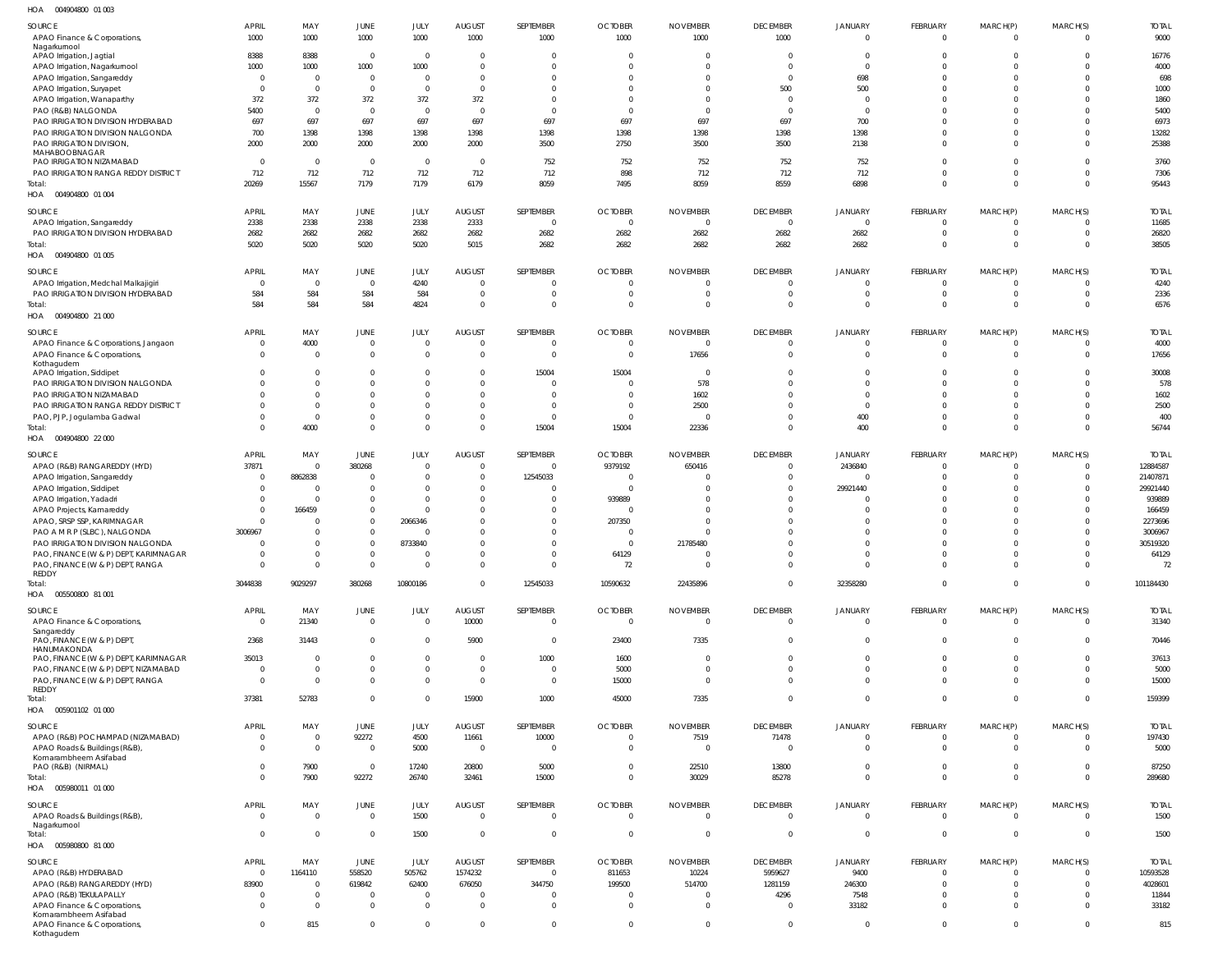HOA 004904800 01 003

| SOURCE | APRIL | MAY | JUNE | JULY | AUGUST | SEPTEMBER | OCTOBER | NOVEMBER | DECEMBER | JANUARY | FEBRUARY | MARCH(P) | MARCH(S) | TOTAL |
|---|---|---|---|---|---|---|---|---|---|---|---|---|---|---|
| APAO Finance & Corporations, Nagarkurnool | 1000 | 1000 | 1000 | 1000 | 1000 | 1000 | 1000 | 1000 | 1000 | 0 | 0 | 0 | 0 | 9000 |
| APAO Irrigation, Jagtial | 8388 | 8388 | 0 | 0 | 0 | 0 | 0 | 0 | 0 | 0 | 0 | 0 | 0 | 16776 |
| APAO Irrigation, Nagarkurnool | 1000 | 1000 | 1000 | 1000 | 0 | 0 | 0 | 0 | 0 | 0 | 0 | 0 | 0 | 4000 |
| APAO Irrigation, Sangareddy | 0 | 0 | 0 | 0 | 0 | 0 | 0 | 0 | 0 | 698 | 0 | 0 | 0 | 698 |
| APAO Irrigation, Suryapet | 0 | 0 | 0 | 0 | 0 | 0 | 0 | 0 | 500 | 500 | 0 | 0 | 0 | 1000 |
| APAO Irrigation, Wanaparthy | 372 | 372 | 372 | 372 | 372 | 0 | 0 | 0 | 0 | 0 | 0 | 0 | 0 | 1860 |
| PAO (R&B) NALGONDA | 5400 | 0 | 0 | 0 | 0 | 0 | 0 | 0 | 0 | 0 | 0 | 0 | 0 | 5400 |
| PAO IRRIGATION DIVISION HYDERABAD | 697 | 697 | 697 | 697 | 697 | 697 | 697 | 697 | 697 | 700 | 0 | 0 | 0 | 6973 |
| PAO IRRIGATION DIVISION NALGONDA | 700 | 1398 | 1398 | 1398 | 1398 | 1398 | 1398 | 1398 | 1398 | 1398 | 0 | 0 | 0 | 13282 |
| PAO IRRIGATION DIVISION, MAHABOOBNAGAR | 2000 | 2000 | 2000 | 2000 | 2000 | 3500 | 2750 | 3500 | 3500 | 2138 | 0 | 0 | 0 | 25388 |
| PAO IRRIGATION NIZAMABAD | 0 | 0 | 0 | 0 | 0 | 752 | 752 | 752 | 752 | 752 | 0 | 0 | 0 | 3760 |
| PAO IRRIGATION RANGA REDDY DISTRICT | 712 | 712 | 712 | 712 | 712 | 712 | 898 | 712 | 712 | 712 | 0 | 0 | 0 | 7306 |
| Total: | 20269 | 15567 | 7179 | 7179 | 6179 | 8059 | 7495 | 8059 | 8559 | 6898 | 0 | 0 | 0 | 95443 |

HOA 004904800 01 004

| SOURCE | APRIL | MAY | JUNE | JULY | AUGUST | SEPTEMBER | OCTOBER | NOVEMBER | DECEMBER | JANUARY | FEBRUARY | MARCH(P) | MARCH(S) | TOTAL |
|---|---|---|---|---|---|---|---|---|---|---|---|---|---|---|
| APAO Irrigation, Sangareddy | 2338 | 2338 | 2338 | 2338 | 2333 | 0 | 0 | 0 | 0 | 0 | 0 | 0 | 0 | 11685 |
| PAO IRRIGATION DIVISION HYDERABAD | 2682 | 2682 | 2682 | 2682 | 2682 | 2682 | 2682 | 2682 | 2682 | 2682 | 0 | 0 | 0 | 26820 |
| Total: | 5020 | 5020 | 5020 | 5020 | 5015 | 2682 | 2682 | 2682 | 2682 | 2682 | 0 | 0 | 0 | 38505 |

HOA 004904800 01 005

| SOURCE | APRIL | MAY | JUNE | JULY | AUGUST | SEPTEMBER | OCTOBER | NOVEMBER | DECEMBER | JANUARY | FEBRUARY | MARCH(P) | MARCH(S) | TOTAL |
|---|---|---|---|---|---|---|---|---|---|---|---|---|---|---|
| APAO Irrigation, Medchal Malkajigiri | 0 | 0 | 0 | 4240 | 0 | 0 | 0 | 0 | 0 | 0 | 0 | 0 | 0 | 4240 |
| PAO IRRIGATION DIVISION HYDERABAD | 584 | 584 | 584 | 584 | 0 | 0 | 0 | 0 | 0 | 0 | 0 | 0 | 0 | 2336 |
| Total: | 584 | 584 | 584 | 4824 | 0 | 0 | 0 | 0 | 0 | 0 | 0 | 0 | 0 | 6576 |

HOA 004904800 21 000

| SOURCE | APRIL | MAY | JUNE | JULY | AUGUST | SEPTEMBER | OCTOBER | NOVEMBER | DECEMBER | JANUARY | FEBRUARY | MARCH(P) | MARCH(S) | TOTAL |
|---|---|---|---|---|---|---|---|---|---|---|---|---|---|---|
| APAO Finance & Corporations, Jangaon | 0 | 4000 | 0 | 0 | 0 | 0 | 0 | 0 | 0 | 0 | 0 | 0 | 0 | 4000 |
| APAO Finance & Corporations, Kothagudem | 0 | 0 | 0 | 0 | 0 | 0 | 0 | 17656 | 0 | 0 | 0 | 0 | 0 | 17656 |
| APAO Irrigation, Siddipet | 0 | 0 | 0 | 0 | 0 | 15004 | 15004 | 0 | 0 | 0 | 0 | 0 | 0 | 30008 |
| PAO IRRIGATION DIVISION NALGONDA | 0 | 0 | 0 | 0 | 0 | 0 | 0 | 578 | 0 | 0 | 0 | 0 | 0 | 578 |
| PAO IRRIGATION NIZAMABAD | 0 | 0 | 0 | 0 | 0 | 0 | 0 | 1602 | 0 | 0 | 0 | 0 | 0 | 1602 |
| PAO IRRIGATION RANGA REDDY DISTRICT | 0 | 0 | 0 | 0 | 0 | 0 | 0 | 2500 | 0 | 0 | 0 | 0 | 0 | 2500 |
| PAO, PJP, Jogulamba Gadwal | 0 | 0 | 0 | 0 | 0 | 0 | 0 | 0 | 0 | 400 | 0 | 0 | 0 | 400 |
| Total: | 0 | 4000 | 0 | 0 | 0 | 15004 | 15004 | 22336 | 0 | 400 | 0 | 0 | 0 | 56744 |

HOA 004904800 22 000

| SOURCE | APRIL | MAY | JUNE | JULY | AUGUST | SEPTEMBER | OCTOBER | NOVEMBER | DECEMBER | JANUARY | FEBRUARY | MARCH(P) | MARCH(S) | TOTAL |
|---|---|---|---|---|---|---|---|---|---|---|---|---|---|---|
| APAO (R&B) RANGAREDDY (HYD) | 37871 | 0 | 380268 | 0 | 0 | 0 | 9379192 | 650416 | 0 | 2436840 | 0 | 0 | 0 | 12884587 |
| APAO Irrigation, Sangareddy | 0 | 8862838 | 0 | 0 | 0 | 12545033 | 0 | 0 | 0 | 0 | 0 | 0 | 0 | 21407871 |
| APAO Irrigation, Siddipet | 0 | 0 | 0 | 0 | 0 | 0 | 0 | 0 | 0 | 29921440 | 0 | 0 | 0 | 29921440 |
| APAO Irrigation, Yadadri | 0 | 0 | 0 | 0 | 0 | 0 | 939889 | 0 | 0 | 0 | 0 | 0 | 0 | 939889 |
| APAO Projects, Kamareddy | 0 | 166459 | 0 | 0 | 0 | 0 | 0 | 0 | 0 | 0 | 0 | 0 | 0 | 166459 |
| APAO, SRSP SSP, KARIMNAGAR | 0 | 0 | 0 | 2066346 | 0 | 0 | 207350 | 0 | 0 | 0 | 0 | 0 | 0 | 2273696 |
| PAO A M R P (SLBC), NALGONDA | 3006967 | 0 | 0 | 0 | 0 | 0 | 0 | 0 | 0 | 0 | 0 | 0 | 0 | 3006967 |
| PAO IRRIGATION DIVISION NALGONDA | 0 | 0 | 0 | 8733840 | 0 | 0 | 0 | 21785480 | 0 | 0 | 0 | 0 | 0 | 30519320 |
| PAO, FINANCE (W & P) DEPT, KARIMNAGAR | 0 | 0 | 0 | 0 | 0 | 0 | 64129 | 0 | 0 | 0 | 0 | 0 | 0 | 64129 |
| PAO, FINANCE (W & P) DEPT, RANGA REDDY | 0 | 0 | 0 | 0 | 0 | 0 | 72 | 0 | 0 | 0 | 0 | 0 | 0 | 72 |
| Total: | 3044838 | 9029297 | 380268 | 10800186 | 0 | 12545033 | 10590632 | 22435896 | 0 | 32358280 | 0 | 0 | 0 | 101184430 |

HOA 005500800 81 001

| SOURCE | APRIL | MAY | JUNE | JULY | AUGUST | SEPTEMBER | OCTOBER | NOVEMBER | DECEMBER | JANUARY | FEBRUARY | MARCH(P) | MARCH(S) | TOTAL |
|---|---|---|---|---|---|---|---|---|---|---|---|---|---|---|
| APAO Finance & Corporations, Sangareddy | 0 | 21340 | 0 | 0 | 10000 | 0 | 0 | 0 | 0 | 0 | 0 | 0 | 0 | 31340 |
| PAO, FINANCE (W & P) DEPT, HANUMAKONDA | 2368 | 31443 | 0 | 0 | 5900 | 0 | 23400 | 7335 | 0 | 0 | 0 | 0 | 0 | 70446 |
| PAO, FINANCE (W & P) DEPT, KARIMNAGAR | 35013 | 0 | 0 | 0 | 0 | 1000 | 1600 | 0 | 0 | 0 | 0 | 0 | 0 | 37613 |
| PAO, FINANCE (W & P) DEPT, NIZAMABAD | 0 | 0 | 0 | 0 | 0 | 0 | 5000 | 0 | 0 | 0 | 0 | 0 | 0 | 5000 |
| PAO, FINANCE (W & P) DEPT, RANGA REDDY | 0 | 0 | 0 | 0 | 0 | 0 | 15000 | 0 | 0 | 0 | 0 | 0 | 0 | 15000 |
| Total: | 37381 | 52783 | 0 | 0 | 15900 | 1000 | 45000 | 7335 | 0 | 0 | 0 | 0 | 0 | 159399 |

HOA 005901102 01 000

| SOURCE | APRIL | MAY | JUNE | JULY | AUGUST | SEPTEMBER | OCTOBER | NOVEMBER | DECEMBER | JANUARY | FEBRUARY | MARCH(P) | MARCH(S) | TOTAL |
|---|---|---|---|---|---|---|---|---|---|---|---|---|---|---|
| APAO (R&B) POCHAMPAD (NIZAMABAD) | 0 | 0 | 92272 | 4500 | 11661 | 10000 | 0 | 7519 | 71478 | 0 | 0 | 0 | 0 | 197430 |
| APAO Roads & Buildings (R&B), Komarambheem Asifabad | 0 | 0 | 0 | 5000 | 0 | 0 | 0 | 0 | 0 | 0 | 0 | 0 | 0 | 5000 |
| PAO (R&B) (NIRMAL) | 0 | 7900 | 0 | 17240 | 20800 | 5000 | 0 | 22510 | 13800 | 0 | 0 | 0 | 0 | 87250 |
| Total: | 0 | 7900 | 92272 | 26740 | 32461 | 15000 | 0 | 30029 | 85278 | 0 | 0 | 0 | 0 | 289680 |

HOA 005980011 01 000

| SOURCE | APRIL | MAY | JUNE | JULY | AUGUST | SEPTEMBER | OCTOBER | NOVEMBER | DECEMBER | JANUARY | FEBRUARY | MARCH(P) | MARCH(S) | TOTAL |
|---|---|---|---|---|---|---|---|---|---|---|---|---|---|---|
| APAO Roads & Buildings (R&B), Nagarkurnool | 0 | 0 | 0 | 1500 | 0 | 0 | 0 | 0 | 0 | 0 | 0 | 0 | 0 | 1500 |
| Total: | 0 | 0 | 0 | 1500 | 0 | 0 | 0 | 0 | 0 | 0 | 0 | 0 | 0 | 1500 |

HOA 005980800 81 000

| SOURCE | APRIL | MAY | JUNE | JULY | AUGUST | SEPTEMBER | OCTOBER | NOVEMBER | DECEMBER | JANUARY | FEBRUARY | MARCH(P) | MARCH(S) | TOTAL |
|---|---|---|---|---|---|---|---|---|---|---|---|---|---|---|
| APAO (R&B) HYDERABAD | 0 | 1164110 | 558520 | 505762 | 1574232 | 0 | 811653 | 10224 | 5959627 | 9400 | 0 | 0 | 0 | 10593528 |
| APAO (R&B) RANGAREDDY (HYD) | 83900 | 0 | 619842 | 62400 | 676050 | 344750 | 199500 | 514700 | 1281159 | 246300 | 0 | 0 | 0 | 4028601 |
| APAO (R&B) TEKULAPALLY | 0 | 0 | 0 | 0 | 0 | 0 | 0 | 0 | 4296 | 7548 | 0 | 0 | 0 | 11844 |
| APAO Finance & Corporations, Komarambheem Asifabad | 0 | 0 | 0 | 0 | 0 | 0 | 0 | 0 | 0 | 33182 | 0 | 0 | 0 | 33182 |
| APAO Finance & Corporations, Kothagudem | 0 | 815 | 0 | 0 | 0 | 0 | 0 | 0 | 0 | 0 | 0 | 0 | 0 | 815 |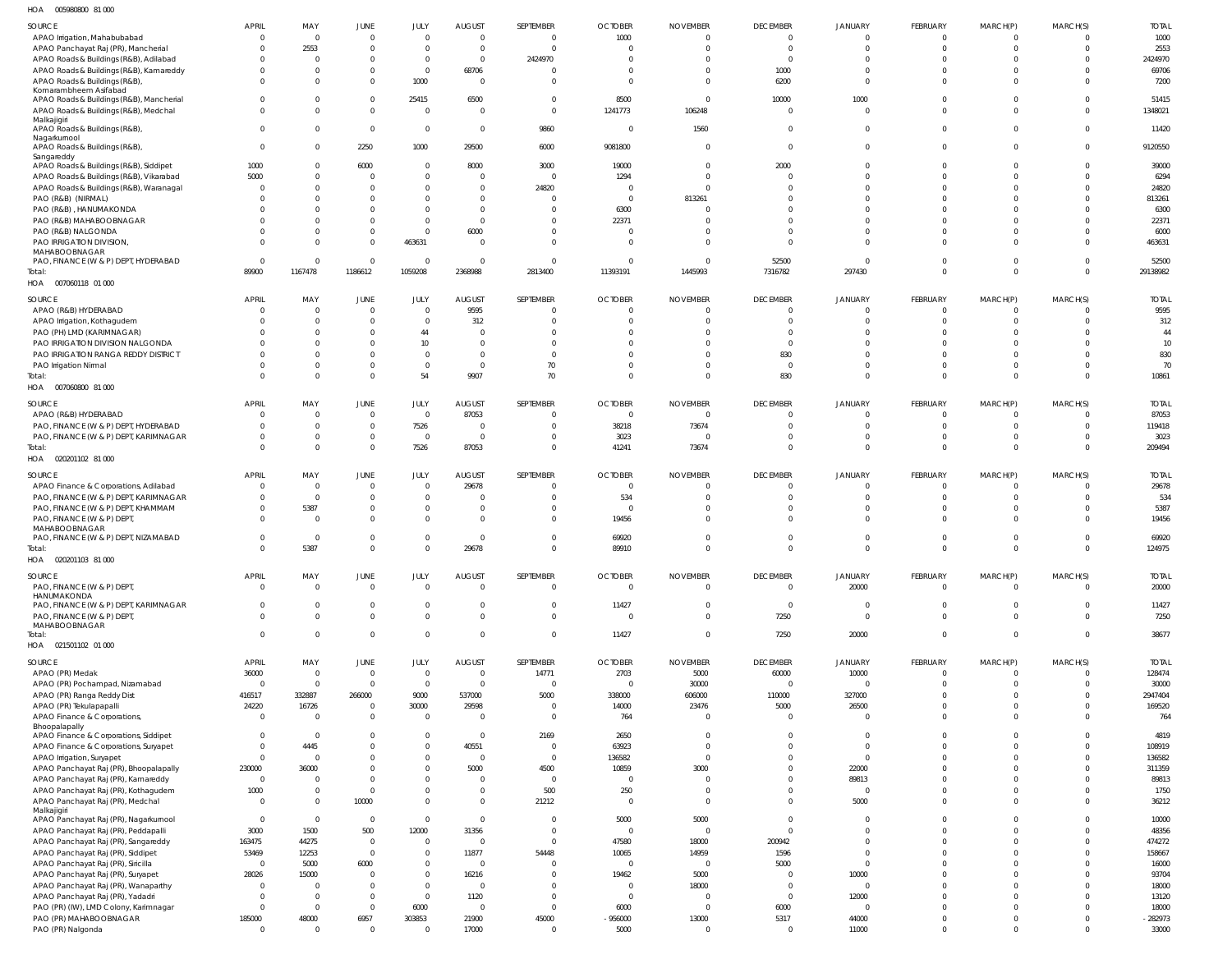HOA 005980800 81 000

| SOURCE | APRIL | MAY | JUNE | JULY | AUGUST | SEPTEMBER | OCTOBER | NOVEMBER | DECEMBER | JANUARY | FEBRUARY | MARCH(P) | MARCH(S) | TOTAL |
|---|---|---|---|---|---|---|---|---|---|---|---|---|---|---|
| APAO Irrigation, Mahabubabad | 0 | 0 | 0 | 0 | 0 | 0 | 1000 | 0 | 0 | 0 | 0 | 0 | 0 | 1000 |
| APAO Panchayat Raj (PR), Mancherial | 0 | 2553 | 0 | 0 | 0 | 0 | 0 | 0 | 0 | 0 | 0 | 0 | 0 | 2553 |
| APAO Roads & Buildings (R&B), Adilabad | 0 | 0 | 0 | 0 | 0 | 2424970 | 0 | 0 | 0 | 0 | 0 | 0 | 0 | 2424970 |
| APAO Roads & Buildings (R&B), Kamareddy | 0 | 0 | 0 | 0 | 68706 | 0 | 0 | 0 | 1000 | 0 | 0 | 0 | 0 | 69706 |
| APAO Roads & Buildings (R&B), Komarambheem Asifabad | 0 | 0 | 0 | 1000 | 0 | 0 | 0 | 0 | 6200 | 0 | 0 | 0 | 0 | 7200 |
| APAO Roads & Buildings (R&B), Mancherial | 0 | 0 | 0 | 25415 | 6500 | 0 | 8500 | 0 | 10000 | 1000 | 0 | 0 | 0 | 51415 |
| APAO Roads & Buildings (R&B), Medchal Malkajigiri | 0 | 0 | 0 | 0 | 0 | 0 | 1241773 | 106248 | 0 | 0 | 0 | 0 | 0 | 1348021 |
| APAO Roads & Buildings (R&B), Nagarkurnool | 0 | 0 | 0 | 0 | 0 | 9860 | 0 | 1560 | 0 | 0 | 0 | 0 | 0 | 11420 |
| APAO Roads & Buildings (R&B), Sangareddy | 0 | 0 | 2250 | 1000 | 29500 | 6000 | 9081800 | 0 | 0 | 0 | 0 | 0 | 0 | 9120550 |
| APAO Roads & Buildings (R&B), Siddipet | 1000 | 0 | 6000 | 0 | 8000 | 3000 | 19000 | 0 | 2000 | 0 | 0 | 0 | 0 | 39000 |
| APAO Roads & Buildings (R&B), Vikarabad | 5000 | 0 | 0 | 0 | 0 | 0 | 1294 | 0 | 0 | 0 | 0 | 0 | 0 | 6294 |
| APAO Roads & Buildings (R&B), Waranagal | 0 | 0 | 0 | 0 | 0 | 24820 | 0 | 0 | 0 | 0 | 0 | 0 | 0 | 24820 |
| PAO (R&B) (NIRMAL) | 0 | 0 | 0 | 0 | 0 | 0 | 0 | 813261 | 0 | 0 | 0 | 0 | 0 | 813261 |
| PAO (R&B) , HANUMAKONDA | 0 | 0 | 0 | 0 | 0 | 0 | 6300 | 0 | 0 | 0 | 0 | 0 | 0 | 6300 |
| PAO (R&B) MAHABOOBNAGAR | 0 | 0 | 0 | 0 | 0 | 0 | 22371 | 0 | 0 | 0 | 0 | 0 | 0 | 22371 |
| PAO (R&B) NALGONDA | 0 | 0 | 0 | 0 | 6000 | 0 | 0 | 0 | 0 | 0 | 0 | 0 | 0 | 6000 |
| PAO IRRIGATION DIVISION, MAHABOOBNAGAR | 0 | 0 | 0 | 463631 | 0 | 0 | 0 | 0 | 0 | 0 | 0 | 0 | 0 | 463631 |
| PAO, FINANCE (W & P) DEPT, HYDERABAD | 0 | 0 | 0 | 0 | 0 | 0 | 0 | 0 | 52500 | 0 | 0 | 0 | 0 | 52500 |
| Total: | 89900 | 1167478 | 1186612 | 1059208 | 2368988 | 2813400 | 11393191 | 1445993 | 7316782 | 297430 | 0 | 0 | 0 | 29138982 |

HOA 007060118 01 000

| SOURCE | APRIL | MAY | JUNE | JULY | AUGUST | SEPTEMBER | OCTOBER | NOVEMBER | DECEMBER | JANUARY | FEBRUARY | MARCH(P) | MARCH(S) | TOTAL |
|---|---|---|---|---|---|---|---|---|---|---|---|---|---|---|
| APAO (R&B) HYDERABAD | 0 | 0 | 0 | 0 | 9595 | 0 | 0 | 0 | 0 | 0 | 0 | 0 | 0 | 9595 |
| APAO Irrigation, Kothagudem | 0 | 0 | 0 | 0 | 312 | 0 | 0 | 0 | 0 | 0 | 0 | 0 | 0 | 312 |
| PAO (PH) LMD (KARIMNAGAR) | 0 | 0 | 0 | 44 | 0 | 0 | 0 | 0 | 0 | 0 | 0 | 0 | 0 | 44 |
| PAO IRRIGATION DIVISION NALGONDA | 0 | 0 | 0 | 10 | 0 | 0 | 0 | 0 | 0 | 0 | 0 | 0 | 0 | 10 |
| PAO IRRIGATION RANGA REDDY DISTRICT | 0 | 0 | 0 | 0 | 0 | 0 | 0 | 0 | 830 | 0 | 0 | 0 | 0 | 830 |
| PAO Irrigation Nirmal | 0 | 0 | 0 | 0 | 0 | 70 | 0 | 0 | 0 | 0 | 0 | 0 | 0 | 70 |
| Total: | 0 | 0 | 0 | 54 | 9907 | 70 | 0 | 0 | 830 | 0 | 0 | 0 | 0 | 10861 |

HOA 007060800 81 000

| SOURCE | APRIL | MAY | JUNE | JULY | AUGUST | SEPTEMBER | OCTOBER | NOVEMBER | DECEMBER | JANUARY | FEBRUARY | MARCH(P) | MARCH(S) | TOTAL |
|---|---|---|---|---|---|---|---|---|---|---|---|---|---|---|
| APAO (R&B) HYDERABAD | 0 | 0 | 0 | 0 | 87053 | 0 | 0 | 0 | 0 | 0 | 0 | 0 | 0 | 87053 |
| PAO, FINANCE (W & P) DEPT, HYDERABAD | 0 | 0 | 0 | 7526 | 0 | 0 | 38218 | 73674 | 0 | 0 | 0 | 0 | 0 | 119418 |
| PAO, FINANCE (W & P) DEPT, KARIMNAGAR | 0 | 0 | 0 | 0 | 0 | 0 | 3023 | 0 | 0 | 0 | 0 | 0 | 0 | 3023 |
| Total: | 0 | 0 | 0 | 7526 | 87053 | 0 | 41241 | 73674 | 0 | 0 | 0 | 0 | 0 | 209494 |

HOA 020201102 81 000

| SOURCE | APRIL | MAY | JUNE | JULY | AUGUST | SEPTEMBER | OCTOBER | NOVEMBER | DECEMBER | JANUARY | FEBRUARY | MARCH(P) | MARCH(S) | TOTAL |
|---|---|---|---|---|---|---|---|---|---|---|---|---|---|---|
| APAO Finance & Corporations, Adilabad | 0 | 0 | 0 | 0 | 29678 | 0 | 0 | 0 | 0 | 0 | 0 | 0 | 0 | 29678 |
| PAO, FINANCE (W & P) DEPT, KARIMNAGAR | 0 | 0 | 0 | 0 | 0 | 0 | 534 | 0 | 0 | 0 | 0 | 0 | 0 | 534 |
| PAO, FINANCE (W & P) DEPT, KHAMMAM | 0 | 5387 | 0 | 0 | 0 | 0 | 0 | 0 | 0 | 0 | 0 | 0 | 0 | 5387 |
| PAO, FINANCE (W & P) DEPT, MAHABOOBNAGAR | 0 | 0 | 0 | 0 | 0 | 0 | 19456 | 0 | 0 | 0 | 0 | 0 | 0 | 19456 |
| PAO, FINANCE (W & P) DEPT, NIZAMABAD | 0 | 0 | 0 | 0 | 0 | 0 | 69920 | 0 | 0 | 0 | 0 | 0 | 0 | 69920 |
| Total: | 0 | 5387 | 0 | 0 | 29678 | 0 | 89910 | 0 | 0 | 0 | 0 | 0 | 0 | 124975 |

HOA 020201103 81 000

| SOURCE | APRIL | MAY | JUNE | JULY | AUGUST | SEPTEMBER | OCTOBER | NOVEMBER | DECEMBER | JANUARY | FEBRUARY | MARCH(P) | MARCH(S) | TOTAL |
|---|---|---|---|---|---|---|---|---|---|---|---|---|---|---|
| PAO, FINANCE (W & P) DEPT, HANUMAKONDA | 0 | 0 | 0 | 0 | 0 | 0 | 0 | 0 | 0 | 20000 | 0 | 0 | 0 | 20000 |
| PAO, FINANCE (W & P) DEPT, KARIMNAGAR | 0 | 0 | 0 | 0 | 0 | 0 | 11427 | 0 | 0 | 0 | 0 | 0 | 0 | 11427 |
| PAO, FINANCE (W & P) DEPT, MAHABOOBNAGAR | 0 | 0 | 0 | 0 | 0 | 0 | 0 | 0 | 7250 | 0 | 0 | 0 | 0 | 7250 |
| Total: | 0 | 0 | 0 | 0 | 0 | 0 | 11427 | 0 | 7250 | 20000 | 0 | 0 | 0 | 38677 |

HOA 021501102 01 000

| SOURCE | APRIL | MAY | JUNE | JULY | AUGUST | SEPTEMBER | OCTOBER | NOVEMBER | DECEMBER | JANUARY | FEBRUARY | MARCH(P) | MARCH(S) | TOTAL |
|---|---|---|---|---|---|---|---|---|---|---|---|---|---|---|
| APAO (PR) Medak | 36000 | 0 | 0 | 0 | 0 | 14771 | 2703 | 5000 | 60000 | 10000 | 0 | 0 | 0 | 128474 |
| APAO (PR) Pochampad, Nizamabad | 0 | 0 | 0 | 0 | 0 | 0 | 0 | 30000 | 0 | 0 | 0 | 0 | 0 | 30000 |
| APAO (PR) Ranga Reddy Dist | 416517 | 332887 | 266000 | 9000 | 537000 | 5000 | 338000 | 606000 | 110000 | 327000 | 0 | 0 | 0 | 2947404 |
| APAO (PR) Tekulapapalli | 24220 | 16726 | 0 | 30000 | 29598 | 0 | 14000 | 23476 | 5000 | 26500 | 0 | 0 | 0 | 169520 |
| APAO Finance & Corporations, Bhoopalapally | 0 | 0 | 0 | 0 | 0 | 0 | 764 | 0 | 0 | 0 | 0 | 0 | 0 | 764 |
| APAO Finance & Corporations, Siddipet | 0 | 0 | 0 | 0 | 0 | 2169 | 2650 | 0 | 0 | 0 | 0 | 0 | 0 | 4819 |
| APAO Finance & Corporations, Suryapet | 0 | 4445 | 0 | 0 | 40551 | 0 | 63923 | 0 | 0 | 0 | 0 | 0 | 0 | 108919 |
| APAO Irrigation, Suryapet | 0 | 0 | 0 | 0 | 0 | 0 | 136582 | 0 | 0 | 0 | 0 | 0 | 0 | 136582 |
| APAO Panchayat Raj (PR), Bhoopalapally | 230000 | 36000 | 0 | 0 | 5000 | 4500 | 10859 | 3000 | 0 | 22000 | 0 | 0 | 0 | 311359 |
| APAO Panchayat Raj (PR), Kamareddy | 0 | 0 | 0 | 0 | 0 | 0 | 0 | 0 | 0 | 89813 | 0 | 0 | 0 | 89813 |
| APAO Panchayat Raj (PR), Kothagudem | 1000 | 0 | 0 | 0 | 0 | 500 | 250 | 0 | 0 | 0 | 0 | 0 | 0 | 1750 |
| APAO Panchayat Raj (PR), Medchal Malkajigiri | 0 | 0 | 10000 | 0 | 0 | 21212 | 0 | 0 | 0 | 5000 | 0 | 0 | 0 | 36212 |
| APAO Panchayat Raj (PR), Nagarkurnool | 0 | 0 | 0 | 0 | 0 | 0 | 5000 | 5000 | 0 | 0 | 0 | 0 | 0 | 10000 |
| APAO Panchayat Raj (PR), Peddapalli | 3000 | 1500 | 500 | 12000 | 31356 | 0 | 0 | 0 | 0 | 0 | 0 | 0 | 0 | 48356 |
| APAO Panchayat Raj (PR), Sangareddy | 163475 | 44275 | 0 | 0 | 0 | 0 | 47580 | 18000 | 200942 | 0 | 0 | 0 | 0 | 474272 |
| APAO Panchayat Raj (PR), Siddipet | 53469 | 12253 | 0 | 0 | 11877 | 54448 | 10065 | 14959 | 1596 | 0 | 0 | 0 | 0 | 158667 |
| APAO Panchayat Raj (PR), Siricilla | 0 | 5000 | 6000 | 0 | 0 | 0 | 0 | 0 | 5000 | 0 | 0 | 0 | 0 | 16000 |
| APAO Panchayat Raj (PR), Suryapet | 28026 | 15000 | 0 | 0 | 16216 | 0 | 19462 | 5000 | 0 | 10000 | 0 | 0 | 0 | 93704 |
| APAO Panchayat Raj (PR), Wanaparthy | 0 | 0 | 0 | 0 | 0 | 0 | 0 | 18000 | 0 | 0 | 0 | 0 | 0 | 18000 |
| APAO Panchayat Raj (PR), Yadadri | 0 | 0 | 0 | 0 | 1120 | 0 | 0 | 0 | 0 | 12000 | 0 | 0 | 0 | 13120 |
| PAO (PR) (IW), LMD Colony, Karimnagar | 0 | 0 | 0 | 6000 | 0 | 0 | 6000 | 0 | 6000 | 0 | 0 | 0 | 0 | 18000 |
| PAO (PR) MAHABOOBNAGAR | 185000 | 48000 | 6957 | 303853 | 21900 | 45000 | -956000 | 13000 | 5317 | 44000 | 0 | 0 | 0 | -282973 |
| PAO (PR) Nalgonda | 0 | 0 | 0 | 0 | 17000 | 0 | 5000 | 0 | 0 | 11000 | 0 | 0 | 0 | 33000 |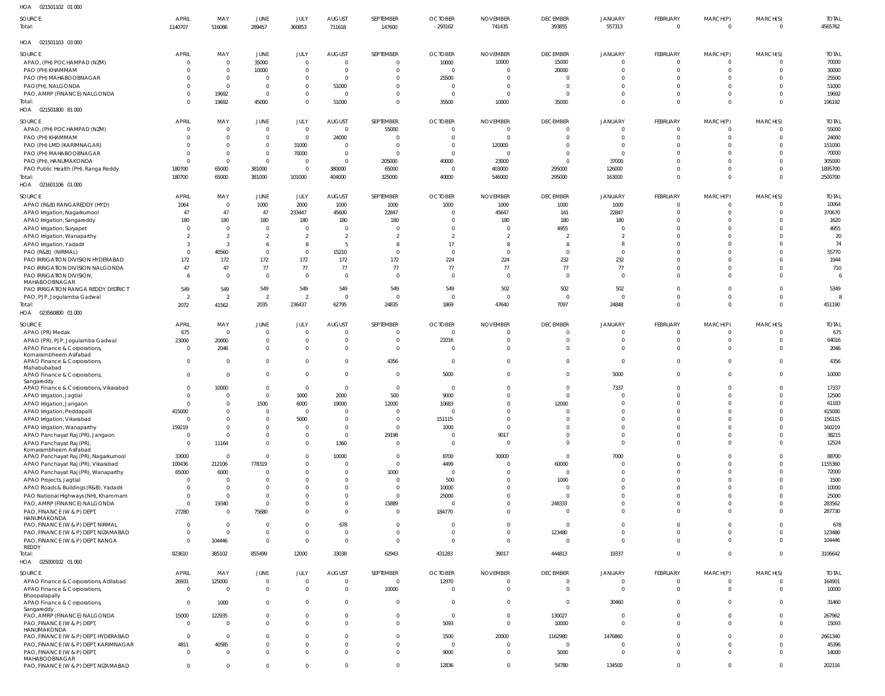HOA 021501102 01 000

| SOURCE | APRIL | MAY | JUNE | JULY | AUGUST | SEPTEMBER | OCTOBER | NOVEMBER | DECEMBER | JANUARY | FEBRUARY | MARCH(P) | MARCH(S) | TOTAL |
|---|---|---|---|---|---|---|---|---|---|---|---|---|---|---|
| Total: | 1140707 | 516086 | 289457 | 360853 | 711618 | 147600 | -293162 | 741435 | 393855 | 557313 | 0 | 0 | 0 | 4565762 |

HOA 021501103 03 000

| SOURCE | APRIL | MAY | JUNE | JULY | AUGUST | SEPTEMBER | OCTOBER | NOVEMBER | DECEMBER | JANUARY | FEBRUARY | MARCH(P) | MARCH(S) | TOTAL |
|---|---|---|---|---|---|---|---|---|---|---|---|---|---|---|
| APAO, (PH) POCHAMPAD (NZM) | 0 | 0 | 35000 | 0 | 0 | 0 | 10000 | 10000 | 15000 | 0 | 0 | 0 | 0 | 70000 |
| PAO (PH) KHAMMAM | 0 | 0 | 10000 | 0 | 0 | 0 | 0 | 0 | 20000 | 0 | 0 | 0 | 0 | 30000 |
| PAO (PH) MAHABOOBNAGAR | 0 | 0 | 0 | 0 | 0 | 0 | 25500 | 0 | 0 | 0 | 0 | 0 | 0 | 25500 |
| PAO(PH), NALGONDA | 0 | 0 | 0 | 0 | 51000 | 0 | 0 | 0 | 0 | 0 | 0 | 0 | 0 | 51000 |
| PAO, AMRP (FINANCE) NALGONDA | 0 | 19692 | 0 | 0 | 0 | 0 | 0 | 0 | 0 | 0 | 0 | 0 | 0 | 19692 |
| Total: | 0 | 19692 | 45000 | 0 | 51000 | 0 | 35500 | 10000 | 35000 | 0 | 0 | 0 | 0 | 196192 |

HOA 021501800 81 000

| SOURCE | APRIL | MAY | JUNE | JULY | AUGUST | SEPTEMBER | OCTOBER | NOVEMBER | DECEMBER | JANUARY | FEBRUARY | MARCH(P) | MARCH(S) | TOTAL |
|---|---|---|---|---|---|---|---|---|---|---|---|---|---|---|
| APAO, (PH) POCHAMPAD (NZM) | 0 | 0 | 0 | 0 | 0 | 55000 | 0 | 0 | 0 | 0 | 0 | 0 | 0 | 55000 |
| PAO (PH) KHAMMAM | 0 | 0 | 0 | 0 | 24000 | 0 | 0 | 0 | 0 | 0 | 0 | 0 | 0 | 24000 |
| PAO (PH) LMD (KARIMNAGAR) | 0 | 0 | 0 | 31000 | 0 | 0 | 0 | 120000 | 0 | 0 | 0 | 0 | 0 | 151000 |
| PAO (PH) MAHABOOBNAGAR | 0 | 0 | 0 | 70000 | 0 | 0 | 0 | 0 | 0 | 0 | 0 | 0 | 0 | 70000 |
| PAO (PH), HANUMAKONDA | 0 | 0 | 0 | 0 | 0 | 205000 | 40000 | 23000 | 0 | 37000 | 0 | 0 | 0 | 305000 |
| PAO Public Health (PH), Ranga Reddy | 180700 | 65000 | 381000 | 0 | 380000 | 65000 | 0 | 403000 | 295000 | 126000 | 0 | 0 | 0 | 1895700 |
| Total: | 180700 | 65000 | 381000 | 101000 | 404000 | 325000 | 40000 | 546000 | 295000 | 163000 | 0 | 0 | 0 | 2500700 |

HOA 021601106 01 000

| SOURCE | APRIL | MAY | JUNE | JULY | AUGUST | SEPTEMBER | OCTOBER | NOVEMBER | DECEMBER | JANUARY | FEBRUARY | MARCH(P) | MARCH(S) | TOTAL |
|---|---|---|---|---|---|---|---|---|---|---|---|---|---|---|
| APAO (R&B) RANGAREDDY (HYD) | 1064 | 0 | 1000 | 2000 | 1000 | 1000 | 1000 | 1000 | 1000 | 1000 | 0 | 0 | 0 | 10064 |
| APAO Irrigation, Nagarkurnool | 47 | 47 | 47 | 233447 | 45600 | 22847 | 0 | 45647 | 141 | 22847 | 0 | 0 | 0 | 370670 |
| APAO Irrigation, Sangareddy | 180 | 180 | 180 | 180 | 180 | 180 | 0 | 180 | 180 | 180 | 0 | 0 | 0 | 1620 |
| APAO Irrigation, Suryapet | 0 | 0 | 0 | 0 | 0 | 0 | 0 | 0 | 4955 | 0 | 0 | 0 | 0 | 4955 |
| APAO Irrigation, Wanaparthy | 2 | 2 | 2 | 2 | 2 | 2 | 2 | 2 | 2 | 2 | 0 | 0 | 0 | 20 |
| APAO Irrigation, Yadadri | 3 | 3 | 6 | 8 | 5 | 8 | 17 | 8 | 8 | 8 | 0 | 0 | 0 | 74 |
| PAO (R&B) (NIRMAL) | 0 | 40560 | 0 | 0 | 15210 | 0 | 0 | 0 | 0 | 0 | 0 | 0 | 0 | 55770 |
| PAO IRRIGATION DIVISION HYDERABAD | 172 | 172 | 172 | 172 | 172 | 172 | 224 | 224 | 232 | 232 | 0 | 0 | 0 | 1944 |
| PAO IRRIGATION DIVISION NALGONDA | 47 | 47 | 77 | 77 | 77 | 77 | 77 | 77 | 77 | 77 | 0 | 0 | 0 | 710 |
| PAO IRRIGATION DIVISION, MAHABOOBNAGAR | 6 | 0 | 0 | 0 | 0 | 0 | 0 | 0 | 0 | 0 | 0 | 0 | 0 | 6 |
| PAO IRRIGATION RANGA REDDY DISTRICT | 549 | 549 | 549 | 549 | 549 | 549 | 549 | 502 | 502 | 502 | 0 | 0 | 0 | 5349 |
| PAO, PJP, Jogulamba Gadwal | 2 | 2 | 2 | 2 | 0 | 0 | 0 | 0 | 0 | 0 | 0 | 0 | 0 | 8 |
| Total: | 2072 | 41562 | 2035 | 236437 | 62795 | 24835 | 1869 | 47640 | 7097 | 24848 | 0 | 0 | 0 | 451190 |

HOA 023560800 01 000

| SOURCE | APRIL | MAY | JUNE | JULY | AUGUST | SEPTEMBER | OCTOBER | NOVEMBER | DECEMBER | JANUARY | FEBRUARY | MARCH(P) | MARCH(S) | TOTAL |
|---|---|---|---|---|---|---|---|---|---|---|---|---|---|---|
| APAO (PR) Medak | 675 | 0 | 0 | 0 | 0 | 0 | 0 | 0 | 0 | 0 | 0 | 0 | 0 | 675 |
| APAO (PR), PJP, Jogulamba Gadwal | 23000 | 20000 | 0 | 0 | 0 | 0 | 21016 | 0 | 0 | 0 | 0 | 0 | 0 | 64016 |
| APAO Finance & Corporations, Komarambheem Asifabad | 0 | 2046 | 0 | 0 | 0 | 0 | 0 | 0 | 0 | 0 | 0 | 0 | 0 | 2046 |
| APAO Finance & Corporations, Mahabubabad | 0 | 0 | 0 | 0 | 0 | 4356 | 0 | 0 | 0 | 0 | 0 | 0 | 0 | 4356 |
| APAO Finance & Corporations, Sangareddy | 0 | 0 | 0 | 0 | 0 | 0 | 5000 | 0 | 0 | 5000 | 0 | 0 | 0 | 10000 |
| APAO Finance & Corporations, Vikarabad | 0 | 10000 | 0 | 0 | 0 | 0 | 0 | 0 | 0 | 7337 | 0 | 0 | 0 | 17337 |
| APAO Irrigation, Jagtial | 0 | 0 | 0 | 1000 | 2000 | 500 | 9000 | 0 | 0 | 0 | 0 | 0 | 0 | 12500 |
| APAO Irrigation, Jangaon | 0 | 0 | 1500 | 6000 | 19000 | 12000 | 10683 | 0 | 12000 | 0 | 0 | 0 | 0 | 61183 |
| APAO Irrigation, Peddapalli | 415000 | 0 | 0 | 0 | 0 | 0 | 0 | 0 | 0 | 0 | 0 | 0 | 0 | 415000 |
| APAO Irrigation, Vikarabad | 0 | 0 | 0 | 5000 | 0 | 0 | 151115 | 0 | 0 | 0 | 0 | 0 | 0 | 156115 |
| APAO Irrigation, Wanaparthy | 159219 | 0 | 0 | 0 | 0 | 0 | 1000 | 0 | 0 | 0 | 0 | 0 | 0 | 160219 |
| APAO Panchayat Raj (PR), Jangaon | 0 | 0 | 0 | 0 | 0 | 29198 | 0 | 9017 | 0 | 0 | 0 | 0 | 0 | 38215 |
| APAO Panchayat Raj (PR), Komarambheem Asifabad | 0 | 11164 | 0 | 0 | 1360 | 0 | 0 | 0 | 0 | 0 | 0 | 0 | 0 | 12524 |
| APAO Panchayat Raj (PR), Nagarkurnool | 33000 | 0 | 0 | 0 | 10000 | 0 | 8700 | 30000 | 0 | 7000 | 0 | 0 | 0 | 88700 |
| APAO Panchayat Raj (PR), Vikarabad | 100436 | 212106 | 778319 | 0 | 0 | 0 | 4499 | 0 | 60000 | 0 | 0 | 0 | 0 | 1155360 |
| APAO Panchayat Raj (PR), Wanaparthy | 65000 | 6000 | 0 | 0 | 0 | 1000 | 0 | 0 | 0 | 0 | 0 | 0 | 0 | 72000 |
| APAO Projects, Jagtial | 0 | 0 | 0 | 0 | 0 | 0 | 500 | 0 | 1000 | 0 | 0 | 0 | 0 | 1500 |
| APAO Roads & Buildings (R&B), Yadadri | 0 | 0 | 0 | 0 | 0 | 0 | 10000 | 0 | 0 | 0 | 0 | 0 | 0 | 10000 |
| PAO National Highways (NH), Khammam | 0 | 0 | 0 | 0 | 0 | 0 | 25000 | 0 | 0 | 0 | 0 | 0 | 0 | 25000 |
| PAO, AMRP (FINANCE) NALGONDA | 0 | 19340 | 0 | 0 | 0 | 15889 | 0 | 0 | 248333 | 0 | 0 | 0 | 0 | 283562 |
| PAO, FINANCE (W & P) DEPT, HANUMAKONDA | 27280 | 0 | 75680 | 0 | 0 | 0 | 184770 | 0 | 0 | 0 | 0 | 0 | 0 | 287730 |
| PAO, FINANCE (W & P) DEPT, NIRMAL | 0 | 0 | 0 | 0 | 678 | 0 | 0 | 0 | 0 | 0 | 0 | 0 | 0 | 678 |
| PAO, FINANCE (W & P) DEPT, NIZAMABAD | 0 | 0 | 0 | 0 | 0 | 0 | 0 | 0 | 123480 | 0 | 0 | 0 | 0 | 123480 |
| PAO, FINANCE (W & P) DEPT, RANGA REDDY | 0 | 104446 | 0 | 0 | 0 | 0 | 0 | 0 | 0 | 0 | 0 | 0 | 0 | 104446 |
| Total: | 823610 | 385102 | 855499 | 12000 | 33038 | 62943 | 431283 | 39017 | 444813 | 19337 | 0 | 0 | 0 | 3106642 |

HOA 025000102 01 000

| SOURCE | APRIL | MAY | JUNE | JULY | AUGUST | SEPTEMBER | OCTOBER | NOVEMBER | DECEMBER | JANUARY | FEBRUARY | MARCH(P) | MARCH(S) | TOTAL |
|---|---|---|---|---|---|---|---|---|---|---|---|---|---|---|
| APAO Finance & Corporations, Adilabad | 26931 | 125000 | 0 | 0 | 0 | 0 | 12970 | 0 | 0 | 0 | 0 | 0 | 0 | 164901 |
| APAO Finance & Corporations, Bhoopalapally | 0 | 0 | 0 | 0 | 0 | 10000 | 0 | 0 | 0 | 0 | 0 | 0 | 0 | 10000 |
| APAO Finance & Corporations, Sangareddy | 0 | 1000 | 0 | 0 | 0 | 0 | 0 | 0 | 0 | 30460 | 0 | 0 | 0 | 31460 |
| PAO, AMRP (FINANCE) NALGONDA | 15000 | 122935 | 0 | 0 | 0 | 0 | 0 | 0 | 130027 | 0 | 0 | 0 | 0 | 267962 |
| PAO, FINANCE (W & P) DEPT, HANUMAKONDA | 0 | 0 | 0 | 0 | 0 | 0 | 5093 | 0 | 10000 | 0 | 0 | 0 | 0 | 15093 |
| PAO, FINANCE (W & P) DEPT, HYDERABAD | 0 | 0 | 0 | 0 | 0 | 0 | 1500 | 20000 | 1162980 | 1476860 | 0 | 0 | 0 | 2661340 |
| PAO, FINANCE (W & P) DEPT, KARIMNAGAR | 4811 | 40585 | 0 | 0 | 0 | 0 | 0 | 0 | 0 | 0 | 0 | 0 | 0 | 45396 |
| PAO, FINANCE (W & P) DEPT, MAHABOOBNAGAR | 0 | 0 | 0 | 0 | 0 | 0 | 9000 | 0 | 5000 | 0 | 0 | 0 | 0 | 14000 |
| PAO, FINANCE (W & P) DEPT, NIZAMABAD | 0 | 0 | 0 | 0 | 0 | 0 | 12836 | 0 | 54780 | 134500 | 0 | 0 | 0 | 202116 |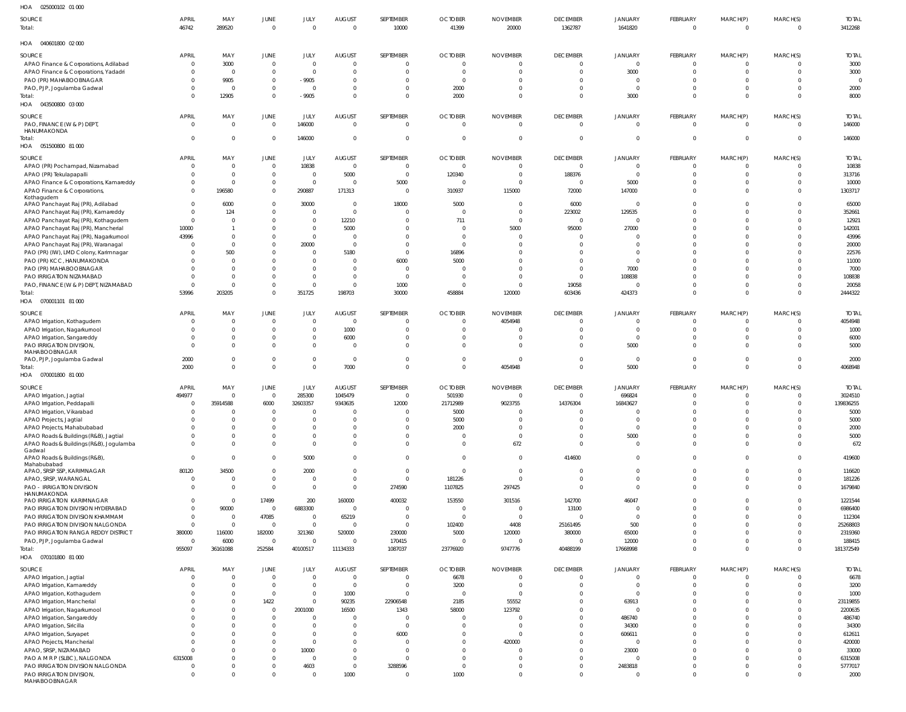HOA 025000102 01 000

| SOURCE | APRIL | MAY | JUNE | JULY | AUGUST | SEPTEMBER | OCTOBER | NOVEMBER | DECEMBER | JANUARY | FEBRUARY | MARCH(P) | MARCH(S) | TOTAL |
|---|---|---|---|---|---|---|---|---|---|---|---|---|---|---|
| Total: | 46742 | 289520 | 0 | 0 | 0 | 10000 | 41399 | 20000 | 1362787 | 1641820 | 0 | 0 | 0 | 3412268 |

HOA 040601800 02 000

| SOURCE | APRIL | MAY | JUNE | JULY | AUGUST | SEPTEMBER | OCTOBER | NOVEMBER | DECEMBER | JANUARY | FEBRUARY | MARCH(P) | MARCH(S) | TOTAL |
|---|---|---|---|---|---|---|---|---|---|---|---|---|---|---|
| APAO Finance & Corporations, Adilabad | 0 | 3000 | 0 | 0 | 0 | 0 | 0 | 0 | 0 | 0 | 0 | 0 | 0 | 3000 |
| APAO Finance & Corporations, Yadadri | 0 | 0 | 0 | 0 | 0 | 0 | 0 | 0 | 0 | 3000 | 0 | 0 | 0 | 3000 |
| PAO (PR) MAHABOOBNAGAR | 0 | 9905 | 0 | -9905 | 0 | 0 | 0 | 0 | 0 | 0 | 0 | 0 | 0 | 0 |
| PAO, PJP, Jogulamba Gadwal | 0 | 0 | 0 | 0 | 0 | 0 | 2000 | 0 | 0 | 0 | 0 | 0 | 0 | 2000 |
| Total: | 0 | 12905 | 0 | -9905 | 0 | 0 | 2000 | 0 | 0 | 3000 | 0 | 0 | 0 | 8000 |

HOA 043500800 03 000

| SOURCE | APRIL | MAY | JUNE | JULY | AUGUST | SEPTEMBER | OCTOBER | NOVEMBER | DECEMBER | JANUARY | FEBRUARY | MARCH(P) | MARCH(S) | TOTAL |
|---|---|---|---|---|---|---|---|---|---|---|---|---|---|---|
| PAO, FINANCE (W & P) DEPT, HANUMAKONDA | 0 | 0 | 0 | 146000 | 0 | 0 | 0 | 0 | 0 | 0 | 0 | 0 | 0 | 146000 |
| Total: | 0 | 0 | 0 | 146000 | 0 | 0 | 0 | 0 | 0 | 0 | 0 | 0 | 0 | 146000 |

HOA 051500800 81 000

| SOURCE | APRIL | MAY | JUNE | JULY | AUGUST | SEPTEMBER | OCTOBER | NOVEMBER | DECEMBER | JANUARY | FEBRUARY | MARCH(P) | MARCH(S) | TOTAL |
|---|---|---|---|---|---|---|---|---|---|---|---|---|---|---|
| APAO (PR) Pochampad, Nizamabad | 0 | 0 | 0 | 10838 | 0 | 0 | 0 | 0 | 0 | 0 | 0 | 0 | 0 | 10838 |
| APAO (PR) Tekulapapalli | 0 | 0 | 0 | 0 | 5000 | 0 | 120340 | 0 | 188376 | 0 | 0 | 0 | 0 | 313716 |
| APAO Finance & Corporations, Kamareddy | 0 | 0 | 0 | 0 | 0 | 5000 | 0 | 0 | 0 | 5000 | 0 | 0 | 0 | 10000 |
| APAO Finance & Corporations, Kothagudem | 0 | 196580 | 0 | 290887 | 171313 | 0 | 310937 | 115000 | 72000 | 147000 | 0 | 0 | 0 | 1303717 |
| APAO Panchayat Raj (PR), Adilabad | 0 | 6000 | 0 | 30000 | 0 | 18000 | 5000 | 0 | 6000 | 0 | 0 | 0 | 0 | 65000 |
| APAO Panchayat Raj (PR), Kamareddy | 0 | 124 | 0 | 0 | 0 | 0 | 0 | 0 | 223002 | 129535 | 0 | 0 | 0 | 352661 |
| APAO Panchayat Raj (PR), Kothagudem | 0 | 0 | 0 | 0 | 12210 | 0 | 711 | 0 | 0 | 0 | 0 | 0 | 0 | 12921 |
| APAO Panchayat Raj (PR), Mancherial | 10000 | 1 | 0 | 0 | 5000 | 0 | 0 | 5000 | 95000 | 27000 | 0 | 0 | 0 | 142001 |
| APAO Panchayat Raj (PR), Nagarkurnool | 43996 | 0 | 0 | 0 | 0 | 0 | 0 | 0 | 0 | 0 | 0 | 0 | 0 | 43996 |
| APAO Panchayat Raj (PR), Waranagal | 0 | 0 | 0 | 20000 | 0 | 0 | 0 | 0 | 0 | 0 | 0 | 0 | 0 | 20000 |
| PAO (PR) (IW), LMD Colony, Karimnagar | 0 | 500 | 0 | 0 | 5180 | 0 | 16896 | 0 | 0 | 0 | 0 | 0 | 0 | 22576 |
| PAO (PR) KCC, HANUMAKONDA | 0 | 0 | 0 | 0 | 0 | 6000 | 5000 | 0 | 0 | 0 | 0 | 0 | 0 | 11000 |
| PAO (PR) MAHABOOBNAGAR | 0 | 0 | 0 | 0 | 0 | 0 | 0 | 0 | 0 | 7000 | 0 | 0 | 0 | 7000 |
| PAO IRRIGATION NIZAMABAD | 0 | 0 | 0 | 0 | 0 | 0 | 0 | 0 | 0 | 108838 | 0 | 0 | 0 | 108838 |
| PAO, FINANCE (W & P) DEPT, NIZAMABAD | 0 | 0 | 0 | 0 | 0 | 1000 | 0 | 0 | 19058 | 0 | 0 | 0 | 0 | 20058 |
| Total: | 53996 | 203205 | 0 | 351725 | 198703 | 30000 | 458884 | 120000 | 603436 | 424373 | 0 | 0 | 0 | 2444322 |

HOA 070001101 81 000

| SOURCE | APRIL | MAY | JUNE | JULY | AUGUST | SEPTEMBER | OCTOBER | NOVEMBER | DECEMBER | JANUARY | FEBRUARY | MARCH(P) | MARCH(S) | TOTAL |
|---|---|---|---|---|---|---|---|---|---|---|---|---|---|---|
| APAO Irrigation, Kothagudem | 0 | 0 | 0 | 0 | 0 | 0 | 0 | 4054948 | 0 | 0 | 0 | 0 | 0 | 4054948 |
| APAO Irrigation, Nagarkurnool | 0 | 0 | 0 | 0 | 1000 | 0 | 0 | 0 | 0 | 0 | 0 | 0 | 0 | 1000 |
| APAO Irrigation, Sangareddy | 0 | 0 | 0 | 0 | 6000 | 0 | 0 | 0 | 0 | 0 | 0 | 0 | 0 | 6000 |
| PAO IRRIGATION DIVISION, MAHABOOBNAGAR | 0 | 0 | 0 | 0 | 0 | 0 | 0 | 0 | 0 | 5000 | 0 | 0 | 0 | 5000 |
| PAO, PJP, Jogulamba Gadwal | 2000 | 0 | 0 | 0 | 0 | 0 | 0 | 0 | 0 | 0 | 0 | 0 | 0 | 2000 |
| Total: | 2000 | 0 | 0 | 0 | 7000 | 0 | 0 | 4054948 | 0 | 5000 | 0 | 0 | 0 | 4068948 |

HOA 070001800 81 000

| SOURCE | APRIL | MAY | JUNE | JULY | AUGUST | SEPTEMBER | OCTOBER | NOVEMBER | DECEMBER | JANUARY | FEBRUARY | MARCH(P) | MARCH(S) | TOTAL |
|---|---|---|---|---|---|---|---|---|---|---|---|---|---|---|
| APAO Irrigation, Jagtial | 494977 | 0 | 0 | 285300 | 1045479 | 0 | 501930 | 0 | 0 | 696824 | 0 | 0 | 0 | 3024510 |
| APAO Irrigation, Peddapalli | 0 | 35914588 | 6000 | 32603357 | 9343635 | 12000 | 21712989 | 9023755 | 14376304 | 16843627 | 0 | 0 | 0 | 139836255 |
| APAO Irrigation, Vikarabad | 0 | 0 | 0 | 0 | 0 | 0 | 5000 | 0 | 0 | 0 | 0 | 0 | 0 | 5000 |
| APAO Projects, Jagtial | 0 | 0 | 0 | 0 | 0 | 0 | 5000 | 0 | 0 | 0 | 0 | 0 | 0 | 5000 |
| APAO Projects, Mahabubabad | 0 | 0 | 0 | 0 | 0 | 0 | 2000 | 0 | 0 | 0 | 0 | 0 | 0 | 2000 |
| APAO Roads & Buildings (R&B), Jagtial | 0 | 0 | 0 | 0 | 0 | 0 | 0 | 0 | 0 | 5000 | 0 | 0 | 0 | 5000 |
| APAO Roads & Buildings (R&B), Jogulamba Gadwal | 0 | 0 | 0 | 0 | 0 | 0 | 0 | 672 | 0 | 0 | 0 | 0 | 0 | 672 |
| APAO Roads & Buildings (R&B), Mahabubabad | 0 | 0 | 0 | 5000 | 0 | 0 | 0 | 0 | 414600 | 0 | 0 | 0 | 0 | 419600 |
| APAO, SRSP SSP, KARIMNAGAR | 80120 | 34500 | 0 | 2000 | 0 | 0 | 0 | 0 | 0 | 0 | 0 | 0 | 0 | 116620 |
| APAO, SRSP, WARANGAL | 0 | 0 | 0 | 0 | 0 | 0 | 181226 | 0 | 0 | 0 | 0 | 0 | 0 | 181226 |
| PAO - IRRIGATION DIVISION HANUMAKONDA | 0 | 0 | 0 | 0 | 0 | 274590 | 1107825 | 297425 | 0 | 0 | 0 | 0 | 0 | 1679840 |
| PAO IRRIGATION KARIMNAGAR | 0 | 0 | 17499 | 200 | 160000 | 400032 | 153550 | 301516 | 142700 | 46047 | 0 | 0 | 0 | 1221544 |
| PAO IRRIGATION DIVISION HYDERABAD | 0 | 90000 | 0 | 6883300 | 0 | 0 | 0 | 0 | 13100 | 0 | 0 | 0 | 0 | 6986400 |
| PAO IRRIGATION DIVISION KHAMMAM | 0 | 0 | 47085 | 0 | 65219 | 0 | 0 | 0 | 0 | 0 | 0 | 0 | 0 | 112304 |
| PAO IRRIGATION DIVISION NALGONDA | 0 | 0 | 0 | 0 | 0 | 0 | 102400 | 4408 | 25161495 | 500 | 0 | 0 | 0 | 25268803 |
| PAO IRRIGATION RANGA REDDY DISTRICT | 380000 | 116000 | 182000 | 321360 | 520000 | 230000 | 5000 | 120000 | 380000 | 65000 | 0 | 0 | 0 | 2319360 |
| PAO, PJP, Jogulamba Gadwal | 0 | 6000 | 0 | 0 | 0 | 170415 | 0 | 0 | 0 | 12000 | 0 | 0 | 0 | 188415 |
| Total: | 955097 | 36161088 | 252584 | 40100517 | 11134333 | 1087037 | 23776920 | 9747776 | 40488199 | 17668998 | 0 | 0 | 0 | 181372549 |

HOA 070101800 81 000

| SOURCE | APRIL | MAY | JUNE | JULY | AUGUST | SEPTEMBER | OCTOBER | NOVEMBER | DECEMBER | JANUARY | FEBRUARY | MARCH(P) | MARCH(S) | TOTAL |
|---|---|---|---|---|---|---|---|---|---|---|---|---|---|---|
| APAO Irrigation, Jagtial | 0 | 0 | 0 | 0 | 0 | 0 | 6678 | 0 | 0 | 0 | 0 | 0 | 0 | 6678 |
| APAO Irrigation, Kamareddy | 0 | 0 | 0 | 0 | 0 | 0 | 3200 | 0 | 0 | 0 | 0 | 0 | 0 | 3200 |
| APAO Irrigation, Kothagudem | 0 | 0 | 0 | 0 | 1000 | 0 | 0 | 0 | 0 | 0 | 0 | 0 | 0 | 1000 |
| APAO Irrigation, Mancherial | 0 | 0 | 1422 | 0 | 90235 | 22906548 | 2185 | 55552 | 0 | 63913 | 0 | 0 | 0 | 23119855 |
| APAO Irrigation, Nagarkurnool | 0 | 0 | 0 | 2001000 | 16500 | 1343 | 58000 | 123792 | 0 | 0 | 0 | 0 | 0 | 2200635 |
| APAO Irrigation, Sangareddy | 0 | 0 | 0 | 0 | 0 | 0 | 0 | 0 | 0 | 486740 | 0 | 0 | 0 | 486740 |
| APAO Irrigation, Siricilla | 0 | 0 | 0 | 0 | 0 | 0 | 0 | 0 | 0 | 34300 | 0 | 0 | 0 | 34300 |
| APAO Irrigation, Suryapet | 0 | 0 | 0 | 0 | 0 | 6000 | 0 | 0 | 0 | 606611 | 0 | 0 | 0 | 612611 |
| APAO Projects, Mancherial | 0 | 0 | 0 | 0 | 0 | 0 | 0 | 420000 | 0 | 0 | 0 | 0 | 0 | 420000 |
| APAO, SRSP, NIZAMABAD | 0 | 0 | 0 | 10000 | 0 | 0 | 0 | 0 | 0 | 23000 | 0 | 0 | 0 | 33000 |
| PAO A M R P (SLBC), NALGONDA | 6315008 | 0 | 0 | 0 | 0 | 0 | 0 | 0 | 0 | 0 | 0 | 0 | 0 | 6315008 |
| PAO IRRIGATION DIVISION NALGONDA | 0 | 0 | 0 | 4603 | 0 | 3288596 | 0 | 0 | 0 | 2483818 | 0 | 0 | 0 | 5777017 |
| PAO IRRIGATION DIVISION, MAHABOOBNAGAR | 0 | 0 | 0 | 0 | 1000 | 0 | 1000 | 0 | 0 | 0 | 0 | 0 | 0 | 2000 |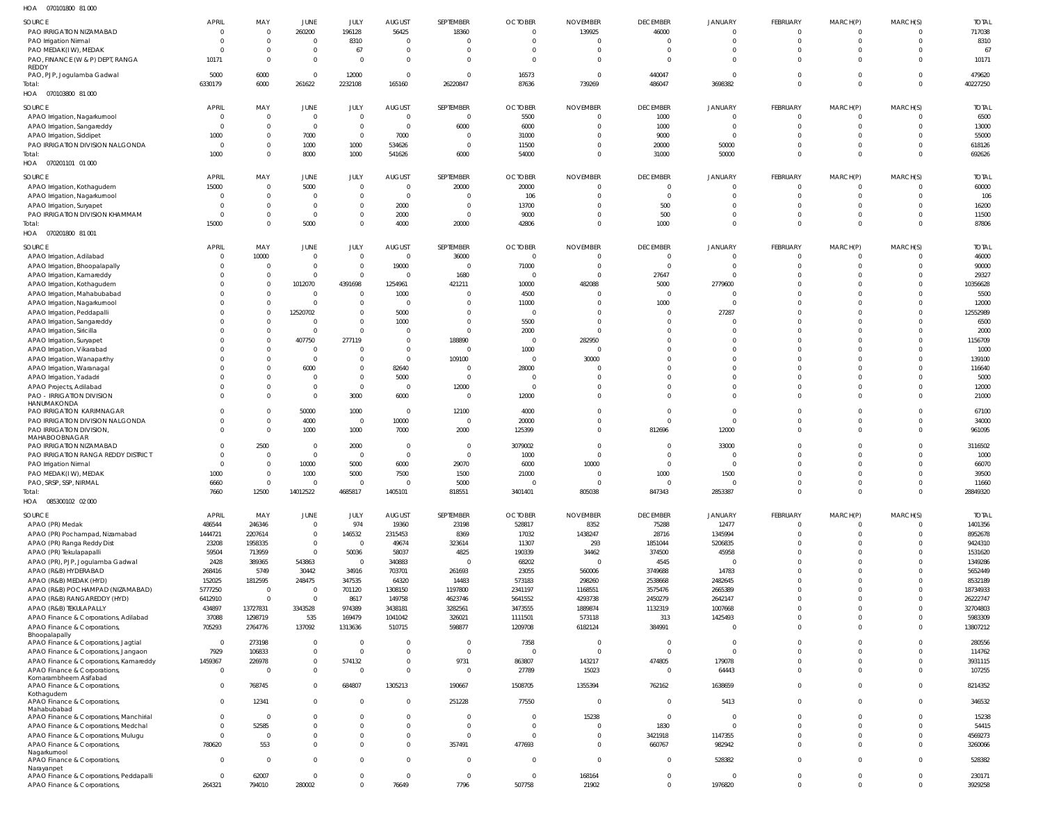HOA 070101800 81 000

| SOURCE | APRIL | MAY | JUNE | JULY | AUGUST | SEPTEMBER | OCTOBER | NOVEMBER | DECEMBER | JANUARY | FEBRUARY | MARCH(P) | MARCH(S) | TOTAL |
|---|---|---|---|---|---|---|---|---|---|---|---|---|---|---|
| PAO IRRIGATION NIZAMABAD | 0 | 0 | 260200 | 196128 | 56425 | 18360 | 0 | 139925 | 46000 | 0 | 0 | 0 | 0 | 717038 |
| PAO Irrigation Nirmal | 0 | 0 | 0 | 8310 | 0 | 0 | 0 | 0 | 0 | 0 | 0 | 0 | 0 | 8310 |
| PAO MEDAK(IW), MEDAK | 0 | 0 | 0 | 67 | 0 | 0 | 0 | 0 | 0 | 0 | 0 | 0 | 0 | 67 |
| PAO, FINANCE (W & P) DEPT, RANGA REDDY | 10171 | 0 | 0 | 0 | 0 | 0 | 0 | 0 | 0 | 0 | 0 | 0 | 0 | 10171 |
| PAO, PJP, Jogulamba Gadwal | 5000 | 6000 | 0 | 12000 | 0 | 0 | 16573 | 0 | 440047 | 0 | 0 | 0 | 0 | 479620 |
| Total: | 6330179 | 6000 | 261622 | 2232108 | 165160 | 26220847 | 87636 | 739269 | 486047 | 3698382 | 0 | 0 | 0 | 40227250 |

HOA 070103800 81 000

| SOURCE | APRIL | MAY | JUNE | JULY | AUGUST | SEPTEMBER | OCTOBER | NOVEMBER | DECEMBER | JANUARY | FEBRUARY | MARCH(P) | MARCH(S) | TOTAL |
|---|---|---|---|---|---|---|---|---|---|---|---|---|---|---|
| APAO Irrigation, Nagarkurnool | 0 | 0 | 0 | 0 | 0 | 0 | 5500 | 0 | 1000 | 0 | 0 | 0 | 0 | 6500 |
| APAO Irrigation, Sangareddy | 0 | 0 | 0 | 0 | 0 | 6000 | 6000 | 0 | 1000 | 0 | 0 | 0 | 0 | 13000 |
| APAO Irrigation, Siddipet | 1000 | 0 | 7000 | 0 | 7000 | 0 | 31000 | 0 | 9000 | 0 | 0 | 0 | 0 | 55000 |
| PAO IRRIGATION DIVISION NALGONDA | 0 | 0 | 1000 | 1000 | 534626 | 0 | 11500 | 0 | 20000 | 50000 | 0 | 0 | 0 | 618126 |
| Total: | 1000 | 0 | 8000 | 1000 | 541626 | 6000 | 54000 | 0 | 31000 | 50000 | 0 | 0 | 0 | 692626 |

HOA 070201101 01 000

| SOURCE | APRIL | MAY | JUNE | JULY | AUGUST | SEPTEMBER | OCTOBER | NOVEMBER | DECEMBER | JANUARY | FEBRUARY | MARCH(P) | MARCH(S) | TOTAL |
|---|---|---|---|---|---|---|---|---|---|---|---|---|---|---|
| APAO Irrigation, Kothagudem | 15000 | 0 | 5000 | 0 | 0 | 20000 | 20000 | 0 | 0 | 0 | 0 | 0 | 0 | 60000 |
| APAO Irrigation, Nagarkurnool | 0 | 0 | 0 | 0 | 0 | 0 | 106 | 0 | 0 | 0 | 0 | 0 | 0 | 106 |
| APAO Irrigation, Suryapet | 0 | 0 | 0 | 0 | 2000 | 0 | 13700 | 0 | 500 | 0 | 0 | 0 | 0 | 16200 |
| PAO IRRIGATION DIVISION KHAMMAM | 0 | 0 | 0 | 0 | 2000 | 0 | 9000 | 0 | 500 | 0 | 0 | 0 | 0 | 11500 |
| Total: | 15000 | 0 | 5000 | 0 | 4000 | 20000 | 42806 | 0 | 1000 | 0 | 0 | 0 | 0 | 87806 |

HOA 070201800 81 001

| SOURCE | APRIL | MAY | JUNE | JULY | AUGUST | SEPTEMBER | OCTOBER | NOVEMBER | DECEMBER | JANUARY | FEBRUARY | MARCH(P) | MARCH(S) | TOTAL |
|---|---|---|---|---|---|---|---|---|---|---|---|---|---|---|
| APAO Irrigation, Adilabad | 0 | 10000 | 0 | 0 | 0 | 36000 | 0 | 0 | 0 | 0 | 0 | 0 | 0 | 46000 |
| APAO Irrigation, Bhoopalapally | 0 | 0 | 0 | 0 | 19000 | 0 | 71000 | 0 | 0 | 0 | 0 | 0 | 0 | 90000 |
| APAO Irrigation, Kamareddy | 0 | 0 | 0 | 0 | 0 | 1680 | 0 | 0 | 27647 | 0 | 0 | 0 | 0 | 29327 |
| APAO Irrigation, Kothagudem | 0 | 0 | 1012070 | 4391698 | 1254961 | 421211 | 10000 | 482088 | 5000 | 2779600 | 0 | 0 | 0 | 10356628 |
| APAO Irrigation, Mahabubabad | 0 | 0 | 0 | 0 | 1000 | 0 | 4500 | 0 | 0 | 0 | 0 | 0 | 0 | 5500 |
| APAO Irrigation, Nagarkurnool | 0 | 0 | 0 | 0 | 0 | 0 | 11000 | 0 | 1000 | 0 | 0 | 0 | 0 | 12000 |
| APAO Irrigation, Peddapalli | 0 | 0 | 12520702 | 0 | 5000 | 0 | 0 | 0 | 0 | 27287 | 0 | 0 | 0 | 12552989 |
| APAO Irrigation, Sangareddy | 0 | 0 | 0 | 0 | 1000 | 0 | 5500 | 0 | 0 | 0 | 0 | 0 | 0 | 6500 |
| APAO Irrigation, Siricilla | 0 | 0 | 0 | 0 | 0 | 0 | 2000 | 0 | 0 | 0 | 0 | 0 | 0 | 2000 |
| APAO Irrigation, Suryapet | 0 | 0 | 407750 | 277119 | 0 | 188890 | 0 | 282950 | 0 | 0 | 0 | 0 | 0 | 1156709 |
| APAO Irrigation, Vikarabad | 0 | 0 | 0 | 0 | 0 | 0 | 1000 | 0 | 0 | 0 | 0 | 0 | 0 | 1000 |
| APAO Irrigation, Wanaparthy | 0 | 0 | 0 | 0 | 0 | 109100 | 0 | 30000 | 0 | 0 | 0 | 0 | 0 | 139100 |
| APAO Irrigation, Waranagal | 0 | 0 | 6000 | 0 | 82640 | 0 | 28000 | 0 | 0 | 0 | 0 | 0 | 0 | 116640 |
| APAO Irrigation, Yadadri | 0 | 0 | 0 | 0 | 5000 | 0 | 0 | 0 | 0 | 0 | 0 | 0 | 0 | 5000 |
| APAO Projects, Adilabad | 0 | 0 | 0 | 0 | 0 | 12000 | 0 | 0 | 0 | 0 | 0 | 0 | 0 | 12000 |
| PAO - IRRIGATION DIVISION HANUMAKONDA | 0 | 0 | 0 | 3000 | 6000 | 0 | 12000 | 0 | 0 | 0 | 0 | 0 | 0 | 21000 |
| PAO IRRIGATION KARIMNAGAR | 0 | 0 | 50000 | 1000 | 0 | 12100 | 4000 | 0 | 0 | 0 | 0 | 0 | 0 | 67100 |
| PAO IRRIGATION DIVISION NALGONDA | 0 | 0 | 4000 | 0 | 10000 | 0 | 20000 | 0 | 0 | 0 | 0 | 0 | 0 | 34000 |
| PAO IRRIGATION DIVISION, MAHABOOBNAGAR | 0 | 0 | 1000 | 1000 | 7000 | 2000 | 125399 | 0 | 812696 | 12000 | 0 | 0 | 0 | 961095 |
| PAO IRRIGATION NIZAMABAD | 0 | 2500 | 0 | 2000 | 0 | 0 | 3079002 | 0 | 0 | 33000 | 0 | 0 | 0 | 3116502 |
| PAO IRRIGATION RANGA REDDY DISTRICT | 0 | 0 | 0 | 0 | 0 | 0 | 1000 | 0 | 0 | 0 | 0 | 0 | 0 | 1000 |
| PAO Irrigation Nirmal | 0 | 0 | 10000 | 5000 | 6000 | 29070 | 6000 | 10000 | 0 | 0 | 0 | 0 | 0 | 66070 |
| PAO MEDAK(IW), MEDAK | 1000 | 0 | 1000 | 5000 | 7500 | 1500 | 21000 | 0 | 1000 | 1500 | 0 | 0 | 0 | 39500 |
| PAO, SRSP, SSP, NIRMAL | 6660 | 0 | 0 | 0 | 0 | 5000 | 0 | 0 | 0 | 0 | 0 | 0 | 0 | 11660 |
| Total: | 7660 | 12500 | 14012522 | 4685817 | 1405101 | 818551 | 3401401 | 805038 | 847343 | 2853387 | 0 | 0 | 0 | 28849320 |

HOA 085300102 02 000

| SOURCE | APRIL | MAY | JUNE | JULY | AUGUST | SEPTEMBER | OCTOBER | NOVEMBER | DECEMBER | JANUARY | FEBRUARY | MARCH(P) | MARCH(S) | TOTAL |
|---|---|---|---|---|---|---|---|---|---|---|---|---|---|---|
| APAO (PR) Medak | 486544 | 246346 | 0 | 974 | 19360 | 23198 | 528817 | 8352 | 75288 | 12477 | 0 | 0 | 0 | 1401356 |
| APAO (PR) Pochampad, Nizamabad | 1444721 | 2207614 | 0 | 146532 | 2315453 | 8369 | 17032 | 1438247 | 28716 | 1345994 | 0 | 0 | 0 | 8952678 |
| APAO (PR) Ranga Reddy Dist | 23208 | 1958335 | 0 | 0 | 49674 | 323614 | 11307 | 293 | 1851044 | 5206835 | 0 | 0 | 0 | 9424310 |
| APAO (PR) Tekulapapalli | 59504 | 713959 | 0 | 50036 | 58037 | 4825 | 190339 | 34462 | 374500 | 45958 | 0 | 0 | 0 | 1531620 |
| APAO (PR), PJP, Jogulamba Gadwal | 2428 | 389365 | 543863 | 0 | 340883 | 0 | 68202 | 0 | 4545 | 0 | 0 | 0 | 0 | 1349286 |
| APAO (R&B) HYDERABAD | 268416 | 5749 | 30442 | 34916 | 703701 | 261693 | 23055 | 560006 | 3749688 | 14783 | 0 | 0 | 0 | 5652449 |
| APAO (R&B) MEDAK (HYD) | 152025 | 1812595 | 248475 | 347535 | 64320 | 14483 | 573183 | 298260 | 2538668 | 2482645 | 0 | 0 | 0 | 8532189 |
| APAO (R&B) POCHAMPAD (NIZAMABAD) | 5777250 | 0 | 0 | 701120 | 1308150 | 1197800 | 2341197 | 1168551 | 3575476 | 2665389 | 0 | 0 | 0 | 18734933 |
| APAO (R&B) RANGAREDDY (HYD) | 6412910 | 0 | 0 | 8617 | 149758 | 4623746 | 5641552 | 4293738 | 2450279 | 2642147 | 0 | 0 | 0 | 26222747 |
| APAO (R&B) TEKULAPALLY | 434897 | 13727831 | 3343528 | 974389 | 3438181 | 3282561 | 3473555 | 1889874 | 1132319 | 1007668 | 0 | 0 | 0 | 32704803 |
| APAO Finance & Corporations, Adilabad | 37088 | 1298719 | 535 | 169479 | 1041042 | 326021 | 1111501 | 573118 | 313 | 1425493 | 0 | 0 | 0 | 5983309 |
| APAO Finance & Corporations, Bhoopalapally | 705293 | 2764776 | 137092 | 1313636 | 510715 | 598877 | 1209708 | 6182124 | 384991 | 0 | 0 | 0 | 0 | 13807212 |
| APAO Finance & Corporations, Jagtial | 0 | 273198 | 0 | 0 | 0 | 0 | 7358 | 0 | 0 | 0 | 0 | 0 | 0 | 280556 |
| APAO Finance & Corporations, Jangaon | 7929 | 106833 | 0 | 0 | 0 | 0 | 0 | 0 | 0 | 0 | 0 | 0 | 0 | 114762 |
| APAO Finance & Corporations, Kamareddy | 1459367 | 226978 | 0 | 574132 | 0 | 9731 | 863807 | 143217 | 474805 | 179078 | 0 | 0 | 0 | 3931115 |
| APAO Finance & Corporations, Komarambheem Asifabad | 0 | 0 | 0 | 0 | 0 | 0 | 27789 | 15023 | 0 | 64443 | 0 | 0 | 0 | 107255 |
| APAO Finance & Corporations, Kothagudem | 0 | 768745 | 0 | 684807 | 1305213 | 190667 | 1508705 | 1355394 | 762162 | 1638659 | 0 | 0 | 0 | 8214352 |
| APAO Finance & Corporations, Mahabubabad | 0 | 12341 | 0 | 0 | 0 | 251228 | 77550 | 0 | 0 | 5413 | 0 | 0 | 0 | 346532 |
| APAO Finance & Corporations, Manchirial | 0 | 0 | 0 | 0 | 0 | 0 | 0 | 15238 | 0 | 0 | 0 | 0 | 0 | 15238 |
| APAO Finance & Corporations, Medchal | 0 | 52585 | 0 | 0 | 0 | 0 | 0 | 0 | 1830 | 0 | 0 | 0 | 0 | 54415 |
| APAO Finance & Corporations, Mulugu | 0 | 0 | 0 | 0 | 0 | 0 | 0 | 0 | 3421918 | 1147355 | 0 | 0 | 0 | 4569273 |
| APAO Finance & Corporations, Nagarkurnool | 780620 | 553 | 0 | 0 | 0 | 357491 | 477693 | 0 | 660767 | 982942 | 0 | 0 | 0 | 3260066 |
| APAO Finance & Corporations, Narayanpet | 0 | 0 | 0 | 0 | 0 | 0 | 0 | 0 | 0 | 528382 | 0 | 0 | 0 | 528382 |
| APAO Finance & Corporations, Peddapalli | 0 | 62007 | 0 | 0 | 0 | 0 | 0 | 168164 | 0 | 0 | 0 | 0 | 0 | 230171 |
| APAO Finance & Corporations, | 264321 | 794010 | 280002 | 0 | 76649 | 7796 | 507758 | 21902 | 0 | 1976820 | 0 | 0 | 0 | 3929258 |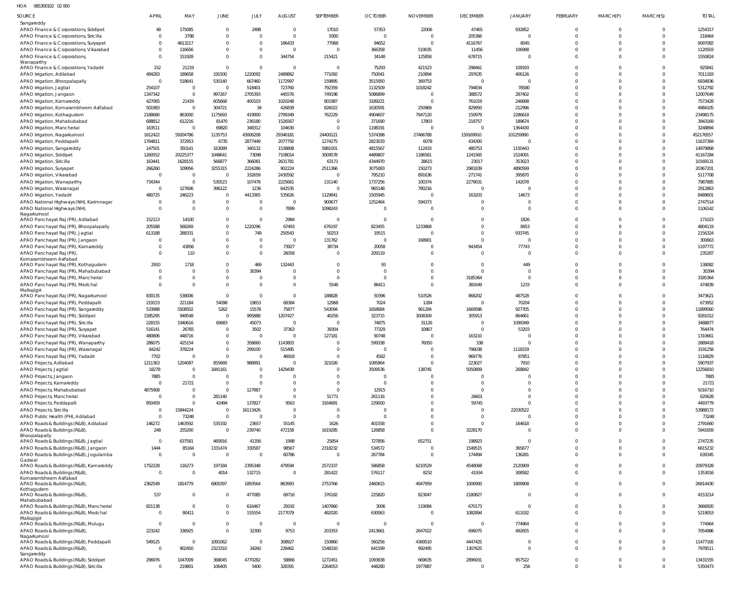HOA 085300102 02 000

| SOURCE | APRIL | MAY | JUNE | JULY | AUGUST | SEPTEMBER | OCTOBER | NOVEMBER | DECEMBER | JANUARY | FEBRUARY | MARCH(P) | MARCH(S) | TOTAL |
|---|---|---|---|---|---|---|---|---|---|---|---|---|---|---|
| Sangareddy | | | | | | | | | | | | | | |
| APAO Finance & Corporations, Siddipet | 48 | 175085 | 0 | 2498 | 0 | 17010 | 57353 | 22006 | 47465 | 932852 | 0 | 0 | 0 | 1254317 |
| APAO Finance & Corporations, Siricilla | 0 | 3798 | 0 | 0 | 0 | 9300 | 0 | 0 | 205366 | 0 | 0 | 0 | 0 | 218464 |
| APAO Finance & Corporations, Suryapet | 0 | 4613217 | 0 | 0 | 186433 | 77968 | 94652 | 0 | 4116767 | 8045 | 0 | 0 | 0 | 9097082 |
| APAO Finance & Corporations, Vikarabad | 0 | 116656 | 0 | 0 | 0 | 0 | 366358 | 519035 | 11456 | 106998 | 0 | 0 | 0 | 1120503 |
| APAO Finance & Corporations, Wanaparthy | 0 | 151928 | 0 | 0 | 344754 | 215421 | 34148 | 125858 | 678715 | 0 | 0 | 0 | 0 | 1550824 |
| APAO Finance & Corporations, Yadadri | 152 | 21219 | 0 | 0 | 0 | 0 | 75293 | 421523 | 298461 | 109193 | 0 | 0 | 0 | 925841 |
| APAO Irrigation, Adilabad | 484283 | 189658 | 191500 | 1220092 | 2489862 | 771092 | 750041 | 210894 | 297635 | 406126 | 0 | 0 | 0 | 7011183 |
| APAO Irrigation, Bhoopalapally | 0 | 518641 | 530140 | 667460 | 1172997 | 159895 | 3515950 | 369753 | 0 | 0 | 0 | 0 | 0 | 6934836 |
| APAO Irrigation, Jagtial | 254107 | 0 | 0 | 518401 | 723760 | 792359 | 1132509 | 1018242 | 794834 | 78580 | 0 | 0 | 0 | 5312792 |
| APAO Irrigation, Jangaon | 1347342 | 0 | 997267 | 2705393 | 445576 | 749198 | 5086899 | 0 | 388572 | 287402 | 0 | 0 | 0 | 12007649 |
| APAO Irrigation, Kamareddy | 427065 | 21419 | 605668 | 400103 | 1020248 | 901987 | 3189221 | 0 | 761019 | 246698 | 0 | 0 | 0 | 7573428 |
| APAO Irrigation, Komarambheem Asifabad | 501983 | 0 | 304721 | 34 | 426839 | 826022 | 1630591 | 250969 | 829950 | 212996 | 0 | 0 | 0 | 4984105 |
| APAO Irrigation, Kothagudem | 2188680 | 863000 | 1175693 | 419900 | 2799349 | 762229 | 4904607 | 7947120 | 150979 | 2286618 | 0 | 0 | 0 | 23498175 |
| APAO Irrigation, Mahabubabad | 688812 | 612216 | 81470 | 236180 | 1526567 | 0 | 371690 | 17803 | 218757 | 189674 | 0 | 0 | 0 | 3943169 |
| APAO Irrigation, Mancherial | 163511 | 0 | 69820 | 348312 | 104630 | 0 | 1198191 | 0 | 0 | 1364430 | 0 | 0 | 0 | 3248894 |
| APAO Irrigation, Nagarkurnool | 1812422 | 59204786 | 1135753 | 43006208 | 29346181 | 24400121 | 5374398 | 27466788 | 159169910 | 101259990 | 0 | 0 | 0 | 452176557 |
| APAO Irrigation, Peddapalli | 1764811 | 372953 | 6735 | 2877449 | 2077750 | 1274275 | 2823033 | 6078 | 434300 | 0 | 0 | 0 | 0 | 11637384 |
| APAO Irrigation, Sangareddy | 147501 | 350141 | 163089 | 340132 | 1538808 | 5881001 | 4815567 | 112433 | 480753 | 1150443 | 0 | 0 | 0 | 14979868 |
| APAO Irrigation, Siddipet | 1260552 | 20225377 | 1048641 | 73098 | 7108014 | 3009578 | 4489807 | 1186561 | 1241565 | 1524091 | 0 | 0 | 0 | 41167284 |
| APAO Irrigation, Siricilla | 163441 | 1628155 | 566877 | 366081 | 2631781 | 63171 | 4344970 | 28615 | 23017 | 353023 | 0 | 0 | 0 | 10169131 |
| APAO Irrigation, Suryapet | 266260 | 109956 | 3255315 | 2224286 | 902224 | 2511366 | 3075083 | 150273 | 2981839 | 4890599 | 0 | 0 | 0 | 20367201 |
| APAO Irrigation, Vikarabad | 0 | 0 | 0 | 332659 | 2430592 | 0 | 795210 | 891636 | 271741 | 395870 | 0 | 0 | 0 | 5117708 |
| APAO Irrigation, Wanaparthy | 734344 | 0 | 530523 | 107478 | 2225661 | 131140 | 1737256 | 100374 | 2279031 | 142078 | 0 | 0 | 0 | 7987885 |
| APAO Irrigation, Waranagal | 0 | 127606 | 396122 | 1236 | 642535 | 0 | 965148 | 780216 | 0 | 0 | 0 | 0 | 0 | 2912863 |
| APAO Irrigation, Yadadri | 480725 | 246223 | 0 | 4413365 | 535626 | 1129841 | 1505945 | 0 | 163203 | 14673 | 0 | 0 | 0 | 8489601 |
| APAO National Highways (NH), Karimnagar | 0 | 0 | 0 | 0 | 0 | 900677 | 1252464 | 594373 | 0 | 0 | 0 | 0 | 0 | 2747514 |
| APAO National Highways (NH), Nagarkurnool | 0 | 0 | 0 | 0 | 7899 | 1098243 | 0 | 0 | 0 | 0 | 0 | 0 | 0 | 1106142 |
| APAO Panchayat Raj (PR), Adilabad | 152113 | 14100 | 0 | 0 | 2984 | 0 | 0 | 0 | 0 | 1826 | 0 | 0 | 0 | 171023 |
| APAO Panchayat Raj (PR), Bhoopalapally | 205588 | 568269 | 0 | 1220296 | 67493 | 676197 | 823455 | 1233868 | 0 | 8953 | 0 | 0 | 0 | 4804119 |
| APAO Panchayat Raj (PR), Jagtial | 613188 | 288331 | 0 | 749 | 250543 | 50253 | 19515 | 0 | 0 | 933745 | 0 | 0 | 0 | 2156324 |
| APAO Panchayat Raj (PR), Jangaon | 0 | 0 | 0 | 0 | 0 | 131762 | 0 | 168901 | 0 | 0 | 0 | 0 | 0 | 300663 |
| APAO Panchayat Raj (PR), Kamareddy | 0 | 43856 | 0 | 0 | 73927 | 38734 | 20058 | 0 | 943454 | 77743 | 0 | 0 | 0 | 1197772 |
| APAO Panchayat Raj (PR), Komarambheem Asifabad | 0 | 110 | 0 | 0 | 26058 | 0 | 209119 | 0 | 0 | 0 | 0 | 0 | 0 | 235287 |
| APAO Panchayat Raj (PR), Kothagudem | 2910 | 1718 | 0 | 469 | 132443 | 0 | 93 | 0 | 0 | 449 | 0 | 0 | 0 | 138082 |
| APAO Panchayat Raj (PR), Mahabubabad | 0 | 0 | 0 | 30394 | 0 | 0 | 0 | 0 | 0 | 0 | 0 | 0 | 0 | 30394 |
| APAO Panchayat Raj (PR), Mancherial | 0 | 0 | 0 | 0 | 0 | 0 | 0 | 0 | 3185364 | 0 | 0 | 0 | 0 | 3185364 |
| APAO Panchayat Raj (PR), Medchal Malkajigiri | 0 | 0 | 0 | 0 | 0 | 5546 | 86411 | 0 | 381649 | 1233 | 0 | 0 | 0 | 474839 |
| APAO Panchayat Raj (PR), Nagarkurnool | 830135 | 538006 | 0 | 0 | 0 | 188828 | 50396 | 510526 | 868202 | 487528 | 0 | 0 | 0 | 3473621 |
| APAO Panchayat Raj (PR), Peddapalli | 219153 | 221184 | 54098 | 19653 | 68384 | 12968 | 7024 | 1284 | 0 | 70204 | 0 | 0 | 0 | 673952 |
| APAO Panchayat Raj (PR), Sangareddy | 533988 | 5508502 | 5262 | 15578 | 75877 | 543094 | 1658684 | 961284 | 1669586 | 927705 | 0 | 0 | 0 | 11899560 |
| APAO Panchayat Raj (PR), Siddipet | 1585295 | 949548 | 0 | 995888 | 1207427 | 40256 | 323715 | 3008309 | 305913 | 864661 | 0 | 0 | 0 | 9281012 |
| APAO Panchayat Raj (PR), Siricilla | 228155 | 1940616 | 69683 | 45073 | 0 | 0 | 74875 | 31126 | 0 | 1099349 | 0 | 0 | 0 | 3488877 |
| APAO Panchayat Raj (PR), Suryapet | 516141 | 26765 | 0 | 3502 | 37363 | 39304 | 77329 | 10867 | 0 | 53203 | 0 | 0 | 0 | 764474 |
| APAO Panchayat Raj (PR), Vikarabad | 480806 | 448716 | 0 | 0 | 0 | 127181 | 90748 | 0 | 163210 | 0 | 0 | 0 | 0 | 1310661 |
| APAO Panchayat Raj (PR), Wanaparthy | 286075 | 425154 | 0 | 358660 | 1143803 | 0 | 599338 | 76050 | 338 | 0 | 0 | 0 | 0 | 2889418 |
| APAO Panchayat Raj (PR), Waranagal | 84242 | 378224 | 0 | 299100 | 515495 | 0 | 0 | 0 | 796038 | 1118159 | 0 | 0 | 0 | 3191258 |
| APAO Panchayat Raj (PR), Yadadri | 7702 | 0 | 0 | 0 | 46918 | 0 | 4582 | 0 | 969776 | 87851 | 0 | 0 | 0 | 1116829 |
| APAO Projects, Adilabad | 1211363 | 1204087 | 855669 | 988991 | 0 | 321026 | 1095864 | 0 | 223027 | 7910 | 0 | 0 | 0 | 5907937 |
| APAO Projects, Jagtial | 18278 | 0 | 1841161 | 0 | 1429439 | 0 | 3509536 | 138745 | 5050809 | 268842 | 0 | 0 | 0 | 12256810 |
| APAO Projects, Jangaon | 7885 | 0 | 0 | 0 | 0 | 0 | 0 | 0 | 0 | 0 | 0 | 0 | 0 | 7885 |
| APAO Projects, Kamareddy | 0 | 21721 | 0 | 0 | 0 | 0 | 0 | 0 | 0 | 0 | 0 | 0 | 0 | 21721 |
| APAO Projects, Mahabubabad | 4875908 | 0 | 0 | 127887 | 0 | 0 | 12915 | 0 | 0 | 0 | 0 | 0 | 0 | 5016710 |
| APAO Projects, Mancherial | 0 | 0 | 281140 | 0 | 0 | 51771 | 261116 | 0 | 26601 | 0 | 0 | 0 | 0 | 620628 |
| APAO Projects, Peddapalli | 850459 | 0 | 42494 | 137827 | 9563 | 3164691 | 229000 | 0 | 59745 | 0 | 0 | 0 | 0 | 4493779 |
| APAO Projects, Siricilla | 0 | 15844224 | 0 | 16113426 | 0 | 0 | 0 | 0 | 0 | 22030522 | 0 | 0 | 0 | 53988172 |
| APAO Public Health (PH), Adilabad | 0 | 73248 | 0 | 0 | 0 | 0 | 0 | 0 | 0 | 0 | 0 | 0 | 0 | 73248 |
| APAO Roads & Buildings (R&B), Adilabad | 146272 | 1463592 | 535192 | 23657 | 55145 | 1626 | 401558 | 0 | 0 | 164618 | 0 | 0 | 0 | 2791660 |
| APAO Roads & Buildings (R&B), Bhoopalapally | 248 | 255200 | 0 | 239740 | 472158 | 1619285 | 126858 | 0 | 3228170 | 0 | 0 | 0 | 0 | 5941659 |
| APAO Roads & Buildings (R&B), Jagtial | 0 | 637581 | 460916 | 41356 | 1998 | 25854 | 727856 | 652751 | 198923 | 0 | 0 | 0 | 0 | 2747235 |
| APAO Roads & Buildings (R&B), Jangaon | 1444 | 85164 | 1331474 | 330587 | 98567 | 2318232 | 534572 | 0 | 1549515 | 365677 | 0 | 0 | 0 | 6615232 |
| APAO Roads & Buildings (R&B), Jogulamba Gadwal | 0 | 0 | 0 | 0 | 60786 | 0 | 267784 | 0 | 174494 | 136281 | 0 | 0 | 0 | 639345 |
| APAO Roads & Buildings (R&B), Kamareddy | 1752228 | 116273 | 197184 | 2395348 | 479594 | 2572337 | 586858 | 6210529 | 4548068 | 2120909 | 0 | 0 | 0 | 20979328 |
| APAO Roads & Buildings (R&B), Komarambheem Asifabad | 0 | 0 | 4014 | 132715 | 0 | 281422 | 576117 | 8232 | 41934 | 308582 | 0 | 0 | 0 | 1353016 |
| APAO Roads & Buildings (R&B), Kothagudem | 2362549 | 1814779 | 6900397 | 1893564 | 863993 | 2753766 | 2460615 | 4947959 | 1006900 | 1809908 | 0 | 0 | 0 | 26814430 |
| APAO Roads & Buildings (R&B), Mahabubabad | 537 | 0 | 0 | 477085 | 69716 | 376182 | 225820 | 823047 | 2180827 | 0 | 0 | 0 | 0 | 4153214 |
| APAO Roads & Buildings (R&B), Mancherial | 821138 | 0 | 0 | 616467 | 29192 | 1407860 | 3006 | 119084 | 670173 | 0 | 0 | 0 | 0 | 3666920 |
| APAO Roads & Buildings (R&B), Medchal Malkajigiri | 0 | 80411 | 0 | 155554 | 2177079 | 482020 | 630063 | 0 | 1082894 | 611032 | 0 | 0 | 0 | 5219053 |
| APAO Roads & Buildings (R&B), Mulugu | 0 | 0 | 0 | 0 | 0 | 0 | 0 | 0 | 0 | 774964 | 0 | 0 | 0 | 774964 |
| APAO Roads & Buildings (R&B), Nagarkurnool | 223242 | 336925 | 0 | 32300 | 9753 | 203353 | 2413661 | 2647022 | 696075 | 492655 | 0 | 0 | 0 | 7054986 |
| APAO Roads & Buildings (R&B), Peddapalli | 549125 | 0 | 1091062 | 0 | 308927 | 150860 | 560256 | 4369510 | 4447425 | 0 | 0 | 0 | 0 | 11477165 |
| APAO Roads & Buildings (R&B), Sangareddy | 0 | 902450 | 2323310 | 34260 | 228462 | 1548310 | 641599 | 992495 | 1307625 | 0 | 0 | 0 | 0 | 7978511 |
| APAO Roads & Buildings (R&B), Siddipet | 296976 | 1047009 | 368045 | 4770282 | 58866 | 1272451 | 1093838 | 669635 | 2896931 | 957522 | 0 | 0 | 0 | 13431555 |
| APAO Roads & Buildings (R&B), Siricilla | 0 | 219801 | 106405 | 5400 | 328391 | 2264053 | 448280 | 1977887 | 0 | 256 | 0 | 0 | 0 | 5350473 |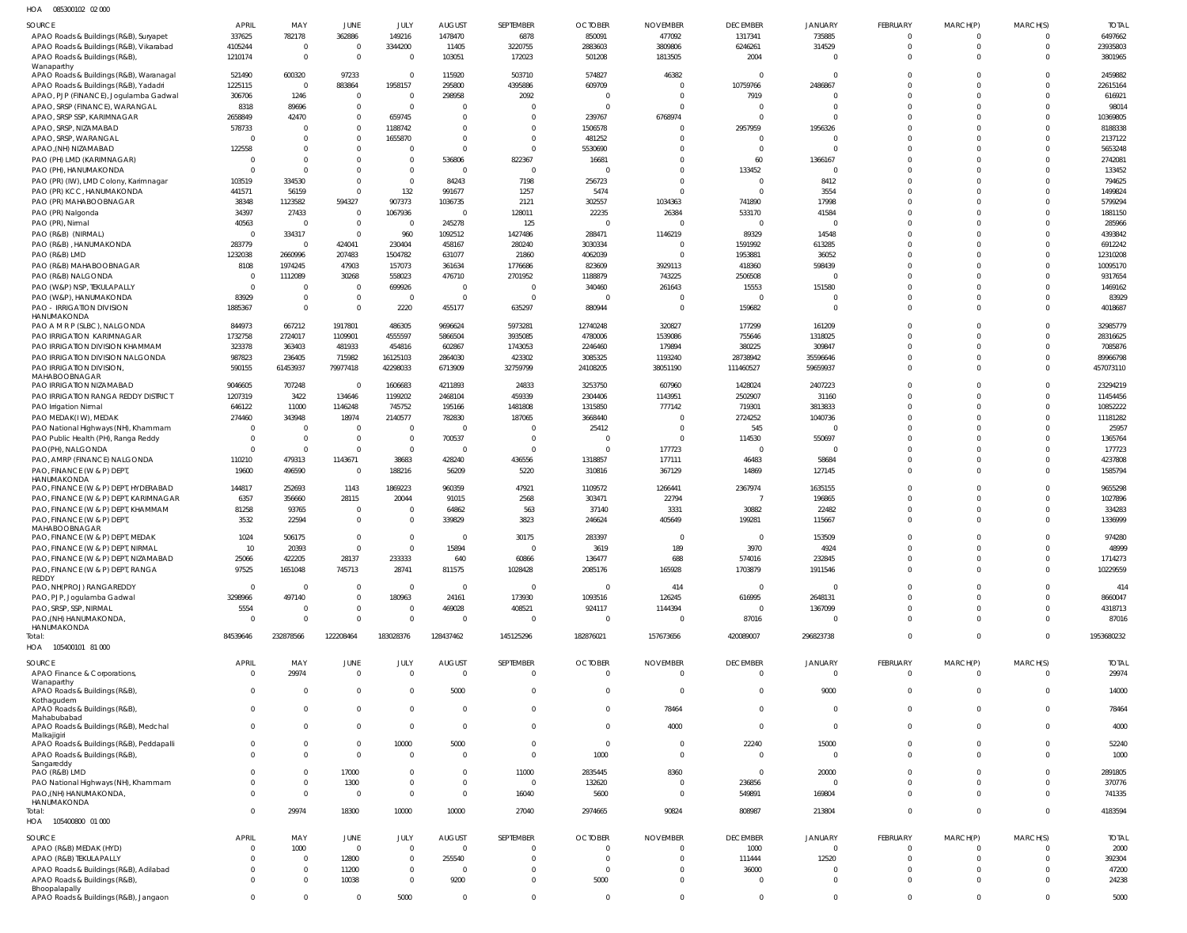HOA 085300102 02 000

| SOURCE | APRIL | MAY | JUNE | JULY | AUGUST | SEPTEMBER | OCTOBER | NOVEMBER | DECEMBER | JANUARY | FEBRUARY | MARCH(P) | MARCH(S) | TOTAL |
|---|---|---|---|---|---|---|---|---|---|---|---|---|---|---|
| APAO Roads & Buildings (R&B), Suryapet | 337625 | 782178 | 362886 | 149216 | 1478470 | 6878 | 850091 | 477092 | 1317341 | 735885 | 0 | 0 | 0 | 6497662 |
| APAO Roads & Buildings (R&B), Vikarabad | 4105244 | 0 | 0 | 3344200 | 11405 | 3220755 | 2883603 | 3809806 | 6246261 | 314529 | 0 | 0 | 0 | 23935803 |
| APAO Roads & Buildings (R&B), Wanaparthy | 1210174 | 0 | 0 | 0 | 103051 | 172023 | 501208 | 1813505 | 2004 | 0 | 0 | 0 | 0 | 3801965 |
| APAO Roads & Buildings (R&B), Waranagal | 521490 | 600320 | 97233 | 0 | 115920 | 503710 | 574827 | 46382 | 0 | 0 | 0 | 0 | 0 | 2459882 |
| APAO Roads & Buildings (R&B), Yadadri | 1225115 | 0 | 883864 | 1958157 | 295800 | 4395886 | 609709 | 0 | 10759766 | 2486867 | 0 | 0 | 0 | 22615164 |
| APAO, PJP (FINANCE), Jogulamba Gadwal | 306706 | 1246 | 0 | 0 | 298958 | 2092 | 0 | 0 | 7919 | 0 | 0 | 0 | 0 | 616921 |
| APAO, SRSP (FINANCE), WARANGAL | 8318 | 89696 | 0 | 0 | 0 | 0 | 0 | 0 | 0 | 0 | 0 | 0 | 0 | 98014 |
| APAO, SRSP SSP, KARIMNAGAR | 2658849 | 42470 | 0 | 659745 | 0 | 0 | 239767 | 6768974 | 0 | 0 | 0 | 0 | 0 | 10369805 |
| APAO, SRSP, NIZAMABAD | 578733 | 0 | 0 | 1188742 | 0 | 0 | 1506578 | 0 | 2957959 | 1956326 | 0 | 0 | 0 | 8188338 |
| APAO, SRSP, WARANGAL | 0 | 0 | 0 | 1655870 | 0 | 0 | 481252 | 0 | 0 | 0 | 0 | 0 | 0 | 2137122 |
| APAO,(NH) NIZAMABAD | 122558 | 0 | 0 | 0 | 0 | 0 | 5530690 | 0 | 0 | 0 | 0 | 0 | 0 | 5653248 |
| PAO (PH) LMD (KARIMNAGAR) | 0 | 0 | 0 | 0 | 536806 | 822367 | 16681 | 0 | 60 | 1366167 | 0 | 0 | 0 | 2742081 |
| PAO (PH), HANUMAKONDA | 0 | 0 | 0 | 0 | 0 | 0 | 0 | 0 | 133452 | 0 | 0 | 0 | 0 | 133452 |
| PAO (PR) (IW), LMD Colony, Karimnagar | 103519 | 334530 | 0 | 0 | 84243 | 7198 | 256723 | 0 | 0 | 8412 | 0 | 0 | 0 | 794625 |
| PAO (PR) KCC, HANUMAKONDA | 441571 | 56159 | 0 | 132 | 991677 | 1257 | 5474 | 0 | 0 | 3554 | 0 | 0 | 0 | 1499824 |
| PAO (PR) MAHABOOBNAGAR | 38348 | 1123582 | 594327 | 907373 | 1036735 | 2121 | 302557 | 1034363 | 741890 | 17998 | 0 | 0 | 0 | 5799294 |
| PAO (PR) Nalgonda | 34397 | 27433 | 0 | 1067936 | 0 | 128011 | 22235 | 26384 | 533170 | 41584 | 0 | 0 | 0 | 1881150 |
| PAO (PR), Nirmal | 40563 | 0 | 0 | 0 | 245278 | 125 | 0 | 0 | 0 | 0 | 0 | 0 | 0 | 285966 |
| PAO (R&B) (NIRMAL) | 0 | 334317 | 0 | 960 | 1092512 | 1427486 | 288471 | 1146219 | 89329 | 14548 | 0 | 0 | 0 | 4393842 |
| PAO (R&B), HANUMAKONDA | 283779 | 0 | 424041 | 230404 | 458167 | 280240 | 3030334 | 0 | 1591992 | 613285 | 0 | 0 | 0 | 6912242 |
| PAO (R&B) LMD | 1232038 | 2660996 | 207483 | 1504782 | 631077 | 21860 | 4062039 | 0 | 1953881 | 36052 | 0 | 0 | 0 | 12310208 |
| PAO (R&B) MAHABOOBNAGAR | 8108 | 1974245 | 47903 | 157073 | 361634 | 1776686 | 823609 | 3929113 | 418360 | 598439 | 0 | 0 | 0 | 10095170 |
| PAO (R&B) NALGONDA | 0 | 1112089 | 30268 | 558023 | 476710 | 2701952 | 1188879 | 743225 | 2506508 | 0 | 0 | 0 | 0 | 9317654 |
| PAO (W&P) NSP, TEKULAPALLY | 0 | 0 | 0 | 699926 | 0 | 0 | 340460 | 261643 | 15553 | 151580 | 0 | 0 | 0 | 1469162 |
| PAO (W&P), HANUMAKONDA | 83929 | 0 | 0 | 0 | 0 | 0 | 0 | 0 | 0 | 0 | 0 | 0 | 0 | 83929 |
| PAO - IRRIGATION DIVISION HANUMAKONDA | 1885367 | 0 | 0 | 2220 | 455177 | 635297 | 880944 | 0 | 159682 | 0 | 0 | 0 | 0 | 4018687 |
| PAO A M R P (SLBC), NALGONDA | 844973 | 667212 | 1917801 | 486305 | 9696624 | 5973281 | 12740248 | 320827 | 177299 | 161209 | 0 | 0 | 0 | 32985779 |
| PAO IRRIGATION KARIMNAGAR | 1732758 | 2724017 | 1109901 | 4555597 | 5866504 | 3935085 | 4780006 | 1539086 | 755646 | 1318025 | 0 | 0 | 0 | 28316625 |
| PAO IRRIGATION DIVISION KHAMMAM | 323378 | 363403 | 481933 | 454816 | 602867 | 1743053 | 2246460 | 179894 | 380225 | 309847 | 0 | 0 | 0 | 7085876 |
| PAO IRRIGATION DIVISION NALGONDA | 987823 | 236405 | 715982 | 16125103 | 2864030 | 423302 | 3085325 | 1193240 | 28738942 | 35596646 | 0 | 0 | 0 | 89966798 |
| PAO IRRIGATION DIVISION, MAHABOOBNAGAR | 590155 | 61453937 | 79977418 | 42298033 | 6713909 | 32759799 | 24108205 | 38051190 | 111460527 | 59659937 | 0 | 0 | 0 | 457073110 |
| PAO IRRIGATION NIZAMABAD | 9046605 | 707248 | 0 | 1606683 | 4211893 | 24833 | 3253750 | 607960 | 1428024 | 2407223 | 0 | 0 | 0 | 23294219 |
| PAO IRRIGATION RANGA REDDY DISTRICT | 1207319 | 3422 | 134646 | 1199202 | 2468104 | 459339 | 2304406 | 1143951 | 2502907 | 31160 | 0 | 0 | 0 | 11454456 |
| PAO Irrigation Nirmal | 646122 | 11000 | 1146248 | 745752 | 195166 | 1481808 | 1315850 | 777142 | 719301 | 3813833 | 0 | 0 | 0 | 10852222 |
| PAO MEDAK(IW), MEDAK | 274460 | 343948 | 18974 | 2140577 | 782830 | 187065 | 3668440 | 0 | 2724252 | 1040736 | 0 | 0 | 0 | 11181282 |
| PAO National Highways (NH), Khammam | 0 | 0 | 0 | 0 | 0 | 0 | 25412 | 0 | 545 | 0 | 0 | 0 | 0 | 25957 |
| PAO Public Health (PH), Ranga Reddy | 0 | 0 | 0 | 0 | 700537 | 0 | 0 | 0 | 114530 | 550697 | 0 | 0 | 0 | 1365764 |
| PAO(PH), NALGONDA | 0 | 0 | 0 | 0 | 0 | 0 | 0 | 177723 | 0 | 0 | 0 | 0 | 0 | 177723 |
| PAO, AMRP (FINANCE) NALGONDA | 110210 | 479313 | 1143671 | 38683 | 428240 | 436556 | 1318857 | 177111 | 46483 | 58684 | 0 | 0 | 0 | 4237808 |
| PAO, FINANCE (W & P) DEPT, HANUMAKONDA | 19600 | 496590 | 0 | 188216 | 56209 | 5220 | 310816 | 367129 | 14869 | 127145 | 0 | 0 | 0 | 1585794 |
| PAO, FINANCE (W & P) DEPT, HYDERABAD | 144817 | 252693 | 1143 | 1869223 | 960359 | 47921 | 1109572 | 1266441 | 2367974 | 1635155 | 0 | 0 | 0 | 9655298 |
| PAO, FINANCE (W & P) DEPT, KARIMNAGAR | 6357 | 356660 | 28115 | 20044 | 91015 | 2568 | 303471 | 22794 | 7 | 196865 | 0 | 0 | 0 | 1027896 |
| PAO, FINANCE (W & P) DEPT, KHAMMAM | 81258 | 93765 | 0 | 0 | 64862 | 563 | 37140 | 3331 | 30882 | 22482 | 0 | 0 | 0 | 334283 |
| PAO, FINANCE (W & P) DEPT, MAHABOOBNAGAR | 3532 | 22594 | 0 | 0 | 339829 | 3823 | 246624 | 405649 | 199281 | 115667 | 0 | 0 | 0 | 1336999 |
| PAO, FINANCE (W & P) DEPT, MEDAK | 1024 | 506175 | 0 | 0 | 0 | 30175 | 283397 | 0 | 0 | 153509 | 0 | 0 | 0 | 974280 |
| PAO, FINANCE (W & P) DEPT, NIRMAL | 10 | 20393 | 0 | 0 | 15894 | 0 | 3619 | 189 | 3970 | 4924 | 0 | 0 | 0 | 48999 |
| PAO, FINANCE (W & P) DEPT, NIZAMABAD | 25066 | 422205 | 28137 | 233333 | 640 | 60866 | 136477 | 688 | 574016 | 232845 | 0 | 0 | 0 | 1714273 |
| PAO, FINANCE (W & P) DEPT, RANGA REDDY | 97525 | 1651048 | 745713 | 28741 | 811575 | 1028428 | 2085176 | 165928 | 1703879 | 1911546 | 0 | 0 | 0 | 10229559 |
| PAO, NH(PROJ) RANGAREDDY | 0 | 0 | 0 | 0 | 0 | 0 | 0 | 414 | 0 | 0 | 0 | 0 | 0 | 414 |
| PAO, PJP, Jogulamba Gadwal | 3298966 | 497140 | 0 | 180963 | 24161 | 173930 | 1093516 | 126245 | 616995 | 2648131 | 0 | 0 | 0 | 8660047 |
| PAO, SRSP, SSP, NIRMAL | 5554 | 0 | 0 | 0 | 469028 | 408521 | 924117 | 1144394 | 0 | 1367099 | 0 | 0 | 0 | 4318713 |
| PAO,(NH) HANUMAKONDA, HANUMAKONDA | 0 | 0 | 0 | 0 | 0 | 0 | 0 | 0 | 87016 | 0 | 0 | 0 | 0 | 87016 |
| Total: | 84539646 | 232878566 | 122208464 | 183028376 | 128437462 | 145125296 | 182876021 | 157673656 | 420089007 | 296823738 | 0 | 0 | 0 | 1953680232 |

HOA 105400101 81 000

| SOURCE | APRIL | MAY | JUNE | JULY | AUGUST | SEPTEMBER | OCTOBER | NOVEMBER | DECEMBER | JANUARY | FEBRUARY | MARCH(P) | MARCH(S) | TOTAL |
|---|---|---|---|---|---|---|---|---|---|---|---|---|---|---|
| APAO Finance & Corporations, Wanaparthy | 0 | 29974 | 0 | 0 | 0 | 0 | 0 | 0 | 0 | 0 | 0 | 0 | 0 | 29974 |
| APAO Roads & Buildings (R&B), Kothagudem | 0 | 0 | 0 | 0 | 5000 | 0 | 0 | 0 | 0 | 9000 | 0 | 0 | 0 | 14000 |
| APAO Roads & Buildings (R&B), Mahabubabad | 0 | 0 | 0 | 0 | 0 | 0 | 0 | 78464 | 0 | 0 | 0 | 0 | 0 | 78464 |
| APAO Roads & Buildings (R&B), Medchal Malkajigiri | 0 | 0 | 0 | 0 | 0 | 0 | 0 | 4000 | 0 | 0 | 0 | 0 | 0 | 4000 |
| APAO Roads & Buildings (R&B), Peddapalli | 0 | 0 | 0 | 10000 | 5000 | 0 | 0 | 0 | 22240 | 15000 | 0 | 0 | 0 | 52240 |
| APAO Roads & Buildings (R&B), Sangareddy | 0 | 0 | 0 | 0 | 0 | 0 | 1000 | 0 | 0 | 0 | 0 | 0 | 0 | 1000 |
| PAO (R&B) LMD | 0 | 0 | 17000 | 0 | 0 | 11000 | 2835445 | 8360 | 0 | 20000 | 0 | 0 | 0 | 2891805 |
| PAO National Highways (NH), Khammam | 0 | 0 | 1300 | 0 | 0 | 0 | 132620 | 0 | 236856 | 0 | 0 | 0 | 0 | 370776 |
| PAO,(NH) HANUMAKONDA, HANUMAKONDA | 0 | 0 | 0 | 0 | 0 | 16040 | 5600 | 0 | 549891 | 169804 | 0 | 0 | 0 | 741335 |
| Total: | 0 | 29974 | 18300 | 10000 | 10000 | 27040 | 2974665 | 90824 | 808987 | 213804 | 0 | 0 | 0 | 4183594 |

HOA 105400800 01 000

| SOURCE | APRIL | MAY | JUNE | JULY | AUGUST | SEPTEMBER | OCTOBER | NOVEMBER | DECEMBER | JANUARY | FEBRUARY | MARCH(P) | MARCH(S) | TOTAL |
|---|---|---|---|---|---|---|---|---|---|---|---|---|---|---|
| APAO (R&B) MEDAK (HYD) | 0 | 1000 | 0 | 0 | 0 | 0 | 0 | 0 | 1000 | 0 | 0 | 0 | 0 | 2000 |
| APAO (R&B) TEKULAPALLY | 0 | 0 | 12800 | 0 | 255540 | 0 | 0 | 0 | 111444 | 12520 | 0 | 0 | 0 | 392304 |
| APAO Roads & Buildings (R&B), Adilabad | 0 | 0 | 11200 | 0 | 0 | 0 | 0 | 0 | 36000 | 0 | 0 | 0 | 0 | 47200 |
| APAO Roads & Buildings (R&B), Bhoopalapally | 0 | 0 | 10038 | 0 | 9200 | 0 | 5000 | 0 | 0 | 0 | 0 | 0 | 0 | 24238 |
| APAO Roads & Buildings (R&B), Jangaon | 0 | 0 | 0 | 5000 | 0 | 0 | 0 | 0 | 0 | 0 | 0 | 0 | 0 | 5000 |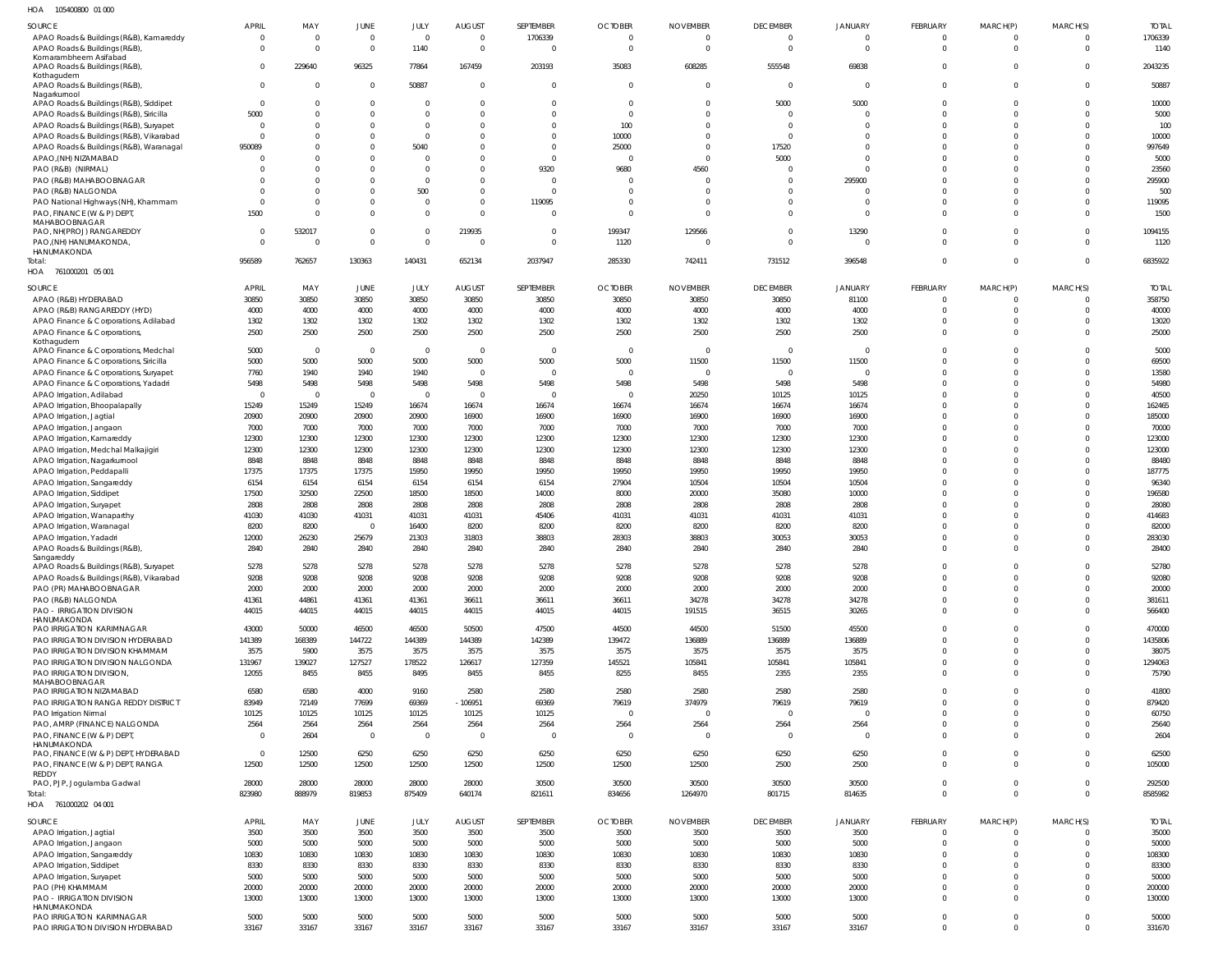HOA 105400800 01 000

| SOURCE | APRIL | MAY | JUNE | JULY | AUGUST | SEPTEMBER | OCTOBER | NOVEMBER | DECEMBER | JANUARY | FEBRUARY | MARCH(P) | MARCH(S) | TOTAL |
|---|---|---|---|---|---|---|---|---|---|---|---|---|---|---|
| APAO Roads & Buildings (R&B), Kamareddy | 0 | 0 | 0 | 0 | 0 | 1706339 | 0 | 0 | 0 | 0 | 0 | 0 | 0 | 1706339 |
| APAO Roads & Buildings (R&B), Komarambheem Asifabad | 0 | 0 | 0 | 1140 | 0 | 0 | 0 | 0 | 0 | 0 | 0 | 0 | 0 | 1140 |
| APAO Roads & Buildings (R&B), Kothagudem | 0 | 229640 | 96325 | 77864 | 167459 | 203193 | 35083 | 608285 | 555548 | 69838 | 0 | 0 | 0 | 2043235 |
| APAO Roads & Buildings (R&B), Nagarkurnool | 0 | 0 | 0 | 50887 | 0 | 0 | 0 | 0 | 0 | 0 | 0 | 0 | 0 | 50887 |
| APAO Roads & Buildings (R&B), Siddipet | 0 | 0 | 0 | 0 | 0 | 0 | 0 | 0 | 5000 | 5000 | 0 | 0 | 0 | 10000 |
| APAO Roads & Buildings (R&B), Siricilla | 5000 | 0 | 0 | 0 | 0 | 0 | 0 | 0 | 0 | 0 | 0 | 0 | 0 | 5000 |
| APAO Roads & Buildings (R&B), Suryapet | 0 | 0 | 0 | 0 | 0 | 0 | 100 | 0 | 0 | 0 | 0 | 0 | 0 | 100 |
| APAO Roads & Buildings (R&B), Vikarabad | 0 | 0 | 0 | 0 | 0 | 0 | 10000 | 0 | 0 | 0 | 0 | 0 | 0 | 10000 |
| APAO Roads & Buildings (R&B), Waranagal | 950089 | 0 | 0 | 5040 | 0 | 0 | 25000 | 0 | 17520 | 0 | 0 | 0 | 0 | 997649 |
| APAO,(NH) NIZAMABAD | 0 | 0 | 0 | 0 | 0 | 0 | 0 | 0 | 5000 | 0 | 0 | 0 | 0 | 5000 |
| PAO (R&B) (NIRMAL) | 0 | 0 | 0 | 0 | 0 | 9320 | 9680 | 4560 | 0 | 0 | 0 | 0 | 0 | 23560 |
| PAO (R&B) MAHABOOBNAGAR | 0 | 0 | 0 | 0 | 0 | 0 | 0 | 0 | 0 | 295900 | 0 | 0 | 0 | 295900 |
| PAO (R&B) NALGONDA | 0 | 0 | 0 | 500 | 0 | 0 | 0 | 0 | 0 | 0 | 0 | 0 | 0 | 500 |
| PAO National Highways (NH), Khammam | 0 | 0 | 0 | 0 | 0 | 119095 | 0 | 0 | 0 | 0 | 0 | 0 | 0 | 119095 |
| PAO, FINANCE (W & P) DEPT, MAHABOOBNAGAR | 1500 | 0 | 0 | 0 | 0 | 0 | 0 | 0 | 0 | 0 | 0 | 0 | 0 | 1500 |
| PAO, NH(PROJ) RANGAREDDY | 0 | 532017 | 0 | 0 | 219935 | 0 | 199347 | 129566 | 0 | 13290 | 0 | 0 | 0 | 1094155 |
| PAO,(NH) HANUMAKONDA, HANUMAKONDA | 0 | 0 | 0 | 0 | 0 | 0 | 1120 | 0 | 0 | 0 | 0 | 0 | 0 | 1120 |
| Total: | 956589 | 762657 | 130363 | 140431 | 652134 | 2037947 | 285330 | 742411 | 731512 | 396548 | 0 | 0 | 0 | 6835922 |

HOA 761000201 05 001

| SOURCE | APRIL | MAY | JUNE | JULY | AUGUST | SEPTEMBER | OCTOBER | NOVEMBER | DECEMBER | JANUARY | FEBRUARY | MARCH(P) | MARCH(S) | TOTAL |
|---|---|---|---|---|---|---|---|---|---|---|---|---|---|---|
| APAO (R&B) HYDERABAD | 30850 | 30850 | 30850 | 30850 | 30850 | 30850 | 30850 | 30850 | 30850 | 81100 | 0 | 0 | 0 | 358750 |
| APAO (R&B) RANGAREDDY (HYD) | 4000 | 4000 | 4000 | 4000 | 4000 | 4000 | 4000 | 4000 | 4000 | 4000 | 0 | 0 | 0 | 40000 |
| APAO Finance & Corporations, Adilabad | 1302 | 1302 | 1302 | 1302 | 1302 | 1302 | 1302 | 1302 | 1302 | 1302 | 0 | 0 | 0 | 13020 |
| APAO Finance & Corporations, Kothagudem | 2500 | 2500 | 2500 | 2500 | 2500 | 2500 | 2500 | 2500 | 2500 | 2500 | 0 | 0 | 0 | 25000 |
| APAO Finance & Corporations, Medchal | 5000 | 0 | 0 | 0 | 0 | 0 | 0 | 0 | 0 | 0 | 0 | 0 | 0 | 5000 |
| APAO Finance & Corporations, Siricilla | 5000 | 5000 | 5000 | 5000 | 5000 | 5000 | 5000 | 11500 | 11500 | 11500 | 0 | 0 | 0 | 69500 |
| APAO Finance & Corporations, Suryapet | 7760 | 1940 | 1940 | 1940 | 0 | 0 | 0 | 0 | 0 | 0 | 0 | 0 | 0 | 13580 |
| APAO Finance & Corporations, Yadadri | 5498 | 5498 | 5498 | 5498 | 5498 | 5498 | 5498 | 5498 | 5498 | 5498 | 0 | 0 | 0 | 54980 |
| APAO Irrigation, Adilabad | 0 | 0 | 0 | 0 | 0 | 0 | 0 | 20250 | 10125 | 10125 | 0 | 0 | 0 | 40500 |
| APAO Irrigation, Bhoopalapally | 15249 | 15249 | 15249 | 16674 | 16674 | 16674 | 16674 | 16674 | 16674 | 16674 | 0 | 0 | 0 | 162465 |
| APAO Irrigation, Jagtial | 20900 | 20900 | 20900 | 20900 | 16900 | 16900 | 16900 | 16900 | 16900 | 16900 | 0 | 0 | 0 | 185000 |
| APAO Irrigation, Jangaon | 7000 | 7000 | 7000 | 7000 | 7000 | 7000 | 7000 | 7000 | 7000 | 7000 | 0 | 0 | 0 | 70000 |
| APAO Irrigation, Kamareddy | 12300 | 12300 | 12300 | 12300 | 12300 | 12300 | 12300 | 12300 | 12300 | 12300 | 0 | 0 | 0 | 123000 |
| APAO Irrigation, Medchal Malkajigiri | 12300 | 12300 | 12300 | 12300 | 12300 | 12300 | 12300 | 12300 | 12300 | 12300 | 0 | 0 | 0 | 123000 |
| APAO Irrigation, Nagarkurnool | 8848 | 8848 | 8848 | 8848 | 8848 | 8848 | 8848 | 8848 | 8848 | 8848 | 0 | 0 | 0 | 88480 |
| APAO Irrigation, Peddapalli | 17375 | 17375 | 17375 | 15950 | 19950 | 19950 | 19950 | 19950 | 19950 | 19950 | 0 | 0 | 0 | 187775 |
| APAO Irrigation, Sangareddy | 6154 | 6154 | 6154 | 6154 | 6154 | 6154 | 27904 | 10504 | 10504 | 10504 | 0 | 0 | 0 | 96340 |
| APAO Irrigation, Siddipet | 17500 | 32500 | 22500 | 18500 | 18500 | 14000 | 8000 | 20000 | 35080 | 10000 | 0 | 0 | 0 | 196580 |
| APAO Irrigation, Suryapet | 2808 | 2808 | 2808 | 2808 | 2808 | 2808 | 2808 | 2808 | 2808 | 2808 | 0 | 0 | 0 | 28080 |
| APAO Irrigation, Wanaparthy | 41030 | 41030 | 41031 | 41031 | 41031 | 45406 | 41031 | 41031 | 41031 | 41031 | 0 | 0 | 0 | 414683 |
| APAO Irrigation, Waranagal | 8200 | 8200 | 0 | 16400 | 8200 | 8200 | 8200 | 8200 | 8200 | 8200 | 0 | 0 | 0 | 82000 |
| APAO Irrigation, Yadadri | 12000 | 26230 | 25679 | 21303 | 31803 | 38803 | 28303 | 38803 | 30053 | 30053 | 0 | 0 | 0 | 283030 |
| APAO Roads & Buildings (R&B), Sangareddy | 2840 | 2840 | 2840 | 2840 | 2840 | 2840 | 2840 | 2840 | 2840 | 2840 | 0 | 0 | 0 | 28400 |
| APAO Roads & Buildings (R&B), Suryapet | 5278 | 5278 | 5278 | 5278 | 5278 | 5278 | 5278 | 5278 | 5278 | 5278 | 0 | 0 | 0 | 52780 |
| APAO Roads & Buildings (R&B), Vikarabad | 9208 | 9208 | 9208 | 9208 | 9208 | 9208 | 9208 | 9208 | 9208 | 9208 | 0 | 0 | 0 | 92080 |
| PAO (PR) MAHABOOBNAGAR | 2000 | 2000 | 2000 | 2000 | 2000 | 2000 | 2000 | 2000 | 2000 | 2000 | 0 | 0 | 0 | 20000 |
| PAO (R&B) NALGONDA | 41361 | 44861 | 41361 | 41361 | 36611 | 36611 | 36611 | 34278 | 34278 | 34278 | 0 | 0 | 0 | 381611 |
| PAO - IRRIGATION DIVISION HANUMAKONDA | 44015 | 44015 | 44015 | 44015 | 44015 | 44015 | 44015 | 191515 | 36515 | 30265 | 0 | 0 | 0 | 566400 |
| PAO IRRIGATION KARIMNAGAR | 43000 | 50000 | 46500 | 46500 | 50500 | 47500 | 44500 | 44500 | 51500 | 45500 | 0 | 0 | 0 | 470000 |
| PAO IRRIGATION DIVISION HYDERABAD | 141389 | 168389 | 144722 | 144389 | 144389 | 142389 | 139472 | 136889 | 136889 | 136889 | 0 | 0 | 0 | 1435806 |
| PAO IRRIGATION DIVISION KHAMMAM | 3575 | 5900 | 3575 | 3575 | 3575 | 3575 | 3575 | 3575 | 3575 | 3575 | 0 | 0 | 0 | 38075 |
| PAO IRRIGATION DIVISION NALGONDA | 131967 | 139027 | 127527 | 178522 | 126617 | 127359 | 145521 | 105841 | 105841 | 105841 | 0 | 0 | 0 | 1294063 |
| PAO IRRIGATION DIVISION, MAHABOOBNAGAR | 12055 | 8455 | 8455 | 8495 | 8455 | 8455 | 8255 | 8455 | 2355 | 2355 | 0 | 0 | 0 | 75790 |
| PAO IRRIGATION NIZAMABAD | 6580 | 6580 | 4000 | 9160 | 2580 | 2580 | 2580 | 2580 | 2580 | 2580 | 0 | 0 | 0 | 41800 |
| PAO IRRIGATION RANGA REDDY DISTRICT | 83949 | 72149 | 77699 | 69369 | -106951 | 69369 | 79619 | 374979 | 79619 | 79619 | 0 | 0 | 0 | 879420 |
| PAO Irrigation Nirmal | 10125 | 10125 | 10125 | 10125 | 10125 | 10125 | 0 | 0 | 0 | 0 | 0 | 0 | 0 | 60750 |
| PAO, AMRP (FINANCE) NALGONDA | 2564 | 2564 | 2564 | 2564 | 2564 | 2564 | 2564 | 2564 | 2564 | 2564 | 0 | 0 | 0 | 25640 |
| PAO, FINANCE (W & P) DEPT, HANUMAKONDA | 0 | 2604 | 0 | 0 | 0 | 0 | 0 | 0 | 0 | 0 | 0 | 0 | 0 | 2604 |
| PAO, FINANCE (W & P) DEPT, HYDERABAD | 0 | 12500 | 6250 | 6250 | 6250 | 6250 | 6250 | 6250 | 6250 | 6250 | 0 | 0 | 0 | 62500 |
| PAO, FINANCE (W & P) DEPT, RANGA REDDY | 12500 | 12500 | 12500 | 12500 | 12500 | 12500 | 12500 | 12500 | 2500 | 2500 | 0 | 0 | 0 | 105000 |
| PAO, PJP, Jogulamba Gadwal | 28000 | 28000 | 28000 | 28000 | 28000 | 30500 | 30500 | 30500 | 30500 | 30500 | 0 | 0 | 0 | 292500 |
| Total: | 823980 | 888979 | 819853 | 875409 | 640174 | 821611 | 834656 | 1264970 | 801715 | 814635 | 0 | 0 | 0 | 8585982 |

HOA 761000202 04 001

| SOURCE | APRIL | MAY | JUNE | JULY | AUGUST | SEPTEMBER | OCTOBER | NOVEMBER | DECEMBER | JANUARY | FEBRUARY | MARCH(P) | MARCH(S) | TOTAL |
|---|---|---|---|---|---|---|---|---|---|---|---|---|---|---|
| APAO Irrigation, Jagtial | 3500 | 3500 | 3500 | 3500 | 3500 | 3500 | 3500 | 3500 | 3500 | 3500 | 0 | 0 | 0 | 35000 |
| APAO Irrigation, Jangaon | 5000 | 5000 | 5000 | 5000 | 5000 | 5000 | 5000 | 5000 | 5000 | 5000 | 0 | 0 | 0 | 50000 |
| APAO Irrigation, Sangareddy | 10830 | 10830 | 10830 | 10830 | 10830 | 10830 | 10830 | 10830 | 10830 | 10830 | 0 | 0 | 0 | 108300 |
| APAO Irrigation, Siddipet | 8330 | 8330 | 8330 | 8330 | 8330 | 8330 | 8330 | 8330 | 8330 | 8330 | 0 | 0 | 0 | 83300 |
| APAO Irrigation, Suryapet | 5000 | 5000 | 5000 | 5000 | 5000 | 5000 | 5000 | 5000 | 5000 | 5000 | 0 | 0 | 0 | 50000 |
| PAO (PH) KHAMMAM | 20000 | 20000 | 20000 | 20000 | 20000 | 20000 | 20000 | 20000 | 20000 | 20000 | 0 | 0 | 0 | 200000 |
| PAO - IRRIGATION DIVISION HANUMAKONDA | 13000 | 13000 | 13000 | 13000 | 13000 | 13000 | 13000 | 13000 | 13000 | 13000 | 0 | 0 | 0 | 130000 |
| PAO IRRIGATION KARIMNAGAR | 5000 | 5000 | 5000 | 5000 | 5000 | 5000 | 5000 | 5000 | 5000 | 5000 | 0 | 0 | 0 | 50000 |
| PAO IRRIGATION DIVISION HYDERABAD | 33167 | 33167 | 33167 | 33167 | 33167 | 33167 | 33167 | 33167 | 33167 | 33167 | 0 | 0 | 0 | 331670 |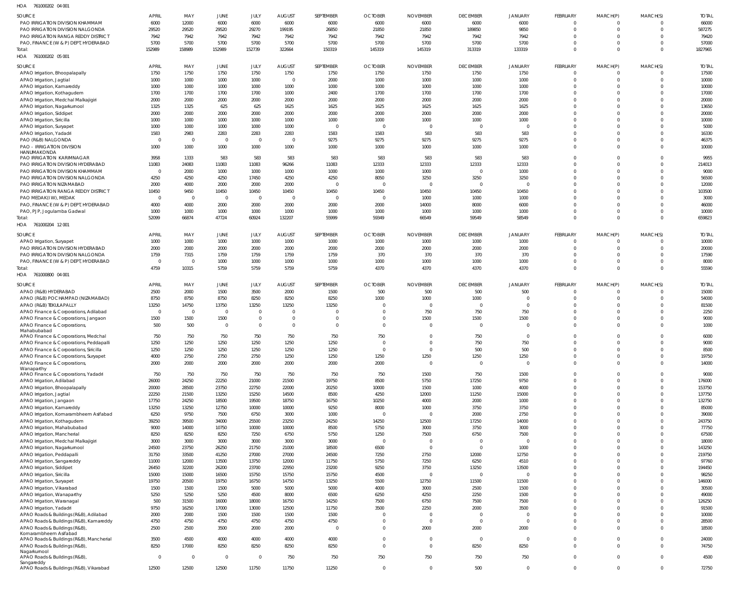HOA 761000202 04 001

| SOURCE | APRIL | MAY | JUNE | JULY | AUGUST | SEPTEMBER | OCTOBER | NOVEMBER | DECEMBER | JANUARY | FEBRUARY | MARCH(P) | MARCH(S) | TOTAL |
|---|---|---|---|---|---|---|---|---|---|---|---|---|---|---|
| PAO IRRIGATION DIVISION KHAMMAM | 6000 | 12000 | 6000 | 6000 | 6000 | 6000 | 6000 | 6000 | 6000 | 6000 | 0 | 0 | 0 | 66000 |
| PAO IRRIGATION DIVISION NALGONDA | 29520 | 29520 | 29520 | 29270 | 199195 | 26850 | 21850 | 21850 | 189850 | 9850 | 0 | 0 | 0 | 587275 |
| PAO IRRIGATION RANGA REDDY DISTRICT | 7942 | 7942 | 7942 | 7942 | 7942 | 7942 | 7942 | 7942 | 7942 | 7942 | 0 | 0 | 0 | 79420 |
| PAO, FINANCE (W & P) DEPT, HYDERABAD | 5700 | 5700 | 5700 | 5700 | 5700 | 5700 | 5700 | 5700 | 5700 | 5700 | 0 | 0 | 0 | 57000 |
| Total: | 152989 | 158989 | 152989 | 152739 | 322664 | 150319 | 145319 | 145319 | 313319 | 133319 | 0 | 0 | 0 | 1827965 |

HOA 761000202 05 001

| SOURCE | APRIL | MAY | JUNE | JULY | AUGUST | SEPTEMBER | OCTOBER | NOVEMBER | DECEMBER | JANUARY | FEBRUARY | MARCH(P) | MARCH(S) | TOTAL |
|---|---|---|---|---|---|---|---|---|---|---|---|---|---|---|
| APAO Irrigation, Bhoopalapally | 1750 | 1750 | 1750 | 1750 | 1750 | 1750 | 1750 | 1750 | 1750 | 1750 | 0 | 0 | 0 | 17500 |
| APAO Irrigation, Jagtial | 1000 | 1000 | 1000 | 1000 | 0 | 2000 | 1000 | 1000 | 1000 | 1000 | 0 | 0 | 0 | 10000 |
| APAO Irrigation, Kamareddy | 1000 | 1000 | 1000 | 1000 | 1000 | 1000 | 1000 | 1000 | 1000 | 1000 | 0 | 0 | 0 | 10000 |
| APAO Irrigation, Kothagudem | 1700 | 1700 | 1700 | 1700 | 1000 | 2400 | 1700 | 1700 | 1700 | 1700 | 0 | 0 | 0 | 17000 |
| APAO Irrigation, Medchal Malkajigiri | 2000 | 2000 | 2000 | 2000 | 2000 | 2000 | 2000 | 2000 | 2000 | 2000 | 0 | 0 | 0 | 20000 |
| APAO Irrigation, Nagarkurnool | 1325 | 1325 | 625 | 625 | 1625 | 1625 | 1625 | 1625 | 1625 | 1625 | 0 | 0 | 0 | 13650 |
| APAO Irrigation, Siddipet | 2000 | 2000 | 2000 | 2000 | 2000 | 2000 | 2000 | 2000 | 2000 | 2000 | 0 | 0 | 0 | 20000 |
| APAO Irrigation, Siricilla | 1000 | 1000 | 1000 | 1000 | 1000 | 1000 | 1000 | 1000 | 1000 | 1000 | 0 | 0 | 0 | 10000 |
| APAO Irrigation, Suryapet | 1000 | 1000 | 1000 | 1000 | 1000 | 0 | 0 | 0 | 0 | 0 | 0 | 0 | 0 | 5000 |
| APAO Irrigation, Yadadri | 1583 | 2983 | 2283 | 2283 | 2283 | 1583 | 1583 | 583 | 583 | 583 | 0 | 0 | 0 | 16330 |
| PAO (R&B) NALGONDA | 0 | 0 | 0 | 0 | 0 | 9275 | 9275 | 9275 | 9275 | 9275 | 0 | 0 | 0 | 46375 |
| PAO - IRRIGATION DIVISION HANUMAKONDA | 1000 | 1000 | 1000 | 1000 | 1000 | 1000 | 1000 | 1000 | 1000 | 1000 | 0 | 0 | 0 | 10000 |
| PAO IRRIGATION KARIMNAGAR | 3958 | 1333 | 583 | 583 | 583 | 583 | 583 | 583 | 583 | 583 | 0 | 0 | 0 | 9955 |
| PAO IRRIGATION DIVISION HYDERABAD | 11083 | 24083 | 11083 | 11083 | 96266 | 11083 | 12333 | 12333 | 12333 | 12333 | 0 | 0 | 0 | 214013 |
| PAO IRRIGATION DIVISION KHAMMAM | 0 | 2000 | 1000 | 1000 | 1000 | 1000 | 1000 | 1000 | 0 | 1000 | 0 | 0 | 0 | 9000 |
| PAO IRRIGATION DIVISION NALGONDA | 4250 | 4250 | 4250 | 17450 | 4250 | 4250 | 8050 | 3250 | 3250 | 3250 | 0 | 0 | 0 | 56500 |
| PAO IRRIGATION NIZAMABAD | 2000 | 4000 | 2000 | 2000 | 2000 | 0 | 0 | 0 | 0 | 0 | 0 | 0 | 0 | 12000 |
| PAO IRRIGATION RANGA REDDY DISTRICT | 10450 | 9450 | 10450 | 10450 | 10450 | 10450 | 10450 | 10450 | 10450 | 10450 | 0 | 0 | 0 | 103500 |
| PAO MEDAK(IW), MEDAK | 0 | 0 | 0 | 0 | 0 | 0 | 0 | 1000 | 1000 | 1000 | 0 | 0 | 0 | 3000 |
| PAO, FINANCE (W & P) DEPT, HYDERABAD | 4000 | 4000 | 2000 | 2000 | 2000 | 2000 | 2000 | 14000 | 8000 | 6000 | 0 | 0 | 0 | 46000 |
| PAO, PJP, Jogulamba Gadwal | 1000 | 1000 | 1000 | 1000 | 1000 | 1000 | 1000 | 1000 | 1000 | 1000 | 0 | 0 | 0 | 10000 |
| Total: | 52099 | 66874 | 47724 | 60924 | 132207 | 55999 | 59349 | 66549 | 59549 | 58549 | 0 | 0 | 0 | 659823 |

HOA 761000204 12 001

| SOURCE | APRIL | MAY | JUNE | JULY | AUGUST | SEPTEMBER | OCTOBER | NOVEMBER | DECEMBER | JANUARY | FEBRUARY | MARCH(P) | MARCH(S) | TOTAL |
|---|---|---|---|---|---|---|---|---|---|---|---|---|---|---|
| APAO Irrigation, Suryapet | 1000 | 1000 | 1000 | 1000 | 1000 | 1000 | 1000 | 1000 | 1000 | 1000 | 0 | 0 | 0 | 10000 |
| PAO IRRIGATION DIVISION HYDERABAD | 2000 | 2000 | 2000 | 2000 | 2000 | 2000 | 2000 | 2000 | 2000 | 2000 | 0 | 0 | 0 | 20000 |
| PAO IRRIGATION DIVISION NALGONDA | 1759 | 7315 | 1759 | 1759 | 1759 | 1759 | 370 | 370 | 370 | 370 | 0 | 0 | 0 | 17590 |
| PAO, FINANCE (W & P) DEPT, HYDERABAD | 0 | 0 | 1000 | 1000 | 1000 | 1000 | 1000 | 1000 | 1000 | 1000 | 0 | 0 | 0 | 8000 |
| Total: | 4759 | 10315 | 5759 | 5759 | 5759 | 5759 | 4370 | 4370 | 4370 | 4370 | 0 | 0 | 0 | 55590 |

HOA 761000800 04 001

| SOURCE | APRIL | MAY | JUNE | JULY | AUGUST | SEPTEMBER | OCTOBER | NOVEMBER | DECEMBER | JANUARY | FEBRUARY | MARCH(P) | MARCH(S) | TOTAL |
|---|---|---|---|---|---|---|---|---|---|---|---|---|---|---|
| APAO (R&B) HYDERABAD | 2500 | 2000 | 1500 | 3500 | 2000 | 1500 | 500 | 500 | 500 | 500 | 0 | 0 | 0 | 15000 |
| APAO (R&B) POCHAMPAD (NIZAMABAD) | 8750 | 8750 | 8750 | 8250 | 8250 | 8250 | 1000 | 1000 | 1000 | 0 | 0 | 0 | 0 | 54000 |
| APAO (R&B) TEKULAPALLY | 13250 | 14750 | 13750 | 13250 | 13250 | 13250 | 0 | 0 | 0 | 0 | 0 | 0 | 0 | 81500 |
| APAO Finance & Corporations, Adilabad | 0 | 0 | 0 | 0 | 0 | 0 | 0 | 750 | 750 | 750 | 0 | 0 | 0 | 2250 |
| APAO Finance & Corporations, Jangaon | 1500 | 1500 | 1500 | 0 | 0 | 0 | 0 | 1500 | 1500 | 1500 | 0 | 0 | 0 | 9000 |
| APAO Finance & Corporations, Mahabubabad | 500 | 500 | 0 | 0 | 0 | 0 | 0 | 0 | 0 | 0 | 0 | 0 | 0 | 1000 |
| APAO Finance & Corporations, Medchal | 750 | 750 | 750 | 750 | 750 | 750 | 750 | 0 | 750 | 0 | 0 | 0 | 0 | 6000 |
| APAO Finance & Corporations, Peddapalli | 1250 | 1250 | 1250 | 1250 | 1250 | 1250 | 0 | 0 | 750 | 750 | 0 | 0 | 0 | 9000 |
| APAO Finance & Corporations, Siricilla | 1250 | 1250 | 1250 | 1250 | 1250 | 1250 | 0 | 0 | 500 | 500 | 0 | 0 | 0 | 8500 |
| APAO Finance & Corporations, Suryapet | 4000 | 2750 | 2750 | 2750 | 1250 | 1250 | 1250 | 1250 | 1250 | 1250 | 0 | 0 | 0 | 19750 |
| APAO Finance & Corporations, Wanaparthy | 2000 | 2000 | 2000 | 2000 | 2000 | 2000 | 2000 | 0 | 0 | 0 | 0 | 0 | 0 | 14000 |
| APAO Finance & Corporations, Yadadri | 750 | 750 | 750 | 750 | 750 | 750 | 750 | 1500 | 750 | 1500 | 0 | 0 | 0 | 9000 |
| APAO Irrigation, Adilabad | 26000 | 24250 | 22250 | 21000 | 21500 | 19750 | 8500 | 5750 | 17250 | 9750 | 0 | 0 | 0 | 176000 |
| APAO Irrigation, Bhoopalapally | 20000 | 28500 | 23750 | 22750 | 22000 | 20250 | 10000 | 1500 | 1000 | 4000 | 0 | 0 | 0 | 153750 |
| APAO Irrigation, Jagtial | 22250 | 21500 | 13250 | 15250 | 14500 | 8500 | 4250 | 12000 | 11250 | 15000 | 0 | 0 | 0 | 137750 |
| APAO Irrigation, Jangaon | 17750 | 24250 | 18500 | 19500 | 18750 | 16750 | 10250 | 4000 | 2000 | 1000 | 0 | 0 | 0 | 132750 |
| APAO Irrigation, Kamareddy | 13250 | 13250 | 12750 | 10000 | 10000 | 9250 | 8000 | 1000 | 3750 | 3750 | 0 | 0 | 0 | 85000 |
| APAO Irrigation, Komarambheem Asifabad | 6250 | 9750 | 7500 | 6750 | 3000 | 1000 | 0 | 0 | 2000 | 2750 | 0 | 0 | 0 | 39000 |
| APAO Irrigation, Kothagudem | 39250 | 39500 | 34000 | 25500 | 23250 | 24250 | 14250 | 12500 | 17250 | 14000 | 0 | 0 | 0 | 243750 |
| APAO Irrigation, Mahabubabad | 9000 | 14000 | 10750 | 10000 | 10000 | 8500 | 5750 | 3000 | 3750 | 3000 | 0 | 0 | 0 | 77750 |
| APAO Irrigation, Mancherial | 8250 | 8250 | 8250 | 7250 | 6750 | 5750 | 1250 | 7500 | 6750 | 7500 | 0 | 0 | 0 | 67500 |
| APAO Irrigation, Medchal Malkajigiri | 3000 | 3000 | 3000 | 3000 | 3000 | 3000 | 0 | 0 | 0 | 0 | 0 | 0 | 0 | 18000 |
| APAO Irrigation, Nagarkurnool | 24500 | 23750 | 26250 | 21750 | 21000 | 18500 | 6500 | 0 | 0 | 1000 | 0 | 0 | 0 | 143250 |
| APAO Irrigation, Peddapalli | 31750 | 33500 | 41250 | 27000 | 27000 | 24500 | 7250 | 2750 | 12000 | 12750 | 0 | 0 | 0 | 219750 |
| APAO Irrigation, Sangareddy | 11000 | 12000 | 13500 | 13750 | 12000 | 11750 | 5750 | 7250 | 6250 | 4510 | 0 | 0 | 0 | 97760 |
| APAO Irrigation, Siddipet | 26450 | 32200 | 26200 | 23700 | 22950 | 23200 | 9250 | 3750 | 13250 | 13500 | 0 | 0 | 0 | 194450 |
| APAO Irrigation, Siricilla | 15000 | 15000 | 16500 | 15750 | 15750 | 15750 | 4500 | 0 | 0 | 0 | 0 | 0 | 0 | 98250 |
| APAO Irrigation, Suryapet | 19750 | 20500 | 19750 | 16750 | 14750 | 13250 | 5500 | 12750 | 11500 | 11500 | 0 | 0 | 0 | 146000 |
| APAO Irrigation, Vikarabad | 1500 | 1500 | 1500 | 5000 | 5000 | 5000 | 4000 | 3000 | 2500 | 1500 | 0 | 0 | 0 | 30500 |
| APAO Irrigation, Wanaparthy | 5250 | 5250 | 5250 | 4500 | 8000 | 6500 | 6250 | 4250 | 2250 | 1500 | 0 | 0 | 0 | 49000 |
| APAO Irrigation, Waranagal | 500 | 31500 | 16000 | 18000 | 16750 | 14250 | 7500 | 6750 | 7500 | 7500 | 0 | 0 | 0 | 126250 |
| APAO Irrigation, Yadadri | 9750 | 16250 | 17000 | 13000 | 12500 | 11750 | 3500 | 2250 | 2000 | 3500 | 0 | 0 | 0 | 91500 |
| APAO Roads & Buildings (R&B), Adilabad | 2000 | 2000 | 1500 | 1500 | 1500 | 1500 | 0 | 0 | 0 | 0 | 0 | 0 | 0 | 10000 |
| APAO Roads & Buildings (R&B), Kamareddy | 4750 | 4750 | 4750 | 4750 | 4750 | 4750 | 0 | 0 | 0 | 0 | 0 | 0 | 0 | 28500 |
| APAO Roads & Buildings (R&B), Komarambheem Asifabad | 2500 | 2500 | 3500 | 2000 | 2000 | 0 | 0 | 2000 | 2000 | 2000 | 0 | 0 | 0 | 18500 |
| APAO Roads & Buildings (R&B), Mancherial | 3500 | 4500 | 4000 | 4000 | 4000 | 4000 | 0 | 0 | 0 | 0 | 0 | 0 | 0 | 24000 |
| APAO Roads & Buildings (R&B), Nagarkurnool | 8250 | 17000 | 8250 | 8250 | 8250 | 8250 | 0 | 0 | 8250 | 8250 | 0 | 0 | 0 | 74750 |
| APAO Roads & Buildings (R&B), Sangareddy | 0 | 0 | 0 | 0 | 750 | 750 | 750 | 750 | 750 | 750 | 0 | 0 | 0 | 4500 |
| APAO Roads & Buildings (R&B), Vikarabad | 12500 | 12500 | 12500 | 11750 | 11750 | 11250 | 0 | 0 | 500 | 0 | 0 | 0 | 0 | 72750 |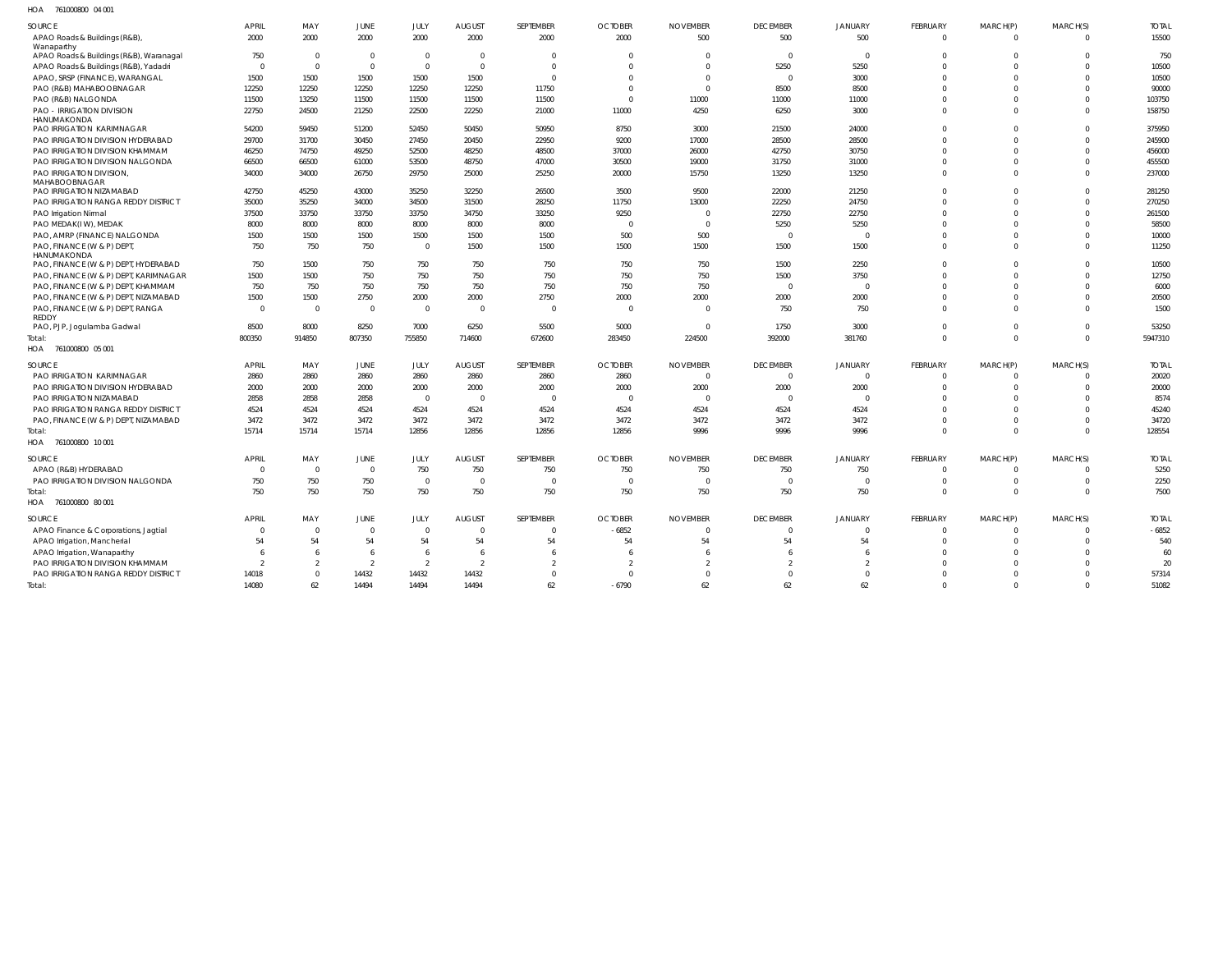HOA 761000800 04 001

| SOURCE | APRIL | MAY | JUNE | JULY | AUGUST | SEPTEMBER | OCTOBER | NOVEMBER | DECEMBER | JANUARY | FEBRUARY | MARCH(P) | MARCH(S) | TOTAL |
|---|---|---|---|---|---|---|---|---|---|---|---|---|---|---|
| APAO Roads & Buildings (R&B), Wanaparthy | 2000 | 2000 | 2000 | 2000 | 2000 | 2000 | 2000 | 500 | 500 | 500 | 0 | 0 | 0 | 15500 |
| APAO Roads & Buildings (R&B), Waranagal | 750 | 0 | 0 | 0 | 0 | 0 | 0 | 0 | 0 | 0 | 0 | 0 | 0 | 750 |
| APAO Roads & Buildings (R&B), Yadadri | 0 | 0 | 0 | 0 | 0 | 0 | 0 | 0 | 5250 | 5250 | 0 | 0 | 0 | 10500 |
| APAO, SRSP (FINANCE), WARANGAL | 1500 | 1500 | 1500 | 1500 | 1500 | 0 | 0 | 0 | 0 | 3000 | 0 | 0 | 0 | 10500 |
| PAO (R&B) MAHABOOBNAGAR | 12250 | 12250 | 12250 | 12250 | 12250 | 11750 | 0 | 0 | 8500 | 8500 | 0 | 0 | 0 | 90000 |
| PAO (R&B) NALGONDA | 11500 | 13250 | 11500 | 11500 | 11500 | 11500 | 0 | 11000 | 11000 | 11000 | 0 | 0 | 0 | 103750 |
| PAO - IRRIGATION DIVISION HANUMAKONDA | 22750 | 24500 | 21250 | 22500 | 22250 | 21000 | 11000 | 4250 | 6250 | 3000 | 0 | 0 | 0 | 158750 |
| PAO IRRIGATION KARIMNAGAR | 54200 | 59450 | 51200 | 52450 | 50450 | 50950 | 8750 | 3000 | 21500 | 24000 | 0 | 0 | 0 | 375950 |
| PAO IRRIGATION DIVISION HYDERABAD | 29700 | 31700 | 30450 | 27450 | 20450 | 22950 | 9200 | 17000 | 28500 | 28500 | 0 | 0 | 0 | 245900 |
| PAO IRRIGATION DIVISION KHAMMAM | 46250 | 74750 | 49250 | 52500 | 48250 | 48500 | 37000 | 26000 | 42750 | 30750 | 0 | 0 | 0 | 456000 |
| PAO IRRIGATION DIVISION NALGONDA | 66500 | 66500 | 61000 | 53500 | 48750 | 47000 | 30500 | 19000 | 31750 | 31000 | 0 | 0 | 0 | 455500 |
| PAO IRRIGATION DIVISION, MAHABOOBNAGAR | 34000 | 34000 | 26750 | 29750 | 25000 | 25250 | 20000 | 15750 | 13250 | 13250 | 0 | 0 | 0 | 237000 |
| PAO IRRIGATION NIZAMABAD | 42750 | 45250 | 43000 | 35250 | 32250 | 26500 | 3500 | 9500 | 22000 | 21250 | 0 | 0 | 0 | 281250 |
| PAO IRRIGATION RANGA REDDY DISTRICT | 35000 | 35250 | 34000 | 34500 | 31500 | 28250 | 11750 | 13000 | 22250 | 24750 | 0 | 0 | 0 | 270250 |
| PAO Irrigation Nirmal | 37500 | 33750 | 33750 | 33750 | 34750 | 33250 | 9250 | 0 | 22750 | 22750 | 0 | 0 | 0 | 261500 |
| PAO MEDAK(IW), MEDAK | 8000 | 8000 | 8000 | 8000 | 8000 | 8000 | 0 | 0 | 5250 | 5250 | 0 | 0 | 0 | 58500 |
| PAO, AMRP (FINANCE) NALGONDA | 1500 | 1500 | 1500 | 1500 | 1500 | 1500 | 500 | 500 | 0 | 0 | 0 | 0 | 0 | 10000 |
| PAO, FINANCE (W & P) DEPT, HANUMAKONDA | 750 | 750 | 750 | 0 | 1500 | 1500 | 1500 | 1500 | 1500 | 1500 | 0 | 0 | 0 | 11250 |
| PAO, FINANCE (W & P) DEPT, HYDERABAD | 750 | 1500 | 750 | 750 | 750 | 750 | 750 | 750 | 1500 | 2250 | 0 | 0 | 0 | 10500 |
| PAO, FINANCE (W & P) DEPT, KARIMNAGAR | 1500 | 1500 | 750 | 750 | 750 | 750 | 750 | 750 | 1500 | 3750 | 0 | 0 | 0 | 12750 |
| PAO, FINANCE (W & P) DEPT, KHAMMAM | 750 | 750 | 750 | 750 | 750 | 750 | 750 | 750 | 0 | 0 | 0 | 0 | 0 | 6000 |
| PAO, FINANCE (W & P) DEPT, NIZAMABAD | 1500 | 1500 | 2750 | 2000 | 2000 | 2750 | 2000 | 2000 | 2000 | 2000 | 0 | 0 | 0 | 20500 |
| PAO, FINANCE (W & P) DEPT, RANGA REDDY | 0 | 0 | 0 | 0 | 0 | 0 | 0 | 0 | 750 | 750 | 0 | 0 | 0 | 1500 |
| PAO, PJP, Jogulamba Gadwal | 8500 | 8000 | 8250 | 7000 | 6250 | 5500 | 5000 | 0 | 1750 | 3000 | 0 | 0 | 0 | 53250 |
| Total: | 800350 | 914850 | 807350 | 755850 | 714600 | 672600 | 283450 | 224500 | 392000 | 381760 | 0 | 0 | 0 | 5947310 |

HOA 761000800 05 001

| SOURCE | APRIL | MAY | JUNE | JULY | AUGUST | SEPTEMBER | OCTOBER | NOVEMBER | DECEMBER | JANUARY | FEBRUARY | MARCH(P) | MARCH(S) | TOTAL |
|---|---|---|---|---|---|---|---|---|---|---|---|---|---|---|
| PAO IRRIGATION KARIMNAGAR | 2860 | 2860 | 2860 | 2860 | 2860 | 2860 | 2860 | 0 | 0 | 0 | 0 | 0 | 0 | 20020 |
| PAO IRRIGATION DIVISION HYDERABAD | 2000 | 2000 | 2000 | 2000 | 2000 | 2000 | 2000 | 2000 | 2000 | 2000 | 0 | 0 | 0 | 20000 |
| PAO IRRIGATION NIZAMABAD | 2858 | 2858 | 2858 | 0 | 0 | 0 | 0 | 0 | 0 | 0 | 0 | 0 | 0 | 8574 |
| PAO IRRIGATION RANGA REDDY DISTRICT | 4524 | 4524 | 4524 | 4524 | 4524 | 4524 | 4524 | 4524 | 4524 | 4524 | 0 | 0 | 0 | 45240 |
| PAO, FINANCE (W & P) DEPT, NIZAMABAD | 3472 | 3472 | 3472 | 3472 | 3472 | 3472 | 3472 | 3472 | 3472 | 3472 | 0 | 0 | 0 | 34720 |
| Total: | 15714 | 15714 | 15714 | 12856 | 12856 | 12856 | 12856 | 9996 | 9996 | 9996 | 0 | 0 | 0 | 128554 |

HOA 761000800 10 001

| SOURCE | APRIL | MAY | JUNE | JULY | AUGUST | SEPTEMBER | OCTOBER | NOVEMBER | DECEMBER | JANUARY | FEBRUARY | MARCH(P) | MARCH(S) | TOTAL |
|---|---|---|---|---|---|---|---|---|---|---|---|---|---|---|
| APAO (R&B) HYDERABAD | 0 | 0 | 0 | 750 | 750 | 750 | 750 | 750 | 750 | 750 | 0 | 0 | 0 | 5250 |
| PAO IRRIGATION DIVISION NALGONDA | 750 | 750 | 750 | 0 | 0 | 0 | 0 | 0 | 0 | 0 | 0 | 0 | 0 | 2250 |
| Total: | 750 | 750 | 750 | 750 | 750 | 750 | 750 | 750 | 750 | 750 | 0 | 0 | 0 | 7500 |

HOA 761000800 80 001

| SOURCE | APRIL | MAY | JUNE | JULY | AUGUST | SEPTEMBER | OCTOBER | NOVEMBER | DECEMBER | JANUARY | FEBRUARY | MARCH(P) | MARCH(S) | TOTAL |
|---|---|---|---|---|---|---|---|---|---|---|---|---|---|---|
| APAO Finance & Corporations, Jagtial | 0 | 0 | 0 | 0 | 0 | 0 | -6852 | 0 | 0 | 0 | 0 | 0 | 0 | -6852 |
| APAO Irrigation, Mancherial | 54 | 54 | 54 | 54 | 54 | 54 | 54 | 54 | 54 | 54 | 0 | 0 | 0 | 540 |
| APAO Irrigation, Wanaparthy | 6 | 6 | 6 | 6 | 6 | 6 | 6 | 6 | 6 | 6 | 0 | 0 | 0 | 60 |
| PAO IRRIGATION DIVISION KHAMMAM | 2 | 2 | 2 | 2 | 2 | 2 | 2 | 2 | 2 | 2 | 0 | 0 | 0 | 20 |
| PAO IRRIGATION RANGA REDDY DISTRICT | 14018 | 0 | 14432 | 14432 | 14432 | 0 | 0 | 0 | 0 | 0 | 0 | 0 | 0 | 57314 |
| Total: | 14080 | 62 | 14494 | 14494 | 14494 | 62 | -6790 | 62 | 62 | 62 | 0 | 0 | 0 | 51082 |